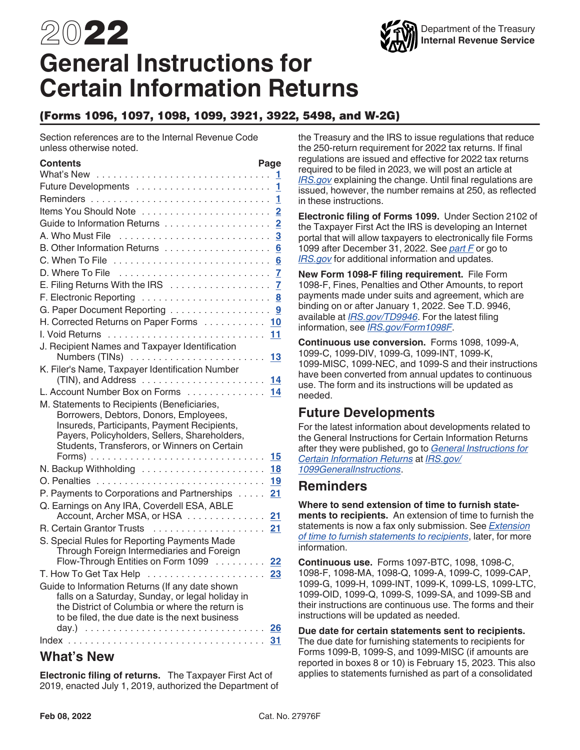# 2022 General Instructions for Certain Information Returns

Department of the Treasury
Internal Revenue Service

## (Forms 1096, 1097, 1098, 1099, 3921, 3922, 5498, and W-2G)

Section references are to the Internal Revenue Code unless otherwise noted.

| Contents | Page |
|---|---|
| What's New | 1 |
| Future Developments | 1 |
| Reminders | 1 |
| Items You Should Note | 2 |
| Guide to Information Returns | 2 |
| A. Who Must File | 3 |
| B. Other Information Returns | 6 |
| C. When To File | 6 |
| D. Where To File | 7 |
| E. Filing Returns With the IRS | 7 |
| F. Electronic Reporting | 8 |
| G. Paper Document Reporting | 9 |
| H. Corrected Returns on Paper Forms | 10 |
| I. Void Returns | 11 |
| J. Recipient Names and Taxpayer Identification Numbers (TINs) | 13 |
| K. Filer's Name, Taxpayer Identification Number (TIN), and Address | 14 |
| L. Account Number Box on Forms | 14 |
| M. Statements to Recipients (Beneficiaries, Borrowers, Debtors, Donors, Employees, Insureds, Participants, Payment Recipients, Payers, Policyholders, Sellers, Shareholders, Students, Transferors, or Winners on Certain Forms) | 15 |
| N. Backup Withholding | 18 |
| O. Penalties | 19 |
| P. Payments to Corporations and Partnerships | 21 |
| Q. Earnings on Any IRA, Coverdell ESA, ABLE Account, Archer MSA, or HSA | 21 |
| R. Certain Grantor Trusts | 21 |
| S. Special Rules for Reporting Payments Made Through Foreign Intermediaries and Foreign Flow-Through Entities on Form 1099 | 22 |
| T. How To Get Tax Help | 23 |
| Guide to Information Returns (If any date shown falls on a Saturday, Sunday, or legal holiday in the District of Columbia or where the return is to be filed, the due date is the next business day.) | 26 |
| Index | 31 |

## What's New

**Electronic filing of returns.** The Taxpayer First Act of 2019, enacted July 1, 2019, authorized the Department of the Treasury and the IRS to issue regulations that reduce the 250-return requirement for 2022 tax returns. If final regulations are issued and effective for 2022 tax returns required to be filed in 2023, we will post an article at *IRS.gov* explaining the change. Until final regulations are issued, however, the number remains at 250, as reflected in these instructions.

**Electronic filing of Forms 1099.** Under Section 2102 of the Taxpayer First Act the IRS is developing an Internet portal that will allow taxpayers to electronically file Forms 1099 after December 31, 2022. See *part F* or go to *IRS.gov* for additional information and updates.

**New Form 1098-F filing requirement.** File Form 1098-F, Fines, Penalties and Other Amounts, to report payments made under suits and agreement, which are binding on or after January 1, 2022. See T.D. 9946, available at *IRS.gov/TD9946*. For the latest filing information, see *IRS.gov/Form1098F*.

**Continuous use conversion.** Forms 1098, 1099-A, 1099-C, 1099-DIV, 1099-G, 1099-INT, 1099-K, 1099-MISC, 1099-NEC, and 1099-S and their instructions have been converted from annual updates to continuous use. The form and its instructions will be updated as needed.

## Future Developments

For the latest information about developments related to the General Instructions for Certain Information Returns after they were published, go to *General Instructions for Certain Information Returns* at *IRS.gov/1099GeneralInstructions*.

## Reminders

**Where to send extension of time to furnish statements to recipients.** An extension of time to furnish the statements is now a fax only submission. See *Extension of time to furnish statements to recipients*, later, for more information.

**Continuous use.** Forms 1097-BTC, 1098, 1098-C, 1098-F, 1098-MA, 1098-Q, 1099-A, 1099-C, 1099-CAP, 1099-G, 1099-H, 1099-INT, 1099-K, 1099-LS, 1099-LTC, 1099-OID, 1099-Q, 1099-S, 1099-SA, and 1099-SB and their instructions are continuous use. The forms and their instructions will be updated as needed.

**Due date for certain statements sent to recipients.** The due date for furnishing statements to recipients for Forms 1099-B, 1099-S, and 1099-MISC (if amounts are reported in boxes 8 or 10) is February 15, 2023. This also applies to statements furnished as part of a consolidated

Feb 08, 2022 Cat. No. 27976F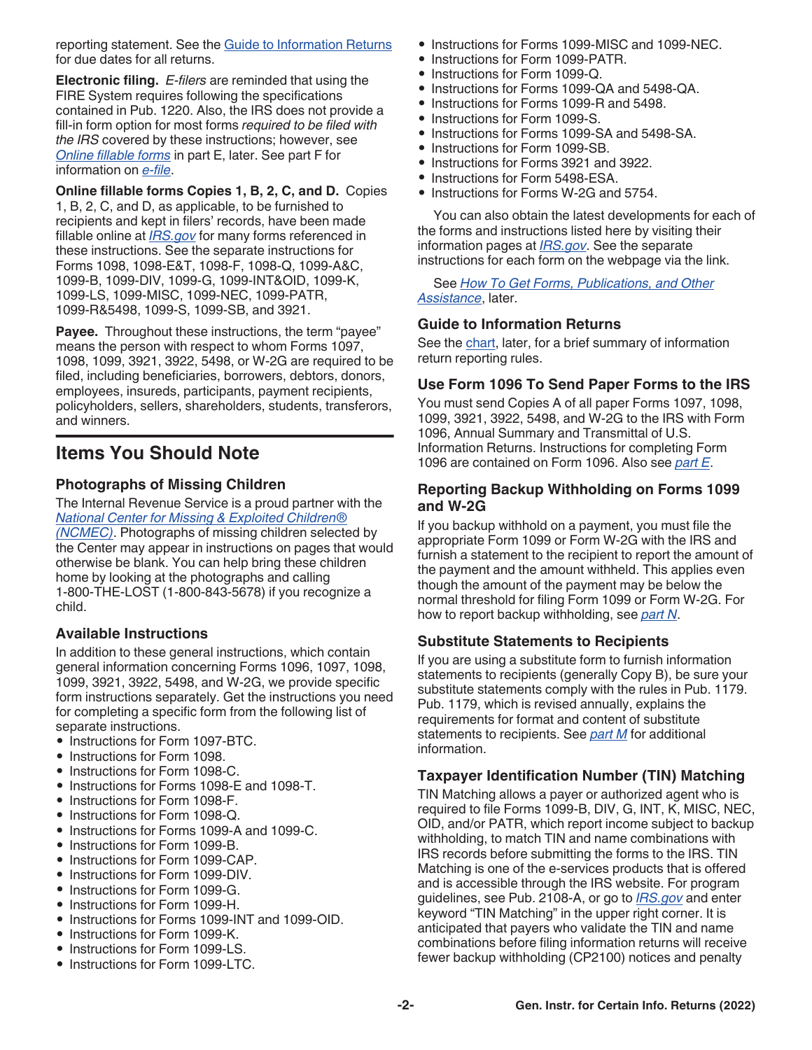reporting statement. See the Guide to Information Returns for due dates for all returns.

**Electronic filing.** *E-filers* are reminded that using the FIRE System requires following the specifications contained in Pub. 1220. Also, the IRS does not provide a fill-in form option for most forms *required to be filed with the IRS* covered by these instructions; however, see *Online fillable forms* in part E, later. See part F for information on *e-file*.

**Online fillable forms Copies 1, B, 2, C, and D.** Copies 1, B, 2, C, and D, as applicable, to be furnished to recipients and kept in filers' records, have been made fillable online at *IRS.gov* for many forms referenced in these instructions. See the separate instructions for Forms 1098, 1098-E&T, 1098-F, 1098-Q, 1099-A&C, 1099-B, 1099-DIV, 1099-G, 1099-INT&OID, 1099-K, 1099-LS, 1099-MISC, 1099-NEC, 1099-PATR, 1099-R&5498, 1099-S, 1099-SB, and 3921.

**Payee.** Throughout these instructions, the term "payee" means the person with respect to whom Forms 1097, 1098, 1099, 3921, 3922, 5498, or W-2G are required to be filed, including beneficiaries, borrowers, debtors, donors, employees, insureds, participants, payment recipients, policyholders, sellers, shareholders, students, transferors, and winners.

## Items You Should Note

### Photographs of Missing Children

The Internal Revenue Service is a proud partner with the *National Center for Missing & Exploited Children® (NCMEC)*. Photographs of missing children selected by the Center may appear in instructions on pages that would otherwise be blank. You can help bring these children home by looking at the photographs and calling 1-800-THE-LOST (1-800-843-5678) if you recognize a child.

### Available Instructions

In addition to these general instructions, which contain general information concerning Forms 1096, 1097, 1098, 1099, 3921, 3922, 5498, and W-2G, we provide specific form instructions separately. Get the instructions you need for completing a specific form from the following list of separate instructions.

- Instructions for Form 1097-BTC.
- Instructions for Form 1098.
- Instructions for Form 1098-C.
- Instructions for Forms 1098-E and 1098-T.
- Instructions for Form 1098-F.
- Instructions for Form 1098-Q.
- Instructions for Forms 1099-A and 1099-C.
- Instructions for Form 1099-B.
- Instructions for Form 1099-CAP.
- Instructions for Form 1099-DIV.
- Instructions for Form 1099-G.
- Instructions for Form 1099-H.
- Instructions for Forms 1099-INT and 1099-OID.
- Instructions for Form 1099-K.
- Instructions for Form 1099-LS.
- Instructions for Form 1099-LTC.
- Instructions for Forms 1099-MISC and 1099-NEC.
- Instructions for Form 1099-PATR.
- Instructions for Form 1099-Q.
- Instructions for Forms 1099-QA and 5498-QA.
- Instructions for Forms 1099-R and 5498.
- Instructions for Form 1099-S.
- Instructions for Forms 1099-SA and 5498-SA.
- Instructions for Form 1099-SB.
- Instructions for Forms 3921 and 3922.
- Instructions for Form 5498-ESA.
- Instructions for Forms W-2G and 5754.

You can also obtain the latest developments for each of the forms and instructions listed here by visiting their information pages at *IRS.gov*. See the separate instructions for each form on the webpage via the link.

See *How To Get Forms, Publications, and Other Assistance*, later.

### Guide to Information Returns

See the chart, later, for a brief summary of information return reporting rules.

### Use Form 1096 To Send Paper Forms to the IRS

You must send Copies A of all paper Forms 1097, 1098, 1099, 3921, 3922, 5498, and W-2G to the IRS with Form 1096, Annual Summary and Transmittal of U.S. Information Returns. Instructions for completing Form 1096 are contained on Form 1096. Also see *part E*.

### Reporting Backup Withholding on Forms 1099 and W-2G

If you backup withhold on a payment, you must file the appropriate Form 1099 or Form W-2G with the IRS and furnish a statement to the recipient to report the amount of the payment and the amount withheld. This applies even though the amount of the payment may be below the normal threshold for filing Form 1099 or Form W-2G. For how to report backup withholding, see *part N*.

### Substitute Statements to Recipients

If you are using a substitute form to furnish information statements to recipients (generally Copy B), be sure your substitute statements comply with the rules in Pub. 1179. Pub. 1179, which is revised annually, explains the requirements for format and content of substitute statements to recipients. See *part M* for additional information.

### Taxpayer Identification Number (TIN) Matching

TIN Matching allows a payer or authorized agent who is required to file Forms 1099-B, DIV, G, INT, K, MISC, NEC, OID, and/or PATR, which report income subject to backup withholding, to match TIN and name combinations with IRS records before submitting the forms to the IRS. TIN Matching is one of the e-services products that is offered and is accessible through the IRS website. For program guidelines, see Pub. 2108-A, or go to *IRS.gov* and enter keyword "TIN Matching" in the upper right corner. It is anticipated that payers who validate the TIN and name combinations before filing information returns will receive fewer backup withholding (CP2100) notices and penalty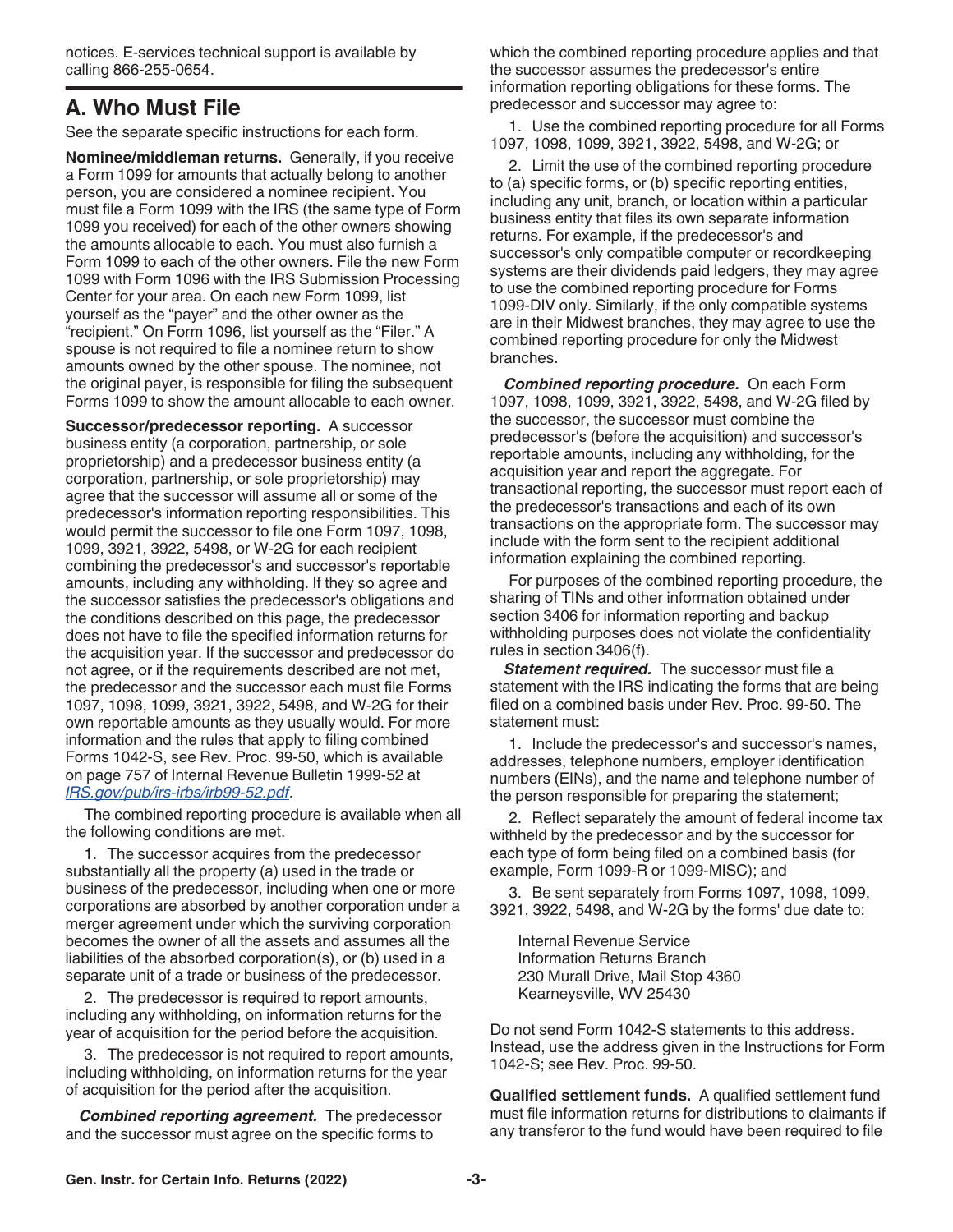notices. E-services technical support is available by calling 866-255-0654.

## A. Who Must File

See the separate specific instructions for each form.

**Nominee/middleman returns.** Generally, if you receive a Form 1099 for amounts that actually belong to another person, you are considered a nominee recipient. You must file a Form 1099 with the IRS (the same type of Form 1099 you received) for each of the other owners showing the amounts allocable to each. You must also furnish a Form 1099 to each of the other owners. File the new Form 1099 with Form 1096 with the IRS Submission Processing Center for your area. On each new Form 1099, list yourself as the "payer" and the other owner as the "recipient." On Form 1096, list yourself as the "Filer." A spouse is not required to file a nominee return to show amounts owned by the other spouse. The nominee, not the original payer, is responsible for filing the subsequent Forms 1099 to show the amount allocable to each owner.

**Successor/predecessor reporting.** A successor business entity (a corporation, partnership, or sole proprietorship) and a predecessor business entity (a corporation, partnership, or sole proprietorship) may agree that the successor will assume all or some of the predecessor's information reporting responsibilities. This would permit the successor to file one Form 1097, 1098, 1099, 3921, 3922, 5498, or W-2G for each recipient combining the predecessor's and successor's reportable amounts, including any withholding. If they so agree and the successor satisfies the predecessor's obligations and the conditions described on this page, the predecessor does not have to file the specified information returns for the acquisition year. If the successor and predecessor do not agree, or if the requirements described are not met, the predecessor and the successor each must file Forms 1097, 1098, 1099, 3921, 3922, 5498, and W-2G for their own reportable amounts as they usually would. For more information and the rules that apply to filing combined Forms 1042-S, see Rev. Proc. 99-50, which is available on page 757 of Internal Revenue Bulletin 1999-52 at *IRS.gov/pub/irs-irbs/irb99-52.pdf*.

The combined reporting procedure is available when all the following conditions are met.

1. The successor acquires from the predecessor substantially all the property (a) used in the trade or business of the predecessor, including when one or more corporations are absorbed by another corporation under a merger agreement under which the surviving corporation becomes the owner of all the assets and assumes all the liabilities of the absorbed corporation(s), or (b) used in a separate unit of a trade or business of the predecessor.

2. The predecessor is required to report amounts, including any withholding, on information returns for the year of acquisition for the period before the acquisition.

3. The predecessor is not required to report amounts, including withholding, on information returns for the year of acquisition for the period after the acquisition.

***Combined reporting agreement.*** The predecessor and the successor must agree on the specific forms to which the combined reporting procedure applies and that the successor assumes the predecessor's entire information reporting obligations for these forms. The predecessor and successor may agree to:

1. Use the combined reporting procedure for all Forms 1097, 1098, 1099, 3921, 3922, 5498, and W-2G; or

2. Limit the use of the combined reporting procedure to (a) specific forms, or (b) specific reporting entities, including any unit, branch, or location within a particular business entity that files its own separate information returns. For example, if the predecessor's and successor's only compatible computer or recordkeeping systems are their dividends paid ledgers, they may agree to use the combined reporting procedure for Forms 1099-DIV only. Similarly, if the only compatible systems are in their Midwest branches, they may agree to use the combined reporting procedure for only the Midwest branches.

***Combined reporting procedure.*** On each Form 1097, 1098, 1099, 3921, 3922, 5498, and W-2G filed by the successor, the successor must combine the predecessor's (before the acquisition) and successor's reportable amounts, including any withholding, for the acquisition year and report the aggregate. For transactional reporting, the successor must report each of the predecessor's transactions and each of its own transactions on the appropriate form. The successor may include with the form sent to the recipient additional information explaining the combined reporting.

For purposes of the combined reporting procedure, the sharing of TINs and other information obtained under section 3406 for information reporting and backup withholding purposes does not violate the confidentiality rules in section 3406(f).

***Statement required.*** The successor must file a statement with the IRS indicating the forms that are being filed on a combined basis under Rev. Proc. 99-50. The statement must:

1. Include the predecessor's and successor's names, addresses, telephone numbers, employer identification numbers (EINs), and the name and telephone number of the person responsible for preparing the statement;

2. Reflect separately the amount of federal income tax withheld by the predecessor and by the successor for each type of form being filed on a combined basis (for example, Form 1099-R or 1099-MISC); and

3. Be sent separately from Forms 1097, 1098, 1099, 3921, 3922, 5498, and W-2G by the forms' due date to:

Internal Revenue Service
Information Returns Branch
230 Murall Drive, Mail Stop 4360
Kearneysville, WV 25430

Do not send Form 1042-S statements to this address. Instead, use the address given in the Instructions for Form 1042-S; see Rev. Proc. 99-50.

**Qualified settlement funds.** A qualified settlement fund must file information returns for distributions to claimants if any transferor to the fund would have been required to file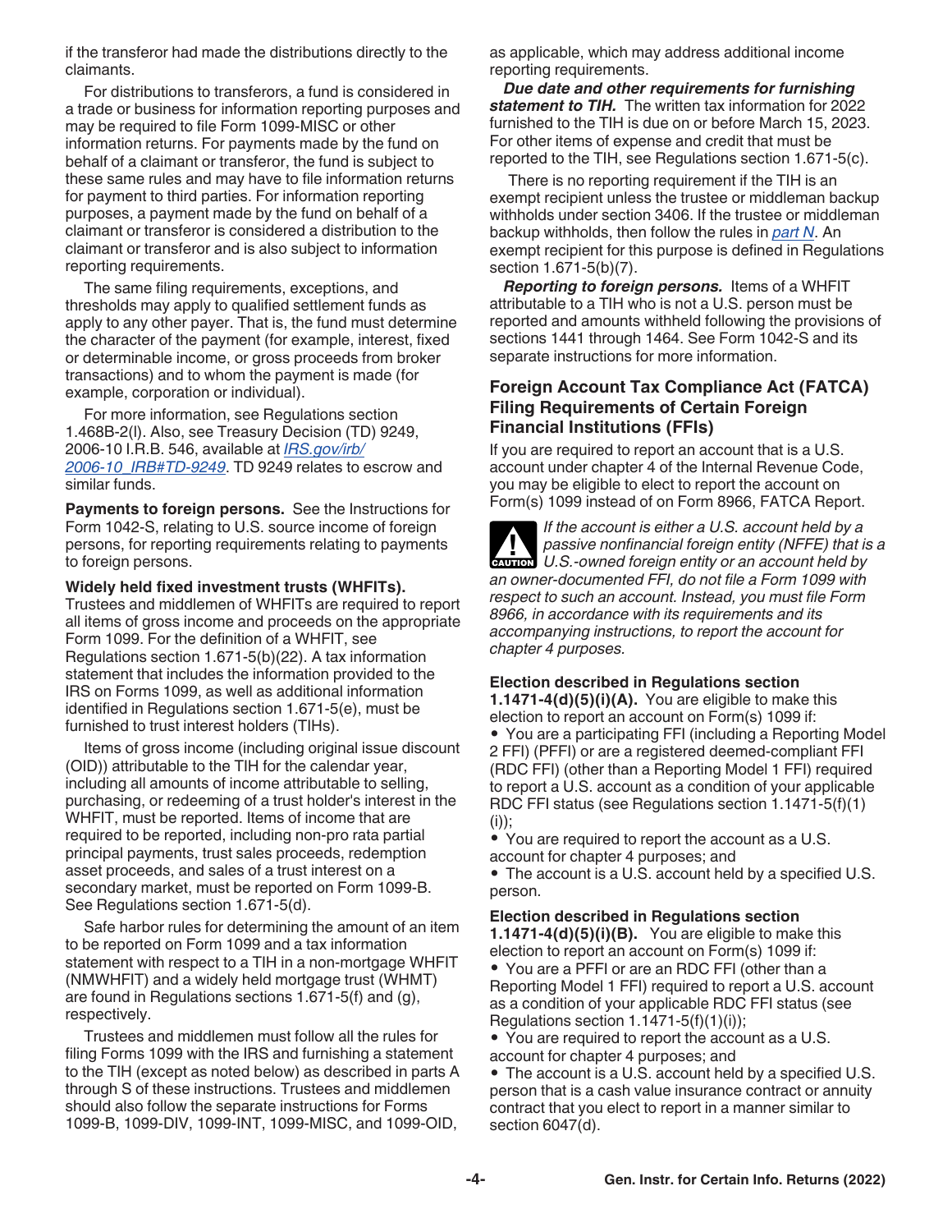if the transferor had made the distributions directly to the claimants.

For distributions to transferors, a fund is considered in a trade or business for information reporting purposes and may be required to file Form 1099-MISC or other information returns. For payments made by the fund on behalf of a claimant or transferor, the fund is subject to these same rules and may have to file information returns for payment to third parties. For information reporting purposes, a payment made by the fund on behalf of a claimant or transferor is considered a distribution to the claimant or transferor and is also subject to information reporting requirements.

The same filing requirements, exceptions, and thresholds may apply to qualified settlement funds as apply to any other payer. That is, the fund must determine the character of the payment (for example, interest, fixed or determinable income, or gross proceeds from broker transactions) and to whom the payment is made (for example, corporation or individual).

For more information, see Regulations section 1.468B-2(l). Also, see Treasury Decision (TD) 9249, 2006-10 I.R.B. 546, available at [IRS.gov/irb/2006-10_IRB#TD-9249](IRS.gov/irb/2006-10_IRB#TD-9249). TD 9249 relates to escrow and similar funds.

**Payments to foreign persons.** See the Instructions for Form 1042-S, relating to U.S. source income of foreign persons, for reporting requirements relating to payments to foreign persons.

**Widely held fixed investment trusts (WHFITs).** Trustees and middlemen of WHFITs are required to report all items of gross income and proceeds on the appropriate Form 1099. For the definition of a WHFIT, see Regulations section 1.671-5(b)(22). A tax information statement that includes the information provided to the IRS on Forms 1099, as well as additional information identified in Regulations section 1.671-5(e), must be furnished to trust interest holders (TIHs).

Items of gross income (including original issue discount (OID)) attributable to the TIH for the calendar year, including all amounts of income attributable to selling, purchasing, or redeeming of a trust holder's interest in the WHFIT, must be reported. Items of income that are required to be reported, including non-pro rata partial principal payments, trust sales proceeds, redemption asset proceeds, and sales of a trust interest on a secondary market, must be reported on Form 1099-B. See Regulations section 1.671-5(d).

Safe harbor rules for determining the amount of an item to be reported on Form 1099 and a tax information statement with respect to a TIH in a non-mortgage WHFIT (NMWHFIT) and a widely held mortgage trust (WHMT) are found in Regulations sections 1.671-5(f) and (g), respectively.

Trustees and middlemen must follow all the rules for filing Forms 1099 with the IRS and furnishing a statement to the TIH (except as noted below) as described in parts A through S of these instructions. Trustees and middlemen should also follow the separate instructions for Forms 1099-B, 1099-DIV, 1099-INT, 1099-MISC, and 1099-OID, as applicable, which may address additional income reporting requirements.

***Due date and other requirements for furnishing statement to TIH.*** The written tax information for 2022 furnished to the TIH is due on or before March 15, 2023. For other items of expense and credit that must be reported to the TIH, see Regulations section 1.671-5(c).

There is no reporting requirement if the TIH is an exempt recipient unless the trustee or middleman backup withholds under section 3406. If the trustee or middleman backup withholds, then follow the rules in *part N*. An exempt recipient for this purpose is defined in Regulations section 1.671-5(b)(7).

***Reporting to foreign persons.*** Items of a WHFIT attributable to a TIH who is not a U.S. person must be reported and amounts withheld following the provisions of sections 1441 through 1464. See Form 1042-S and its separate instructions for more information.

## Foreign Account Tax Compliance Act (FATCA) Filing Requirements of Certain Foreign Financial Institutions (FFIs)

If you are required to report an account that is a U.S. account under chapter 4 of the Internal Revenue Code, you may be eligible to elect to report the account on Form(s) 1099 instead of on Form 8966, FATCA Report.

**CAUTION:** *If the account is either a U.S. account held by a passive nonfinancial foreign entity (NFFE) that is a U.S.-owned foreign entity or an account held by an owner-documented FFI, do not file a Form 1099 with respect to such an account. Instead, you must file Form 8966, in accordance with its requirements and its accompanying instructions, to report the account for chapter 4 purposes.*

**Election described in Regulations section 1.1471-4(d)(5)(i)(A).** You are eligible to make this election to report an account on Form(s) 1099 if:

- You are a participating FFI (including a Reporting Model 2 FFI) (PFFI) or are a registered deemed-compliant FFI (RDC FFI) (other than a Reporting Model 1 FFI) required to report a U.S. account as a condition of your applicable RDC FFI status (see Regulations section 1.1471-5(f)(1)(i));
- You are required to report the account as a U.S. account for chapter 4 purposes; and
- The account is a U.S. account held by a specified U.S. person.

**Election described in Regulations section 1.1471-4(d)(5)(i)(B).** You are eligible to make this election to report an account on Form(s) 1099 if:

- You are a PFFI or are an RDC FFI (other than a Reporting Model 1 FFI) required to report a U.S. account as a condition of your applicable RDC FFI status (see Regulations section 1.1471-5(f)(1)(i));
- You are required to report the account as a U.S. account for chapter 4 purposes; and
- The account is a U.S. account held by a specified U.S. person that is a cash value insurance contract or annuity contract that you elect to report in a manner similar to section 6047(d).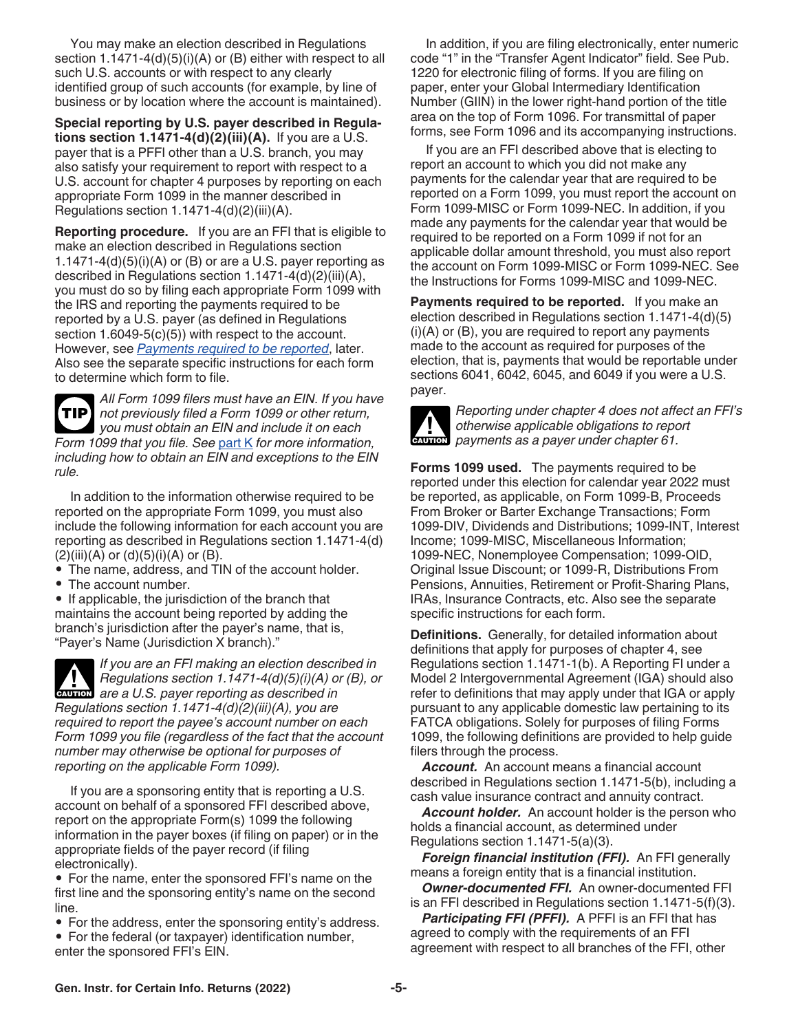You may make an election described in Regulations section 1.1471-4(d)(5)(i)(A) or (B) either with respect to all such U.S. accounts or with respect to any clearly identified group of such accounts (for example, by line of business or by location where the account is maintained).

**Special reporting by U.S. payer described in Regulations section 1.1471-4(d)(2)(iii)(A).** If you are a U.S. payer that is a PFFI other than a U.S. branch, you may also satisfy your requirement to report with respect to a U.S. account for chapter 4 purposes by reporting on each appropriate Form 1099 in the manner described in Regulations section 1.1471-4(d)(2)(iii)(A).

**Reporting procedure.** If you are an FFI that is eligible to make an election described in Regulations section 1.1471-4(d)(5)(i)(A) or (B) or are a U.S. payer reporting as described in Regulations section 1.1471-4(d)(2)(iii)(A), you must do so by filing each appropriate Form 1099 with the IRS and reporting the payments required to be reported by a U.S. payer (as defined in Regulations section 1.6049-5(c)(5)) with respect to the account. However, see *Payments required to be reported*, later. Also see the separate specific instructions for each form to determine which form to file.

**TIP** *All Form 1099 filers must have an EIN. If you have not previously filed a Form 1099 or other return, you must obtain an EIN and include it on each Form 1099 that you file. See part K for more information, including how to obtain an EIN and exceptions to the EIN rule.*

In addition to the information otherwise required to be reported on the appropriate Form 1099, you must also include the following information for each account you are reporting as described in Regulations section 1.1471-4(d)(2)(iii)(A) or (d)(5)(i)(A) or (B).

- The name, address, and TIN of the account holder.
- The account number.
- If applicable, the jurisdiction of the branch that maintains the account being reported by adding the branch's jurisdiction after the payer's name, that is, "Payer's Name (Jurisdiction X branch)."

**CAUTION** *If you are an FFI making an election described in Regulations section 1.1471-4(d)(5)(i)(A) or (B), or are a U.S. payer reporting as described in Regulations section 1.1471-4(d)(2)(iii)(A), you are required to report the payee's account number on each Form 1099 you file (regardless of the fact that the account number may otherwise be optional for purposes of reporting on the applicable Form 1099).*

If you are a sponsoring entity that is reporting a U.S. account on behalf of a sponsored FFI described above, report on the appropriate Form(s) 1099 the following information in the payer boxes (if filing on paper) or in the appropriate fields of the payer record (if filing electronically).

- For the name, enter the sponsored FFI's name on the first line and the sponsoring entity's name on the second line.
- For the address, enter the sponsoring entity's address.
- For the federal (or taxpayer) identification number, enter the sponsored FFI's EIN.

In addition, if you are filing electronically, enter numeric code "1" in the "Transfer Agent Indicator" field. See Pub. 1220 for electronic filing of forms. If you are filing on paper, enter your Global Intermediary Identification Number (GIIN) in the lower right-hand portion of the title area on the top of Form 1096. For transmittal of paper forms, see Form 1096 and its accompanying instructions.

If you are an FFI described above that is electing to report an account to which you did not make any payments for the calendar year that are required to be reported on a Form 1099, you must report the account on Form 1099-MISC or Form 1099-NEC. In addition, if you made any payments for the calendar year that would be required to be reported on a Form 1099 if not for an applicable dollar amount threshold, you must also report the account on Form 1099-MISC or Form 1099-NEC. See the Instructions for Forms 1099-MISC and 1099-NEC.

**Payments required to be reported.** If you make an election described in Regulations section 1.1471-4(d)(5)(i)(A) or (B), you are required to report any payments made to the account as required for purposes of the election, that is, payments that would be reportable under sections 6041, 6042, 6045, and 6049 if you were a U.S. payer.

**CAUTION** *Reporting under chapter 4 does not affect an FFI's otherwise applicable obligations to report payments as a payer under chapter 61.*

**Forms 1099 used.** The payments required to be reported under this election for calendar year 2022 must be reported, as applicable, on Form 1099-B, Proceeds From Broker or Barter Exchange Transactions; Form 1099-DIV, Dividends and Distributions; 1099-INT, Interest Income; 1099-MISC, Miscellaneous Information; 1099-NEC, Nonemployee Compensation; 1099-OID, Original Issue Discount; or 1099-R, Distributions From Pensions, Annuities, Retirement or Profit-Sharing Plans, IRAs, Insurance Contracts, etc. Also see the separate specific instructions for each form.

**Definitions.** Generally, for detailed information about definitions that apply for purposes of chapter 4, see Regulations section 1.1471-1(b). A Reporting FI under a Model 2 Intergovernmental Agreement (IGA) should also refer to definitions that may apply under that IGA or apply pursuant to any applicable domestic law pertaining to its FATCA obligations. Solely for purposes of filing Forms 1099, the following definitions are provided to help guide filers through the process.

***Account.*** An account means a financial account described in Regulations section 1.1471-5(b), including a cash value insurance contract and annuity contract.

***Account holder.*** An account holder is the person who holds a financial account, as determined under Regulations section 1.1471-5(a)(3).

***Foreign financial institution (FFI).*** An FFI generally means a foreign entity that is a financial institution.

***Owner-documented FFI.*** An owner-documented FFI is an FFI described in Regulations section 1.1471-5(f)(3).

***Participating FFI (PFFI).*** A PFFI is an FFI that has agreed to comply with the requirements of an FFI agreement with respect to all branches of the FFI, other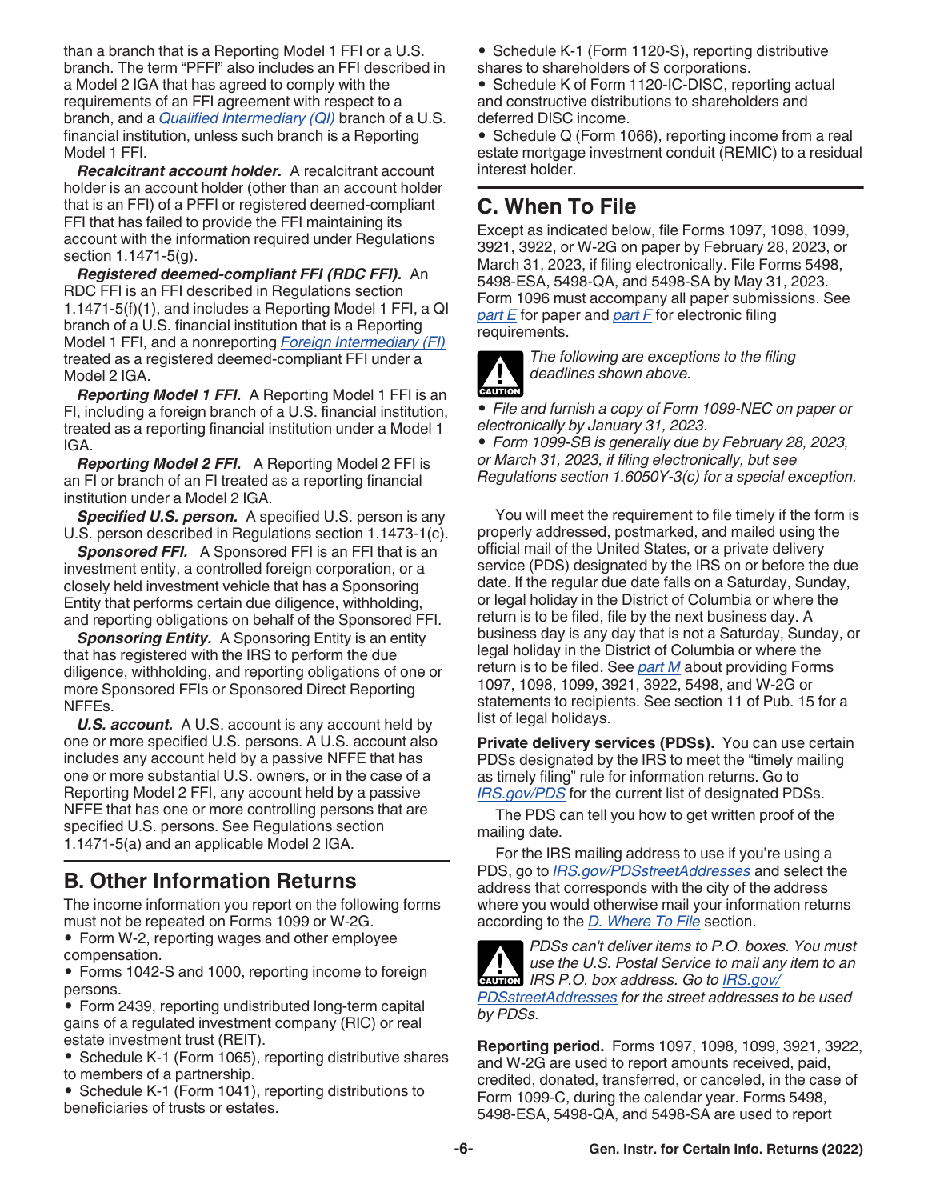than a branch that is a Reporting Model 1 FFI or a U.S. branch. The term "PFFI" also includes an FFI described in a Model 2 IGA that has agreed to comply with the requirements of an FFI agreement with respect to a branch, and a Qualified Intermediary (QI) branch of a U.S. financial institution, unless such branch is a Reporting Model 1 FFI.

***Recalcitrant account holder.*** A recalcitrant account holder is an account holder (other than an account holder that is an FFI) of a PFFI or registered deemed-compliant FFI that has failed to provide the FFI maintaining its account with the information required under Regulations section 1.1471-5(g).

***Registered deemed-compliant FFI (RDC FFI).*** An RDC FFI is an FFI described in Regulations section 1.1471-5(f)(1), and includes a Reporting Model 1 FFI, a QI branch of a U.S. financial institution that is a Reporting Model 1 FFI, and a nonreporting Foreign Intermediary (FI) treated as a registered deemed-compliant FFI under a Model 2 IGA.

***Reporting Model 1 FFI.*** A Reporting Model 1 FFI is an FI, including a foreign branch of a U.S. financial institution, treated as a reporting financial institution under a Model 1 IGA.

***Reporting Model 2 FFI.*** A Reporting Model 2 FFI is an FI or branch of an FI treated as a reporting financial institution under a Model 2 IGA.

***Specified U.S. person.*** A specified U.S. person is any U.S. person described in Regulations section 1.1473-1(c).

***Sponsored FFI.*** A Sponsored FFI is an FFI that is an investment entity, a controlled foreign corporation, or a closely held investment vehicle that has a Sponsoring Entity that performs certain due diligence, withholding, and reporting obligations on behalf of the Sponsored FFI.

***Sponsoring Entity.*** A Sponsoring Entity is an entity that has registered with the IRS to perform the due diligence, withholding, and reporting obligations of one or more Sponsored FFIs or Sponsored Direct Reporting NFFEs.

***U.S. account.*** A U.S. account is any account held by one or more specified U.S. persons. A U.S. account also includes any account held by a passive NFFE that has one or more substantial U.S. owners, or in the case of a Reporting Model 2 FFI, any account held by a passive NFFE that has one or more controlling persons that are specified U.S. persons. See Regulations section 1.1471-5(a) and an applicable Model 2 IGA.

## B. Other Information Returns

The income information you report on the following forms must not be repeated on Forms 1099 or W-2G.

- Form W-2, reporting wages and other employee compensation.
- Forms 1042-S and 1000, reporting income to foreign persons.
- Form 2439, reporting undistributed long-term capital gains of a regulated investment company (RIC) or real estate investment trust (REIT).
- Schedule K-1 (Form 1065), reporting distributive shares to members of a partnership.
- Schedule K-1 (Form 1041), reporting distributions to beneficiaries of trusts or estates.
- Schedule K-1 (Form 1120-S), reporting distributive shares to shareholders of S corporations.
- Schedule K of Form 1120-IC-DISC, reporting actual and constructive distributions to shareholders and deferred DISC income.
- Schedule Q (Form 1066), reporting income from a real estate mortgage investment conduit (REMIC) to a residual interest holder.

## C. When To File

Except as indicated below, file Forms 1097, 1098, 1099, 3921, 3922, or W-2G on paper by February 28, 2023, or March 31, 2023, if filing electronically. File Forms 5498, 5498-ESA, 5498-QA, and 5498-SA by May 31, 2023. Form 1096 must accompany all paper submissions. See part E for paper and part F for electronic filing requirements.

CAUTION: *The following are exceptions to the filing deadlines shown above.*

- *File and furnish a copy of Form 1099-NEC on paper or electronically by January 31, 2023.*
- *Form 1099-SB is generally due by February 28, 2023, or March 31, 2023, if filing electronically, but see Regulations section 1.6050Y-3(c) for a special exception.*

You will meet the requirement to file timely if the form is properly addressed, postmarked, and mailed using the official mail of the United States, or a private delivery service (PDS) designated by the IRS on or before the due date. If the regular due date falls on a Saturday, Sunday, or legal holiday in the District of Columbia or where the return is to be filed, file by the next business day. A business day is any day that is not a Saturday, Sunday, or legal holiday in the District of Columbia or where the return is to be filed. See part M about providing Forms 1097, 1098, 1099, 3921, 3922, 5498, and W-2G or statements to recipients. See section 11 of Pub. 15 for a list of legal holidays.

**Private delivery services (PDSs).** You can use certain PDSs designated by the IRS to meet the "timely mailing as timely filing" rule for information returns. Go to IRS.gov/PDS for the current list of designated PDSs.

The PDS can tell you how to get written proof of the mailing date.

For the IRS mailing address to use if you're using a PDS, go to IRS.gov/PDSstreetAddresses and select the address that corresponds with the city of the address where you would otherwise mail your information returns according to the D. Where To File section.

CAUTION: *PDSs can't deliver items to P.O. boxes. You must use the U.S. Postal Service to mail any item to an IRS P.O. box address. Go to IRS.gov/PDSstreetAddresses for the street addresses to be used by PDSs.*

**Reporting period.** Forms 1097, 1098, 1099, 3921, 3922, and W-2G are used to report amounts received, paid, credited, donated, transferred, or canceled, in the case of Form 1099-C, during the calendar year. Forms 5498, 5498-ESA, 5498-QA, and 5498-SA are used to report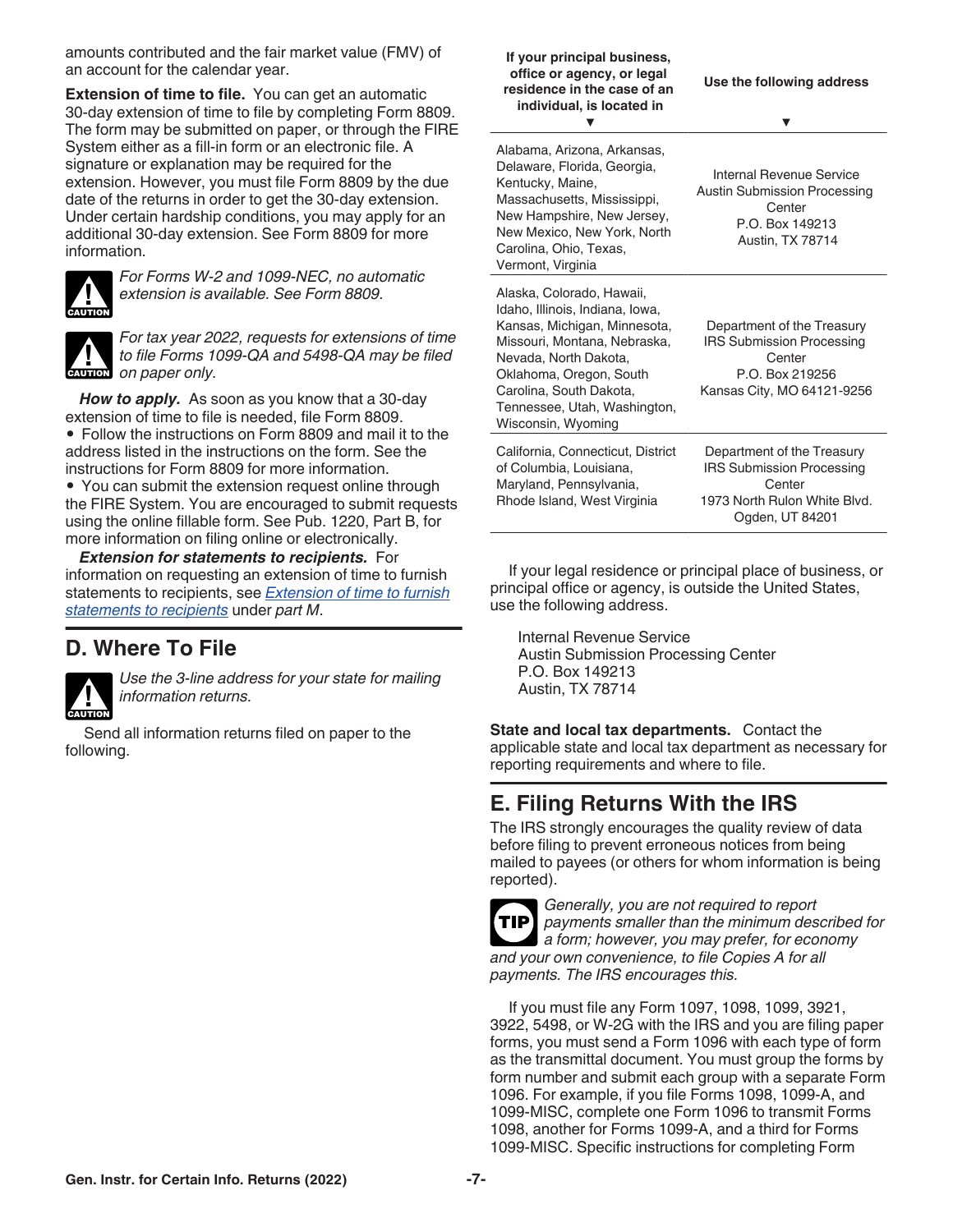amounts contributed and the fair market value (FMV) of an account for the calendar year.

**Extension of time to file.** You can get an automatic 30-day extension of time to file by completing Form 8809. The form may be submitted on paper, or through the FIRE System either as a fill-in form or an electronic file. A signature or explanation may be required for the extension. However, you must file Form 8809 by the due date of the returns in order to get the 30-day extension. Under certain hardship conditions, you may apply for an additional 30-day extension. See Form 8809 for more information.

CAUTION: *For Forms W-2 and 1099-NEC, no automatic extension is available. See Form 8809.*

CAUTION: *For tax year 2022, requests for extensions of time to file Forms 1099-QA and 5498-QA may be filed on paper only.*

***How to apply.*** As soon as you know that a 30-day extension of time to file is needed, file Form 8809.

- Follow the instructions on Form 8809 and mail it to the address listed in the instructions on the form. See the instructions for Form 8809 for more information.
- You can submit the extension request online through the FIRE System. You are encouraged to submit requests using the online fillable form. See Pub. 1220, Part B, for more information on filing online or electronically.

***Extension for statements to recipients.*** For information on requesting an extension of time to furnish statements to recipients, see *Extension of time to furnish statements to recipients* under *part M*.

## D. Where To File

CAUTION: *Use the 3-line address for your state for mailing information returns.*

Send all information returns filed on paper to the following.

| If your principal business, office or agency, or legal residence in the case of an individual, is located in | Use the following address |
|---|---|
| Alabama, Arizona, Arkansas, Delaware, Florida, Georgia, Kentucky, Maine, Massachusetts, Mississippi, New Hampshire, New Jersey, New Mexico, New York, North Carolina, Ohio, Texas, Vermont, Virginia | Internal Revenue Service<br>Austin Submission Processing Center<br>P.O. Box 149213<br>Austin, TX 78714 |
| Alaska, Colorado, Hawaii, Idaho, Illinois, Indiana, Iowa, Kansas, Michigan, Minnesota, Missouri, Montana, Nebraska, Nevada, North Dakota, Oklahoma, Oregon, South Carolina, South Dakota, Tennessee, Utah, Washington, Wisconsin, Wyoming | Department of the Treasury<br>IRS Submission Processing Center<br>P.O. Box 219256<br>Kansas City, MO 64121-9256 |
| California, Connecticut, District of Columbia, Louisiana, Maryland, Pennsylvania, Rhode Island, West Virginia | Department of the Treasury<br>IRS Submission Processing Center<br>1973 North Rulon White Blvd.<br>Ogden, UT 84201 |

If your legal residence or principal place of business, or principal office or agency, is outside the United States, use the following address.

Internal Revenue Service
Austin Submission Processing Center
P.O. Box 149213
Austin, TX 78714

**State and local tax departments.** Contact the applicable state and local tax department as necessary for reporting requirements and where to file.

## E. Filing Returns With the IRS

The IRS strongly encourages the quality review of data before filing to prevent erroneous notices from being mailed to payees (or others for whom information is being reported).

TIP: *Generally, you are not required to report payments smaller than the minimum described for a form; however, you may prefer, for economy and your own convenience, to file Copies A for all payments. The IRS encourages this.*

If you must file any Form 1097, 1098, 1099, 3921, 3922, 5498, or W-2G with the IRS and you are filing paper forms, you must send a Form 1096 with each type of form as the transmittal document. You must group the forms by form number and submit each group with a separate Form 1096. For example, if you file Forms 1098, 1099-A, and 1099-MISC, complete one Form 1096 to transmit Forms 1098, another for Forms 1099-A, and a third for Forms 1099-MISC. Specific instructions for completing Form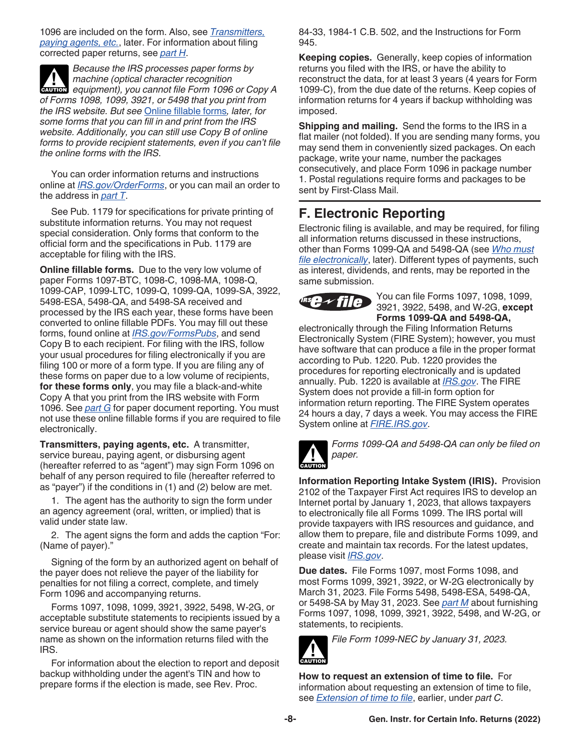1096 are included on the form. Also, see *Transmitters, paying agents, etc.*, later. For information about filing corrected paper returns, see *part H*.

CAUTION: *Because the IRS processes paper forms by machine (optical character recognition equipment), you cannot file Form 1096 or Copy A of Forms 1098, 1099, 3921, or 5498 that you print from the IRS website. But see Online fillable forms, later, for some forms that you can fill in and print from the IRS website. Additionally, you can still use Copy B of online forms to provide recipient statements, even if you can't file the online forms with the IRS.*

You can order information returns and instructions online at *IRS.gov/OrderForms*, or you can mail an order to the address in *part T*.

See Pub. 1179 for specifications for private printing of substitute information returns. You may not request special consideration. Only forms that conform to the official form and the specifications in Pub. 1179 are acceptable for filing with the IRS.

**Online fillable forms.** Due to the very low volume of paper Forms 1097-BTC, 1098-C, 1098-MA, 1098-Q, 1099-CAP, 1099-LTC, 1099-Q, 1099-QA, 1099-SA, 3922, 5498-ESA, 5498-QA, and 5498-SA received and processed by the IRS each year, these forms have been converted to online fillable PDFs. You may fill out these forms, found online at *IRS.gov/FormsPubs*, and send Copy B to each recipient. For filing with the IRS, follow your usual procedures for filing electronically if you are filing 100 or more of a form type. If you are filing any of these forms on paper due to a low volume of recipients, **for these forms only**, you may file a black-and-white Copy A that you print from the IRS website with Form 1096. See *part G* for paper document reporting. You must not use these online fillable forms if you are required to file electronically.

**Transmitters, paying agents, etc.** A transmitter, service bureau, paying agent, or disbursing agent (hereafter referred to as "agent") may sign Form 1096 on behalf of any person required to file (hereafter referred to as "payer") if the conditions in (1) and (2) below are met.

1. The agent has the authority to sign the form under an agency agreement (oral, written, or implied) that is valid under state law.

2. The agent signs the form and adds the caption "For: (Name of payer)."

Signing of the form by an authorized agent on behalf of the payer does not relieve the payer of the liability for penalties for not filing a correct, complete, and timely Form 1096 and accompanying returns.

Forms 1097, 1098, 1099, 3921, 3922, 5498, W-2G, or acceptable substitute statements to recipients issued by a service bureau or agent should show the same payer's name as shown on the information returns filed with the IRS.

For information about the election to report and deposit backup withholding under the agent's TIN and how to prepare forms if the election is made, see Rev. Proc. 84-33, 1984-1 C.B. 502, and the Instructions for Form 945.

**Keeping copies.** Generally, keep copies of information returns you filed with the IRS, or have the ability to reconstruct the data, for at least 3 years (4 years for Form 1099-C), from the due date of the returns. Keep copies of information returns for 4 years if backup withholding was imposed.

**Shipping and mailing.** Send the forms to the IRS in a flat mailer (not folded). If you are sending many forms, you may send them in conveniently sized packages. On each package, write your name, number the packages consecutively, and place Form 1096 in package number 1. Postal regulations require forms and packages to be sent by First-Class Mail.

## F. Electronic Reporting

Electronic filing is available, and may be required, for filing all information returns discussed in these instructions, other than Forms 1099-QA and 5498-QA (see *Who must file electronically*, later). Different types of payments, such as interest, dividends, and rents, may be reported in the same submission.

IRS e-file: You can file Forms 1097, 1098, 1099, 3921, 3922, 5498, and W-2G, **except Forms 1099-QA and 5498-QA,** electronically through the Filing Information Returns Electronically System (FIRE System); however, you must have software that can produce a file in the proper format according to Pub. 1220. Pub. 1220 provides the procedures for reporting electronically and is updated annually. Pub. 1220 is available at *IRS.gov*. The FIRE System does not provide a fill-in form option for information return reporting. The FIRE System operates 24 hours a day, 7 days a week. You may access the FIRE System online at *FIRE.IRS.gov*.

CAUTION: *Forms 1099-QA and 5498-QA can only be filed on paper.*

**Information Reporting Intake System (IRIS).** Provision 2102 of the Taxpayer First Act requires IRS to develop an Internet portal by January 1, 2023, that allows taxpayers to electronically file all Forms 1099. The IRS portal will provide taxpayers with IRS resources and guidance, and allow them to prepare, file and distribute Forms 1099, and create and maintain tax records. For the latest updates, please visit *IRS.gov*.

**Due dates.** File Forms 1097, most Forms 1098, and most Forms 1099, 3921, 3922, or W-2G electronically by March 31, 2023. File Forms 5498, 5498-ESA, 5498-QA, or 5498-SA by May 31, 2023. See *part M* about furnishing Forms 1097, 1098, 1099, 3921, 3922, 5498, and W-2G, or statements, to recipients.

CAUTION: *File Form 1099-NEC by January 31, 2023.*

**How to request an extension of time to file.** For information about requesting an extension of time to file, see *Extension of time to file*, earlier, under *part C*.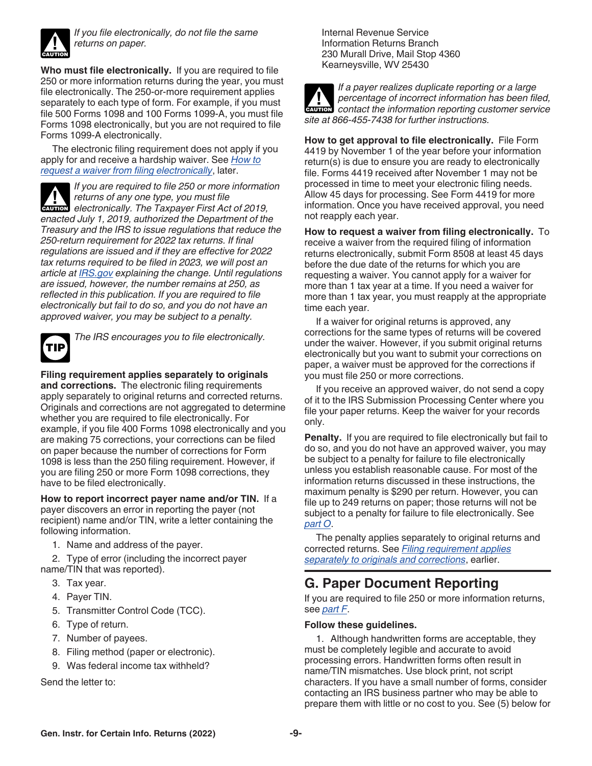*If you file electronically, do not file the same returns on paper.*

**Who must file electronically.** If you are required to file 250 or more information returns during the year, you must file electronically. The 250-or-more requirement applies separately to each type of form. For example, if you must file 500 Forms 1098 and 100 Forms 1099-A, you must file Forms 1098 electronically, but you are not required to file Forms 1099-A electronically.

The electronic filing requirement does not apply if you apply for and receive a hardship waiver. See *How to request a waiver from filing electronically*, later.

*If you are required to file 250 or more information returns of any one type, you must file electronically. The Taxpayer First Act of 2019, enacted July 1, 2019, authorized the Department of the Treasury and the IRS to issue regulations that reduce the 250-return requirement for 2022 tax returns. If final regulations are issued and if they are effective for 2022 tax returns required to be filed in 2023, we will post an article at IRS.gov explaining the change. Until regulations are issued, however, the number remains at 250, as reflected in this publication. If you are required to file electronically but fail to do so, and you do not have an approved waiver, you may be subject to a penalty.*

*The IRS encourages you to file electronically.*

**Filing requirement applies separately to originals and corrections.** The electronic filing requirements apply separately to original returns and corrected returns. Originals and corrections are not aggregated to determine whether you are required to file electronically. For example, if you file 400 Forms 1098 electronically and you are making 75 corrections, your corrections can be filed on paper because the number of corrections for Form 1098 is less than the 250 filing requirement. However, if you are filing 250 or more Form 1098 corrections, they have to be filed electronically.

**How to report incorrect payer name and/or TIN.** If a payer discovers an error in reporting the payer (not recipient) name and/or TIN, write a letter containing the following information.

1. Name and address of the payer.
2. Type of error (including the incorrect payer name/TIN that was reported).
3. Tax year.
4. Payer TIN.
5. Transmitter Control Code (TCC).
6. Type of return.
7. Number of payees.
8. Filing method (paper or electronic).
9. Was federal income tax withheld?

Send the letter to:

Internal Revenue Service
Information Returns Branch
230 Murall Drive, Mail Stop 4360
Kearneysville, WV 25430

*If a payer realizes duplicate reporting or a large percentage of incorrect information has been filed, contact the information reporting customer service site at 866-455-7438 for further instructions.*

**How to get approval to file electronically.** File Form 4419 by November 1 of the year before your information return(s) is due to ensure you are ready to electronically file. Forms 4419 received after November 1 may not be processed in time to meet your electronic filing needs. Allow 45 days for processing. See Form 4419 for more information. Once you have received approval, you need not reapply each year.

**How to request a waiver from filing electronically.** To receive a waiver from the required filing of information returns electronically, submit Form 8508 at least 45 days before the due date of the returns for which you are requesting a waiver. You cannot apply for a waiver for more than 1 tax year at a time. If you need a waiver for more than 1 tax year, you must reapply at the appropriate time each year.

If a waiver for original returns is approved, any corrections for the same types of returns will be covered under the waiver. However, if you submit original returns electronically but you want to submit your corrections on paper, a waiver must be approved for the corrections if you must file 250 or more corrections.

If you receive an approved waiver, do not send a copy of it to the IRS Submission Processing Center where you file your paper returns. Keep the waiver for your records only.

**Penalty.** If you are required to file electronically but fail to do so, and you do not have an approved waiver, you may be subject to a penalty for failure to file electronically unless you establish reasonable cause. For most of the information returns discussed in these instructions, the maximum penalty is $290 per return. However, you can file up to 249 returns on paper; those returns will not be subject to a penalty for failure to file electronically. See *part O*.

The penalty applies separately to original returns and corrected returns. See *Filing requirement applies separately to originals and corrections*, earlier.

## G. Paper Document Reporting

If you are required to file 250 or more information returns, see *part F*.

**Follow these guidelines.**

1. Although handwritten forms are acceptable, they must be completely legible and accurate to avoid processing errors. Handwritten forms often result in name/TIN mismatches. Use block print, not script characters. If you have a small number of forms, consider contacting an IRS business partner who may be able to prepare them with little or no cost to you. See (5) below for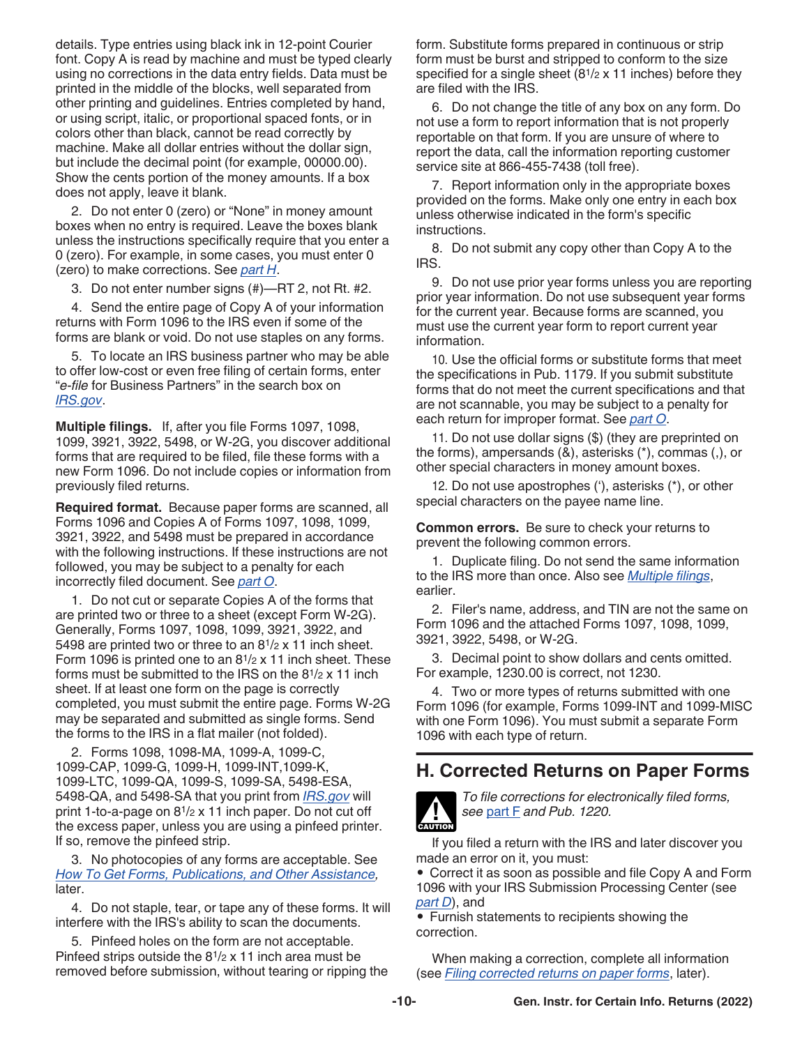details. Type entries using black ink in 12-point Courier font. Copy A is read by machine and must be typed clearly using no corrections in the data entry fields. Data must be printed in the middle of the blocks, well separated from other printing and guidelines. Entries completed by hand, or using script, italic, or proportional spaced fonts, or in colors other than black, cannot be read correctly by machine. Make all dollar entries without the dollar sign, but include the decimal point (for example, 00000.00). Show the cents portion of the money amounts. If a box does not apply, leave it blank.

2. Do not enter 0 (zero) or "None" in money amount boxes when no entry is required. Leave the boxes blank unless the instructions specifically require that you enter a 0 (zero). For example, in some cases, you must enter 0 (zero) to make corrections. See *part H*.

3. Do not enter number signs (#)—RT 2, not Rt. #2.

4. Send the entire page of Copy A of your information returns with Form 1096 to the IRS even if some of the forms are blank or void. Do not use staples on any forms.

5. To locate an IRS business partner who may be able to offer low-cost or even free filing of certain forms, enter "*e-file* for Business Partners" in the search box on *IRS.gov*.

**Multiple filings.** If, after you file Forms 1097, 1098, 1099, 3921, 3922, 5498, or W-2G, you discover additional forms that are required to be filed, file these forms with a new Form 1096. Do not include copies or information from previously filed returns.

**Required format.** Because paper forms are scanned, all Forms 1096 and Copies A of Forms 1097, 1098, 1099, 3921, 3922, and 5498 must be prepared in accordance with the following instructions. If these instructions are not followed, you may be subject to a penalty for each incorrectly filed document. See *part O*.

1. Do not cut or separate Copies A of the forms that are printed two or three to a sheet (except Form W-2G). Generally, Forms 1097, 1098, 1099, 3921, 3922, and 5498 are printed two or three to an 8½ x 11 inch sheet. Form 1096 is printed one to an 8½ x 11 inch sheet. These forms must be submitted to the IRS on the 8½ x 11 inch sheet. If at least one form on the page is correctly completed, you must submit the entire page. Forms W-2G may be separated and submitted as single forms. Send the forms to the IRS in a flat mailer (not folded).

2. Forms 1098, 1098-MA, 1099-A, 1099-C, 1099-CAP, 1099-G, 1099-H, 1099-INT,1099-K, 1099-LTC, 1099-QA, 1099-S, 1099-SA, 5498-ESA, 5498-QA, and 5498-SA that you print from *IRS.gov* will print 1-to-a-page on 8½ x 11 inch paper. Do not cut off the excess paper, unless you are using a pinfeed printer. If so, remove the pinfeed strip.

3. No photocopies of any forms are acceptable. See *How To Get Forms, Publications, and Other Assistance*, later.

4. Do not staple, tear, or tape any of these forms. It will interfere with the IRS's ability to scan the documents.

5. Pinfeed holes on the form are not acceptable. Pinfeed strips outside the 8½ x 11 inch area must be removed before submission, without tearing or ripping the form. Substitute forms prepared in continuous or strip form must be burst and stripped to conform to the size specified for a single sheet (8½ x 11 inches) before they are filed with the IRS.

6. Do not change the title of any box on any form. Do not use a form to report information that is not properly reportable on that form. If you are unsure of where to report the data, call the information reporting customer service site at 866-455-7438 (toll free).

7. Report information only in the appropriate boxes provided on the forms. Make only one entry in each box unless otherwise indicated in the form's specific instructions.

8. Do not submit any copy other than Copy A to the IRS.

9. Do not use prior year forms unless you are reporting prior year information. Do not use subsequent year forms for the current year. Because forms are scanned, you must use the current year form to report current year information.

10. Use the official forms or substitute forms that meet the specifications in Pub. 1179. If you submit substitute forms that do not meet the current specifications and that are not scannable, you may be subject to a penalty for each return for improper format. See *part O*.

11. Do not use dollar signs ($) (they are preprinted on the forms), ampersands (&), asterisks (*), commas (,), or other special characters in money amount boxes.

12. Do not use apostrophes ('), asterisks (*), or other special characters on the payee name line.

**Common errors.** Be sure to check your returns to prevent the following common errors.

1. Duplicate filing. Do not send the same information to the IRS more than once. Also see *Multiple filings*, earlier.

2. Filer's name, address, and TIN are not the same on Form 1096 and the attached Forms 1097, 1098, 1099, 3921, 3922, 5498, or W-2G.

3. Decimal point to show dollars and cents omitted. For example, 1230.00 is correct, not 1230.

4. Two or more types of returns submitted with one Form 1096 (for example, Forms 1099-INT and 1099-MISC with one Form 1096). You must submit a separate Form 1096 with each type of return.

## H. Corrected Returns on Paper Forms

**CAUTION**

*To file corrections for electronically filed forms, see part F and Pub. 1220.*

If you filed a return with the IRS and later discover you made an error on it, you must:

- Correct it as soon as possible and file Copy A and Form 1096 with your IRS Submission Processing Center (see *part D*), and
- Furnish statements to recipients showing the correction.

When making a correction, complete all information (see *Filing corrected returns on paper forms*, later).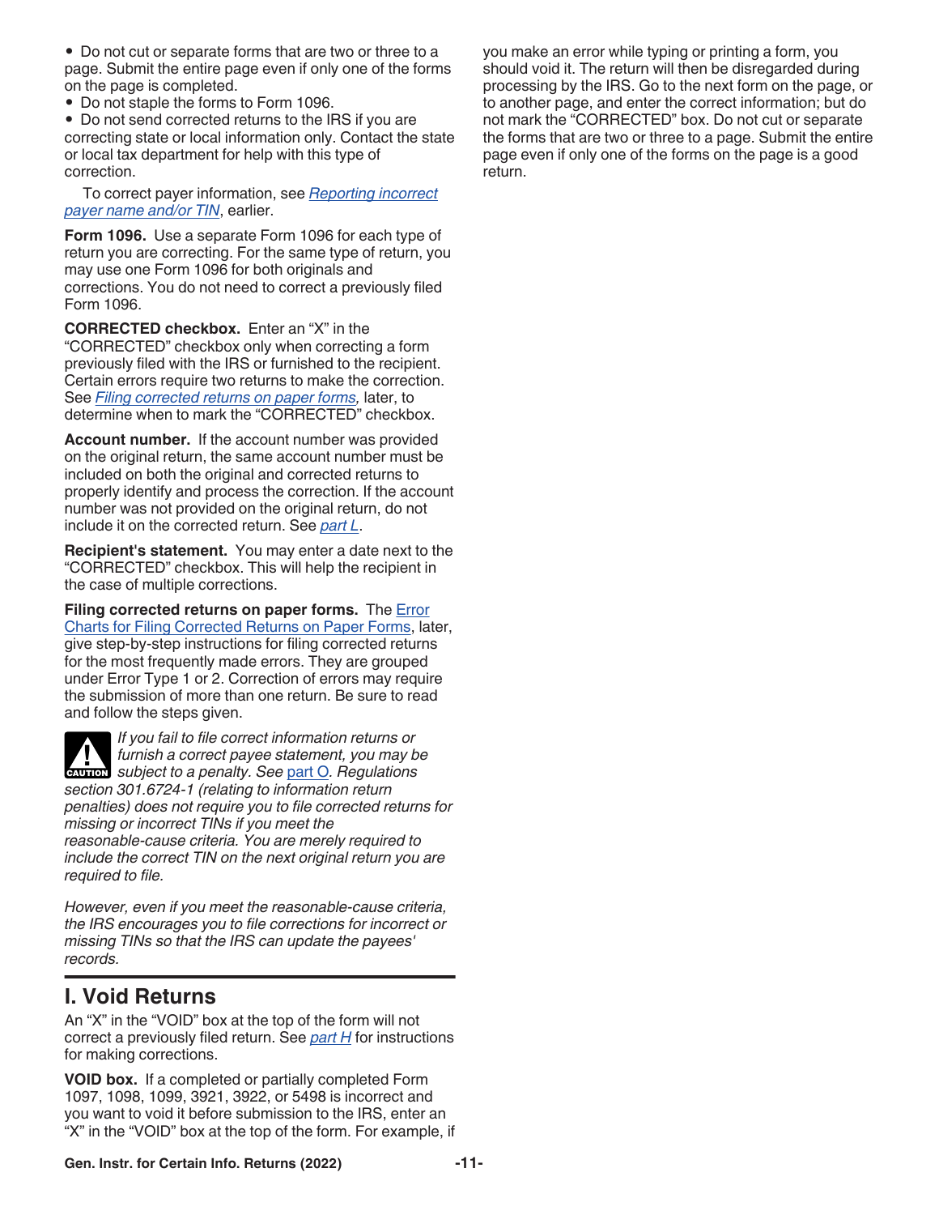- Do not cut or separate forms that are two or three to a page. Submit the entire page even if only one of the forms on the page is completed.
- Do not staple the forms to Form 1096.
- Do not send corrected returns to the IRS if you are correcting state or local information only. Contact the state or local tax department for help with this type of correction.

To correct payer information, see *Reporting incorrect payer name and/or TIN*, earlier.

**Form 1096.** Use a separate Form 1096 for each type of return you are correcting. For the same type of return, you may use one Form 1096 for both originals and corrections. You do not need to correct a previously filed Form 1096.

**CORRECTED checkbox.** Enter an "X" in the "CORRECTED" checkbox only when correcting a form previously filed with the IRS or furnished to the recipient. Certain errors require two returns to make the correction. See *Filing corrected returns on paper forms,* later, to determine when to mark the "CORRECTED" checkbox.

**Account number.** If the account number was provided on the original return, the same account number must be included on both the original and corrected returns to properly identify and process the correction. If the account number was not provided on the original return, do not include it on the corrected return. See *part L*.

**Recipient's statement.** You may enter a date next to the "CORRECTED" checkbox. This will help the recipient in the case of multiple corrections.

**Filing corrected returns on paper forms.** The Error Charts for Filing Corrected Returns on Paper Forms, later, give step-by-step instructions for filing corrected returns for the most frequently made errors. They are grouped under Error Type 1 or 2. Correction of errors may require the submission of more than one return. Be sure to read and follow the steps given.

CAUTION: *If you fail to file correct information returns or furnish a correct payee statement, you may be subject to a penalty. See part O. Regulations section 301.6724-1 (relating to information return penalties) does not require you to file corrected returns for missing or incorrect TINs if you meet the reasonable-cause criteria. You are merely required to include the correct TIN on the next original return you are required to file.*

*However, even if you meet the reasonable-cause criteria, the IRS encourages you to file corrections for incorrect or missing TINs so that the IRS can update the payees' records.*

## I. Void Returns

An "X" in the "VOID" box at the top of the form will not correct a previously filed return. See *part H* for instructions for making corrections.

**VOID box.** If a completed or partially completed Form 1097, 1098, 1099, 3921, 3922, or 5498 is incorrect and you want to void it before submission to the IRS, enter an "X" in the "VOID" box at the top of the form. For example, if you make an error while typing or printing a form, you should void it. The return will then be disregarded during processing by the IRS. Go to the next form on the page, or to another page, and enter the correct information; but do not mark the "CORRECTED" box. Do not cut or separate the forms that are two or three to a page. Submit the entire page even if only one of the forms on the page is a good return.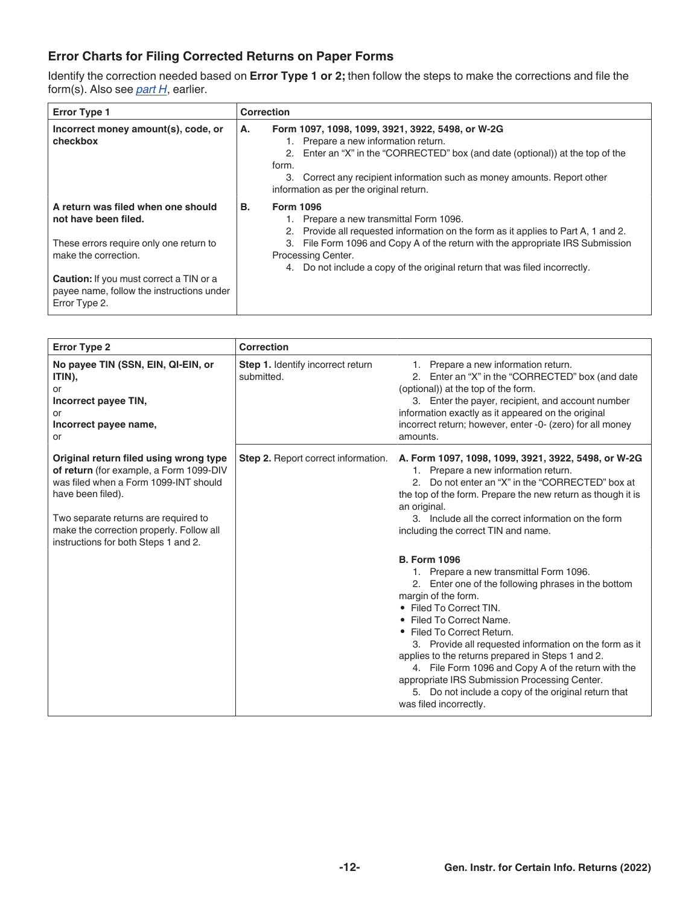### Error Charts for Filing Corrected Returns on Paper Forms

Identify the correction needed based on **Error Type 1 or 2;** then follow the steps to make the corrections and file the form(s). Also see *part H*, earlier.

| Error Type 1 | Correction |
|---|---|
| **Incorrect money amount(s), code, or checkbox**<br><br>**A return was filed when one should not have been filed.**<br><br>These errors require only one return to make the correction.<br><br>**Caution:** If you must correct a TIN or a payee name, follow the instructions under Error Type 2. | **A. Form 1097, 1098, 1099, 3921, 3922, 5498, or W-2G**<br>1. Prepare a new information return.<br>2. Enter an "X" in the "CORRECTED" box (and date (optional)) at the top of the form.<br>3. Correct any recipient information such as money amounts. Report other information as per the original return.<br><br>**B. Form 1096**<br>1. Prepare a new transmittal Form 1096.<br>2. Provide all requested information on the form as it applies to Part A, 1 and 2.<br>3. File Form 1096 and Copy A of the return with the appropriate IRS Submission Processing Center.<br>4. Do not include a copy of the original return that was filed incorrectly. |

| Error Type 2 | Correction | |
|---|---|---|
| **No payee TIN (SSN, EIN, QI-EIN, or ITIN),**<br>or<br>**Incorrect payee TIN,**<br>or<br>**Incorrect payee name,**<br>or | **Step 1.** Identify incorrect return submitted. | 1. Prepare a new information return.<br>2. Enter an "X" in the "CORRECTED" box (and date (optional)) at the top of the form.<br>3. Enter the payer, recipient, and account number information exactly as it appeared on the original incorrect return; however, enter -0- (zero) for all money amounts. |
| **Original return filed using wrong type of return** (for example, a Form 1099-DIV was filed when a Form 1099-INT should have been filed).<br><br>Two separate returns are required to make the correction properly. Follow all instructions for both Steps 1 and 2. | **Step 2.** Report correct information. | **A. Form 1097, 1098, 1099, 3921, 3922, 5498, or W-2G**<br>1. Prepare a new information return.<br>2. Do not enter an "X" in the "CORRECTED" box at the top of the form. Prepare the new return as though it is an original.<br>3. Include all the correct information on the form including the correct TIN and name.<br><br>**B. Form 1096**<br>1. Prepare a new transmittal Form 1096.<br>2. Enter one of the following phrases in the bottom margin of the form.<br>• Filed To Correct TIN.<br>• Filed To Correct Name.<br>• Filed To Correct Return.<br>3. Provide all requested information on the form as it applies to the returns prepared in Steps 1 and 2.<br>4. File Form 1096 and Copy A of the return with the appropriate IRS Submission Processing Center.<br>5. Do not include a copy of the original return that was filed incorrectly. |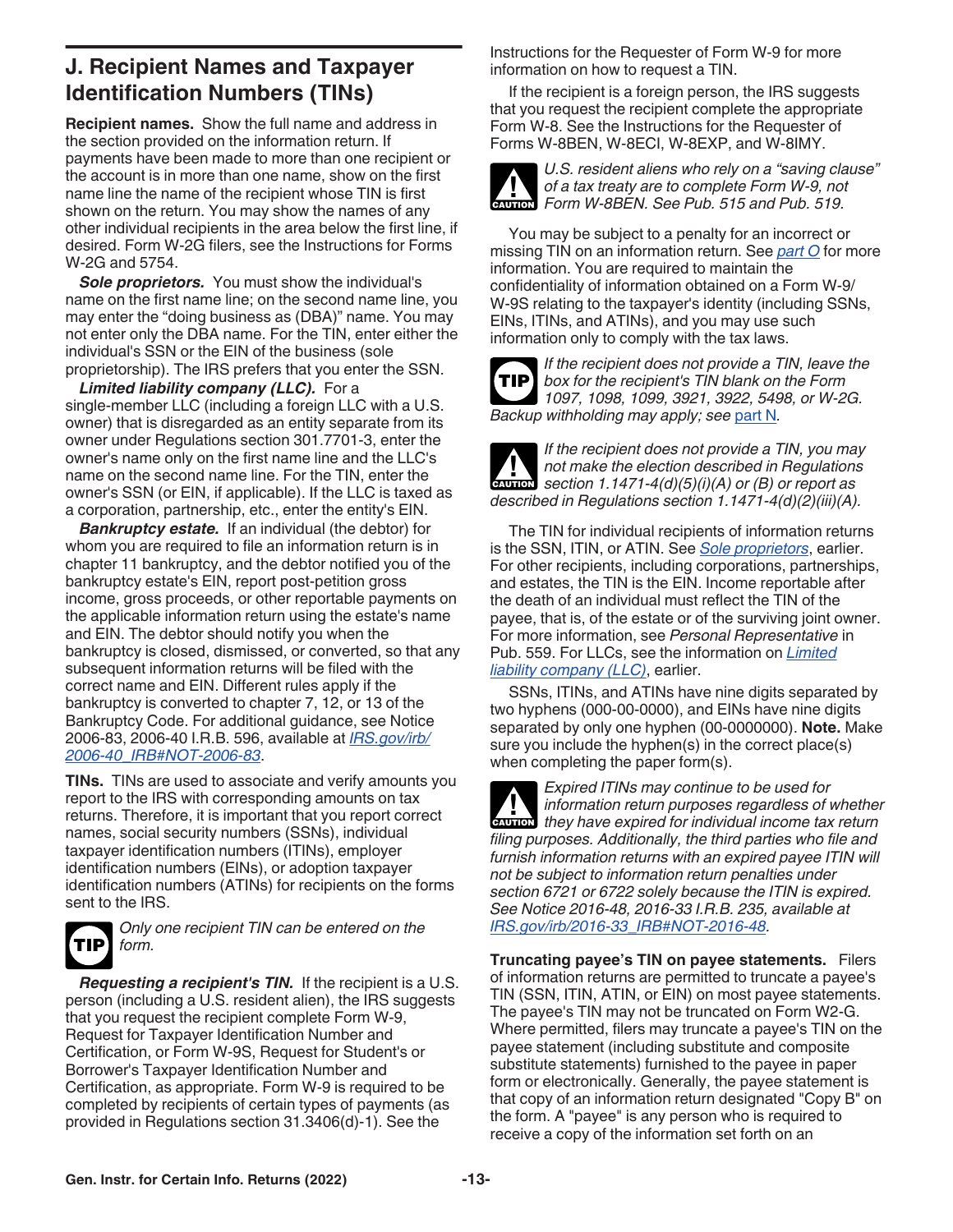## J. Recipient Names and Taxpayer Identification Numbers (TINs)

**Recipient names.** Show the full name and address in the section provided on the information return. If payments have been made to more than one recipient or the account is in more than one name, show on the first name line the name of the recipient whose TIN is first shown on the return. You may show the names of any other individual recipients in the area below the first line, if desired. Form W-2G filers, see the Instructions for Forms W-2G and 5754.

***Sole proprietors.*** You must show the individual's name on the first name line; on the second name line, you may enter the "doing business as (DBA)" name. You may not enter only the DBA name. For the TIN, enter either the individual's SSN or the EIN of the business (sole proprietorship). The IRS prefers that you enter the SSN.

***Limited liability company (LLC).*** For a single-member LLC (including a foreign LLC with a U.S. owner) that is disregarded as an entity separate from its owner under Regulations section 301.7701-3, enter the owner's name only on the first name line and the LLC's name on the second name line. For the TIN, enter the owner's SSN (or EIN, if applicable). If the LLC is taxed as a corporation, partnership, etc., enter the entity's EIN.

***Bankruptcy estate.*** If an individual (the debtor) for whom you are required to file an information return is in chapter 11 bankruptcy, and the debtor notified you of the bankruptcy estate's EIN, report post-petition gross income, gross proceeds, or other reportable payments on the applicable information return using the estate's name and EIN. The debtor should notify you when the bankruptcy is closed, dismissed, or converted, so that any subsequent information returns will be filed with the correct name and EIN. Different rules apply if the bankruptcy is converted to chapter 7, 12, or 13 of the Bankruptcy Code. For additional guidance, see Notice 2006-83, 2006-40 I.R.B. 596, available at *IRS.gov/irb/2006-40_IRB#NOT-2006-83*.

**TINs.** TINs are used to associate and verify amounts you report to the IRS with corresponding amounts on tax returns. Therefore, it is important that you report correct names, social security numbers (SSNs), individual taxpayer identification numbers (ITINs), employer identification numbers (EINs), or adoption taxpayer identification numbers (ATINs) for recipients on the forms sent to the IRS.

**TIP** *Only one recipient TIN can be entered on the form.*

***Requesting a recipient's TIN.*** If the recipient is a U.S. person (including a U.S. resident alien), the IRS suggests that you request the recipient complete Form W-9, Request for Taxpayer Identification Number and Certification, or Form W-9S, Request for Student's or Borrower's Taxpayer Identification Number and Certification, as appropriate. Form W-9 is required to be completed by recipients of certain types of payments (as provided in Regulations section 31.3406(d)-1). See the Instructions for the Requester of Form W-9 for more information on how to request a TIN.

If the recipient is a foreign person, the IRS suggests that you request the recipient complete the appropriate Form W-8. See the Instructions for the Requester of Forms W-8BEN, W-8ECI, W-8EXP, and W-8IMY.

**CAUTION** *U.S. resident aliens who rely on a "saving clause" of a tax treaty are to complete Form W-9, not Form W-8BEN. See Pub. 515 and Pub. 519.*

You may be subject to a penalty for an incorrect or missing TIN on an information return. See *part O* for more information. You are required to maintain the confidentiality of information obtained on a Form W-9/W-9S relating to the taxpayer's identity (including SSNs, EINs, ITINs, and ATINs), and you may use such information only to comply with the tax laws.

**TIP** *If the recipient does not provide a TIN, leave the box for the recipient's TIN blank on the Form 1097, 1098, 1099, 3921, 3922, 5498, or W-2G. Backup withholding may apply; see* part N.

**CAUTION** *If the recipient does not provide a TIN, you may not make the election described in Regulations section 1.1471-4(d)(5)(i)(A) or (B) or report as described in Regulations section 1.1471-4(d)(2)(iii)(A).*

The TIN for individual recipients of information returns is the SSN, ITIN, or ATIN. See *Sole proprietors*, earlier. For other recipients, including corporations, partnerships, and estates, the TIN is the EIN. Income reportable after the death of an individual must reflect the TIN of the payee, that is, of the estate or of the surviving joint owner. For more information, see *Personal Representative* in Pub. 559. For LLCs, see the information on *Limited liability company (LLC)*, earlier.

SSNs, ITINs, and ATINs have nine digits separated by two hyphens (000-00-0000), and EINs have nine digits separated by only one hyphen (00-0000000). **Note.** Make sure you include the hyphen(s) in the correct place(s) when completing the paper form(s).

**CAUTION** *Expired ITINs may continue to be used for information return purposes regardless of whether they have expired for individual income tax return filing purposes. Additionally, the third parties who file and furnish information returns with an expired payee ITIN will not be subject to information return penalties under section 6721 or 6722 solely because the ITIN is expired. See Notice 2016-48, 2016-33 I.R.B. 235, available at IRS.gov/irb/2016-33_IRB#NOT-2016-48.*

**Truncating payee's TIN on payee statements.** Filers of information returns are permitted to truncate a payee's TIN (SSN, ITIN, ATIN, or EIN) on most payee statements. The payee's TIN may not be truncated on Form W2-G. Where permitted, filers may truncate a payee's TIN on the payee statement (including substitute and composite substitute statements) furnished to the payee in paper form or electronically. Generally, the payee statement is that copy of an information return designated "Copy B" on the form. A "payee" is any person who is required to receive a copy of the information set forth on an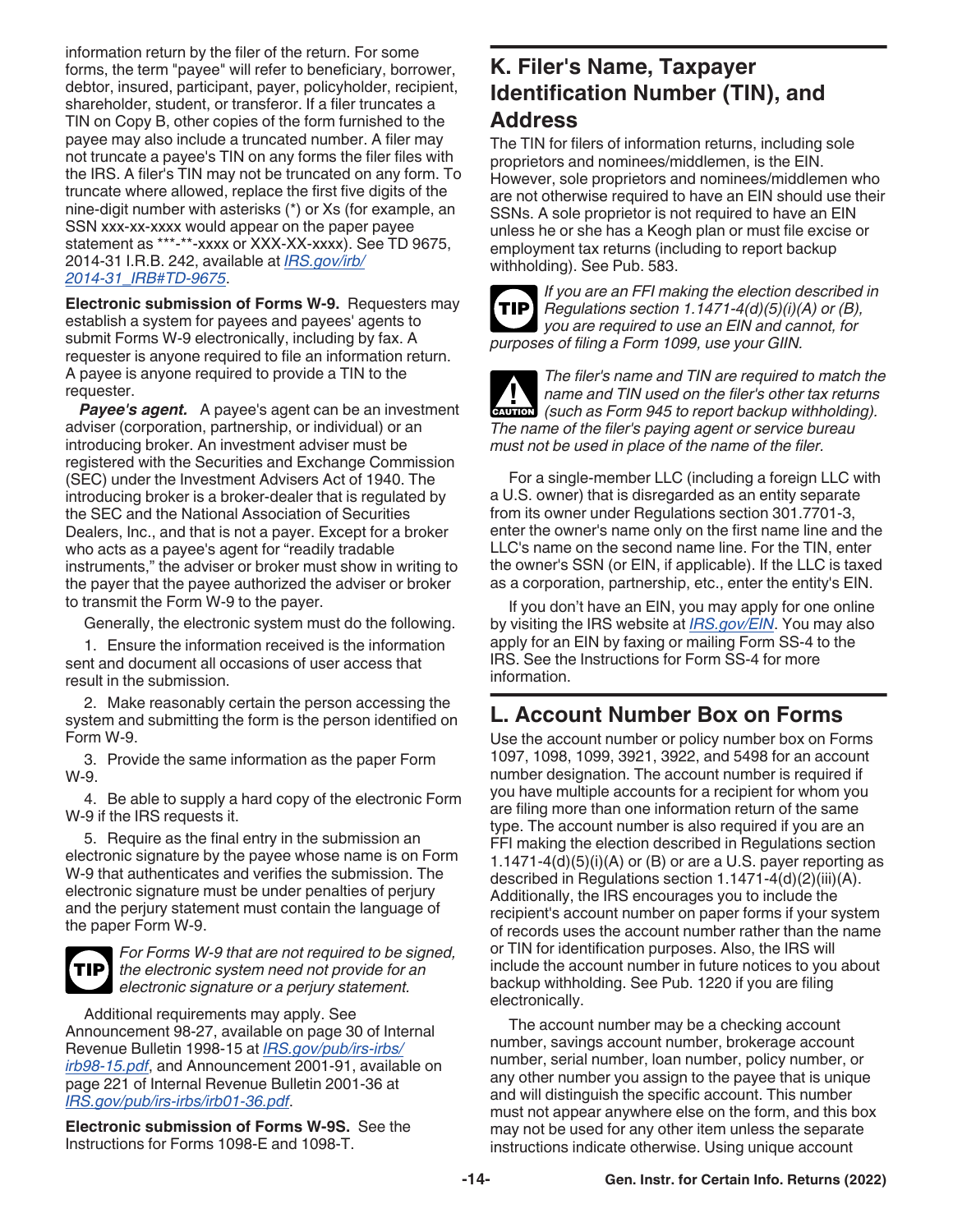information return by the filer of the return. For some forms, the term "payee" will refer to beneficiary, borrower, debtor, insured, participant, payer, policyholder, recipient, shareholder, student, or transferor. If a filer truncates a TIN on Copy B, other copies of the form furnished to the payee may also include a truncated number. A filer may not truncate a payee's TIN on any forms the filer files with the IRS. A filer's TIN may not be truncated on any form. To truncate where allowed, replace the first five digits of the nine-digit number with asterisks (*) or Xs (for example, an SSN xxx-xx-xxxx would appear on the paper payee statement as ***-**-xxxx or XXX-XX-xxxx). See TD 9675, 2014-31 I.R.B. 242, available at *IRS.gov/irb/2014-31_IRB#TD-9675*.

**Electronic submission of Forms W-9.** Requesters may establish a system for payees and payees' agents to submit Forms W-9 electronically, including by fax. A requester is anyone required to file an information return. A payee is anyone required to provide a TIN to the requester.

***Payee's agent.*** A payee's agent can be an investment adviser (corporation, partnership, or individual) or an introducing broker. An investment adviser must be registered with the Securities and Exchange Commission (SEC) under the Investment Advisers Act of 1940. The introducing broker is a broker-dealer that is regulated by the SEC and the National Association of Securities Dealers, Inc., and that is not a payer. Except for a broker who acts as a payee's agent for "readily tradable instruments," the adviser or broker must show in writing to the payer that the payee authorized the adviser or broker to transmit the Form W-9 to the payer.

Generally, the electronic system must do the following.

1. Ensure the information received is the information sent and document all occasions of user access that result in the submission.

2. Make reasonably certain the person accessing the system and submitting the form is the person identified on Form W-9.

3. Provide the same information as the paper Form W-9.

4. Be able to supply a hard copy of the electronic Form W-9 if the IRS requests it.

5. Require as the final entry in the submission an electronic signature by the payee whose name is on Form W-9 that authenticates and verifies the submission. The electronic signature must be under penalties of perjury and the perjury statement must contain the language of the paper Form W-9.

**TIP** *For Forms W-9 that are not required to be signed, the electronic system need not provide for an electronic signature or a perjury statement.*

Additional requirements may apply. See Announcement 98-27, available on page 30 of Internal Revenue Bulletin 1998-15 at *IRS.gov/pub/irs-irbs/irb98-15.pdf*, and Announcement 2001-91, available on page 221 of Internal Revenue Bulletin 2001-36 at *IRS.gov/pub/irs-irbs/irb01-36.pdf*.

**Electronic submission of Forms W-9S.** See the Instructions for Forms 1098-E and 1098-T.

## K. Filer's Name, Taxpayer Identification Number (TIN), and Address

The TIN for filers of information returns, including sole proprietors and nominees/middlemen, is the EIN. However, sole proprietors and nominees/middlemen who are not otherwise required to have an EIN should use their SSNs. A sole proprietor is not required to have an EIN unless he or she has a Keogh plan or must file excise or employment tax returns (including to report backup withholding). See Pub. 583.

**TIP** *If you are an FFI making the election described in Regulations section 1.1471-4(d)(5)(i)(A) or (B), you are required to use an EIN and cannot, for purposes of filing a Form 1099, use your GIIN.*

**CAUTION** *The filer's name and TIN are required to match the name and TIN used on the filer's other tax returns (such as Form 945 to report backup withholding). The name of the filer's paying agent or service bureau must not be used in place of the name of the filer.*

For a single-member LLC (including a foreign LLC with a U.S. owner) that is disregarded as an entity separate from its owner under Regulations section 301.7701-3, enter the owner's name only on the first name line and the LLC's name on the second name line. For the TIN, enter the owner's SSN (or EIN, if applicable). If the LLC is taxed as a corporation, partnership, etc., enter the entity's EIN.

If you don't have an EIN, you may apply for one online by visiting the IRS website at *IRS.gov/EIN*. You may also apply for an EIN by faxing or mailing Form SS-4 to the IRS. See the Instructions for Form SS-4 for more information.

## L. Account Number Box on Forms

Use the account number or policy number box on Forms 1097, 1098, 1099, 3921, 3922, and 5498 for an account number designation. The account number is required if you have multiple accounts for a recipient for whom you are filing more than one information return of the same type. The account number is also required if you are an FFI making the election described in Regulations section 1.1471-4(d)(5)(i)(A) or (B) or are a U.S. payer reporting as described in Regulations section 1.1471-4(d)(2)(iii)(A). Additionally, the IRS encourages you to include the recipient's account number on paper forms if your system of records uses the account number rather than the name or TIN for identification purposes. Also, the IRS will include the account number in future notices to you about backup withholding. See Pub. 1220 if you are filing electronically.

The account number may be a checking account number, savings account number, brokerage account number, serial number, loan number, policy number, or any other number you assign to the payee that is unique and will distinguish the specific account. This number must not appear anywhere else on the form, and this box may not be used for any other item unless the separate instructions indicate otherwise. Using unique account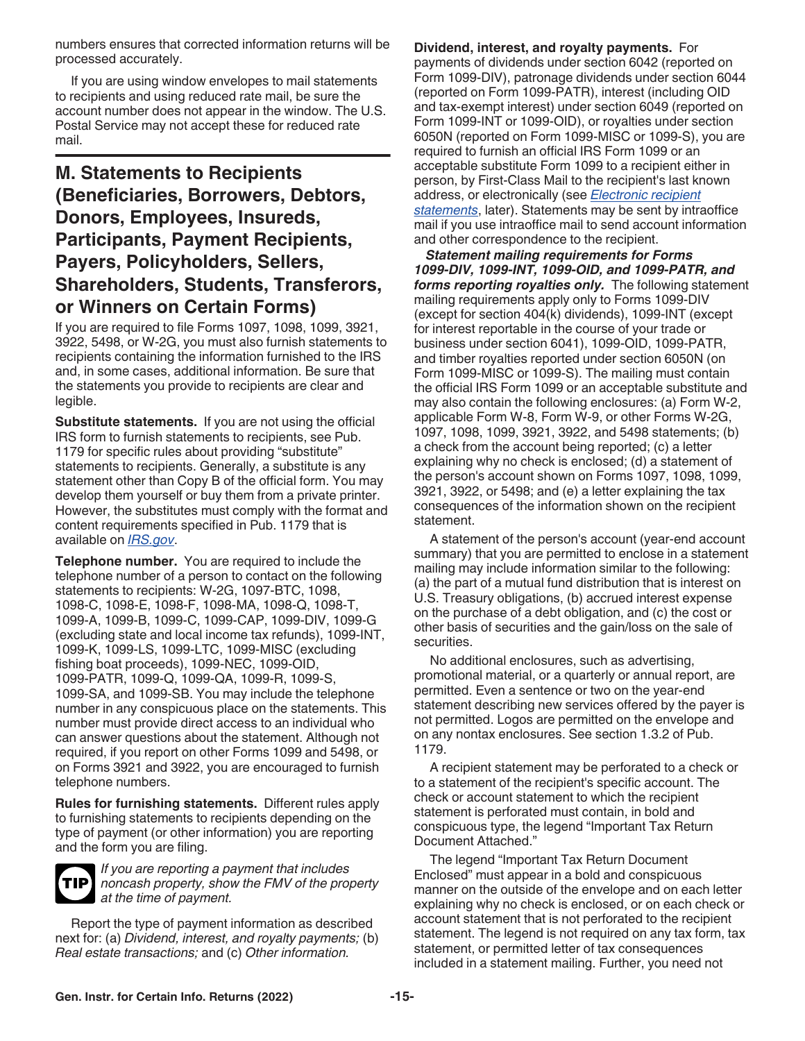numbers ensures that corrected information returns will be processed accurately.

If you are using window envelopes to mail statements to recipients and using reduced rate mail, be sure the account number does not appear in the window. The U.S. Postal Service may not accept these for reduced rate mail.

## M. Statements to Recipients (Beneficiaries, Borrowers, Debtors, Donors, Employees, Insureds, Participants, Payment Recipients, Payers, Policyholders, Sellers, Shareholders, Students, Transferors, or Winners on Certain Forms)

If you are required to file Forms 1097, 1098, 1099, 3921, 3922, 5498, or W-2G, you must also furnish statements to recipients containing the information furnished to the IRS and, in some cases, additional information. Be sure that the statements you provide to recipients are clear and legible.

**Substitute statements.** If you are not using the official IRS form to furnish statements to recipients, see Pub. 1179 for specific rules about providing "substitute" statements to recipients. Generally, a substitute is any statement other than Copy B of the official form. You may develop them yourself or buy them from a private printer. However, the substitutes must comply with the format and content requirements specified in Pub. 1179 that is available on *IRS.gov*.

**Telephone number.** You are required to include the telephone number of a person to contact on the following statements to recipients: W-2G, 1097-BTC, 1098, 1098-C, 1098-E, 1098-F, 1098-MA, 1098-Q, 1098-T, 1099-A, 1099-B, 1099-C, 1099-CAP, 1099-DIV, 1099-G (excluding state and local income tax refunds), 1099-INT, 1099-K, 1099-LS, 1099-LTC, 1099-MISC (excluding fishing boat proceeds), 1099-NEC, 1099-OID, 1099-PATR, 1099-Q, 1099-QA, 1099-R, 1099-S, 1099-SA, and 1099-SB. You may include the telephone number in any conspicuous place on the statements. This number must provide direct access to an individual who can answer questions about the statement. Although not required, if you report on other Forms 1099 and 5498, or on Forms 3921 and 3922, you are encouraged to furnish telephone numbers.

**Rules for furnishing statements.** Different rules apply to furnishing statements to recipients depending on the type of payment (or other information) you are reporting and the form you are filing.

**TIP** *If you are reporting a payment that includes noncash property, show the FMV of the property at the time of payment.*

Report the type of payment information as described next for: (a) *Dividend, interest, and royalty payments;* (b) *Real estate transactions;* and (c) *Other information.*

**Dividend, interest, and royalty payments.** For payments of dividends under section 6042 (reported on Form 1099-DIV), patronage dividends under section 6044 (reported on Form 1099-PATR), interest (including OID and tax-exempt interest) under section 6049 (reported on Form 1099-INT or 1099-OID), or royalties under section 6050N (reported on Form 1099-MISC or 1099-S), you are required to furnish an official IRS Form 1099 or an acceptable substitute Form 1099 to a recipient either in person, by First-Class Mail to the recipient's last known address, or electronically (see *Electronic recipient statements*, later). Statements may be sent by intraoffice mail if you use intraoffice mail to send account information and other correspondence to the recipient.

***Statement mailing requirements for Forms 1099-DIV, 1099-INT, 1099-OID, and 1099-PATR, and forms reporting royalties only.*** The following statement mailing requirements apply only to Forms 1099-DIV (except for section 404(k) dividends), 1099-INT (except for interest reportable in the course of your trade or business under section 6041), 1099-OID, 1099-PATR, and timber royalties reported under section 6050N (on Form 1099-MISC or 1099-S). The mailing must contain the official IRS Form 1099 or an acceptable substitute and may also contain the following enclosures: (a) Form W-2, applicable Form W-8, Form W-9, or other Forms W-2G, 1097, 1098, 1099, 3921, 3922, and 5498 statements; (b) a check from the account being reported; (c) a letter explaining why no check is enclosed; (d) a statement of the person's account shown on Forms 1097, 1098, 1099, 3921, 3922, or 5498; and (e) a letter explaining the tax consequences of the information shown on the recipient statement.

A statement of the person's account (year-end account summary) that you are permitted to enclose in a statement mailing may include information similar to the following: (a) the part of a mutual fund distribution that is interest on U.S. Treasury obligations, (b) accrued interest expense on the purchase of a debt obligation, and (c) the cost or other basis of securities and the gain/loss on the sale of securities.

No additional enclosures, such as advertising, promotional material, or a quarterly or annual report, are permitted. Even a sentence or two on the year-end statement describing new services offered by the payer is not permitted. Logos are permitted on the envelope and on any nontax enclosures. See section 1.3.2 of Pub. 1179.

A recipient statement may be perforated to a check or to a statement of the recipient's specific account. The check or account statement to which the recipient statement is perforated must contain, in bold and conspicuous type, the legend "Important Tax Return Document Attached."

The legend "Important Tax Return Document Enclosed" must appear in a bold and conspicuous manner on the outside of the envelope and on each letter explaining why no check is enclosed, or on each check or account statement that is not perforated to the recipient statement. The legend is not required on any tax form, tax statement, or permitted letter of tax consequences included in a statement mailing. Further, you need not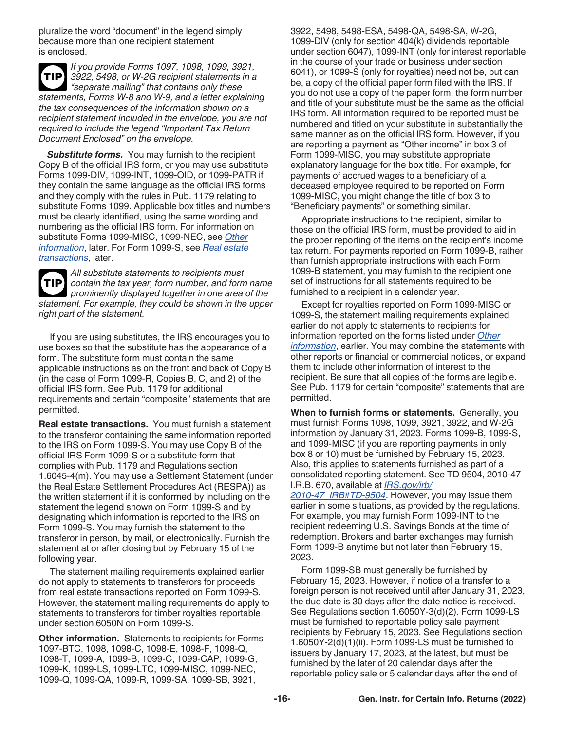pluralize the word "document" in the legend simply because more than one recipient statement is enclosed.

**TIP** *If you provide Forms 1097, 1098, 1099, 3921, 3922, 5498, or W-2G recipient statements in a "separate mailing" that contains only these statements, Forms W-8 and W-9, and a letter explaining the tax consequences of the information shown on a recipient statement included in the envelope, you are not required to include the legend "Important Tax Return Document Enclosed" on the envelope.*

***Substitute forms.*** You may furnish to the recipient Copy B of the official IRS form, or you may use substitute Forms 1099-DIV, 1099-INT, 1099-OID, or 1099-PATR if they contain the same language as the official IRS forms and they comply with the rules in Pub. 1179 relating to substitute Forms 1099. Applicable box titles and numbers must be clearly identified, using the same wording and numbering as the official IRS form. For information on substitute Forms 1099-MISC, 1099-NEC, see *Other information*, later. For Form 1099-S, see *Real estate transactions*, later.

**TIP** *All substitute statements to recipients must contain the tax year, form number, and form name prominently displayed together in one area of the statement. For example, they could be shown in the upper right part of the statement.*

If you are using substitutes, the IRS encourages you to use boxes so that the substitute has the appearance of a form. The substitute form must contain the same applicable instructions as on the front and back of Copy B (in the case of Form 1099-R, Copies B, C, and 2) of the official IRS form. See Pub. 1179 for additional requirements and certain "composite" statements that are permitted.

**Real estate transactions.** You must furnish a statement to the transferor containing the same information reported to the IRS on Form 1099-S. You may use Copy B of the official IRS Form 1099-S or a substitute form that complies with Pub. 1179 and Regulations section 1.6045-4(m). You may use a Settlement Statement (under the Real Estate Settlement Procedures Act (RESPA)) as the written statement if it is conformed by including on the statement the legend shown on Form 1099-S and by designating which information is reported to the IRS on Form 1099-S. You may furnish the statement to the transferor in person, by mail, or electronically. Furnish the statement at or after closing but by February 15 of the following year.

The statement mailing requirements explained earlier do not apply to statements to transferors for proceeds from real estate transactions reported on Form 1099-S. However, the statement mailing requirements do apply to statements to transferors for timber royalties reportable under section 6050N on Form 1099-S.

**Other information.** Statements to recipients for Forms 1097-BTC, 1098, 1098-C, 1098-E, 1098-F, 1098-Q, 1098-T, 1099-A, 1099-B, 1099-C, 1099-CAP, 1099-G, 1099-K, 1099-LS, 1099-LTC, 1099-MISC, 1099-NEC, 1099-Q, 1099-QA, 1099-R, 1099-SA, 1099-SB, 3921, 3922, 5498, 5498-ESA, 5498-QA, 5498-SA, W-2G, 1099-DIV (only for section 404(k) dividends reportable under section 6047), 1099-INT (only for interest reportable in the course of your trade or business under section 6041), or 1099-S (only for royalties) need not be, but can be, a copy of the official paper form filed with the IRS. If you do not use a copy of the paper form, the form number and title of your substitute must be the same as the official IRS form. All information required to be reported must be numbered and titled on your substitute in substantially the same manner as on the official IRS form. However, if you are reporting a payment as "Other income" in box 3 of Form 1099-MISC, you may substitute appropriate explanatory language for the box title. For example, for payments of accrued wages to a beneficiary of a deceased employee required to be reported on Form 1099-MISC, you might change the title of box 3 to "Beneficiary payments" or something similar.

Appropriate instructions to the recipient, similar to those on the official IRS form, must be provided to aid in the proper reporting of the items on the recipient's income tax return. For payments reported on Form 1099-B, rather than furnish appropriate instructions with each Form 1099-B statement, you may furnish to the recipient one set of instructions for all statements required to be furnished to a recipient in a calendar year.

Except for royalties reported on Form 1099-MISC or 1099-S, the statement mailing requirements explained earlier do not apply to statements to recipients for information reported on the forms listed under *Other information*, earlier. You may combine the statements with other reports or financial or commercial notices, or expand them to include other information of interest to the recipient. Be sure that all copies of the forms are legible. See Pub. 1179 for certain "composite" statements that are permitted.

**When to furnish forms or statements.** Generally, you must furnish Forms 1098, 1099, 3921, 3922, and W-2G information by January 31, 2023. Forms 1099-B, 1099-S, and 1099-MISC (if you are reporting payments in only box 8 or 10) must be furnished by February 15, 2023. Also, this applies to statements furnished as part of a consolidated reporting statement. See TD 9504, 2010-47 I.R.B. 670, available at *IRS.gov/irb/2010-47_IRB#TD-9504*. However, you may issue them earlier in some situations, as provided by the regulations. For example, you may furnish Form 1099-INT to the recipient redeeming U.S. Savings Bonds at the time of redemption. Brokers and barter exchanges may furnish Form 1099-B anytime but not later than February 15, 2023.

Form 1099-SB must generally be furnished by February 15, 2023. However, if notice of a transfer to a foreign person is not received until after January 31, 2023, the due date is 30 days after the date notice is received. See Regulations section 1.6050Y-3(d)(2). Form 1099-LS must be furnished to reportable policy sale payment recipients by February 15, 2023. See Regulations section 1.6050Y-2(d)(1)(ii). Form 1099-LS must be furnished to issuers by January 17, 2023, at the latest, but must be furnished by the later of 20 calendar days after the reportable policy sale or 5 calendar days after the end of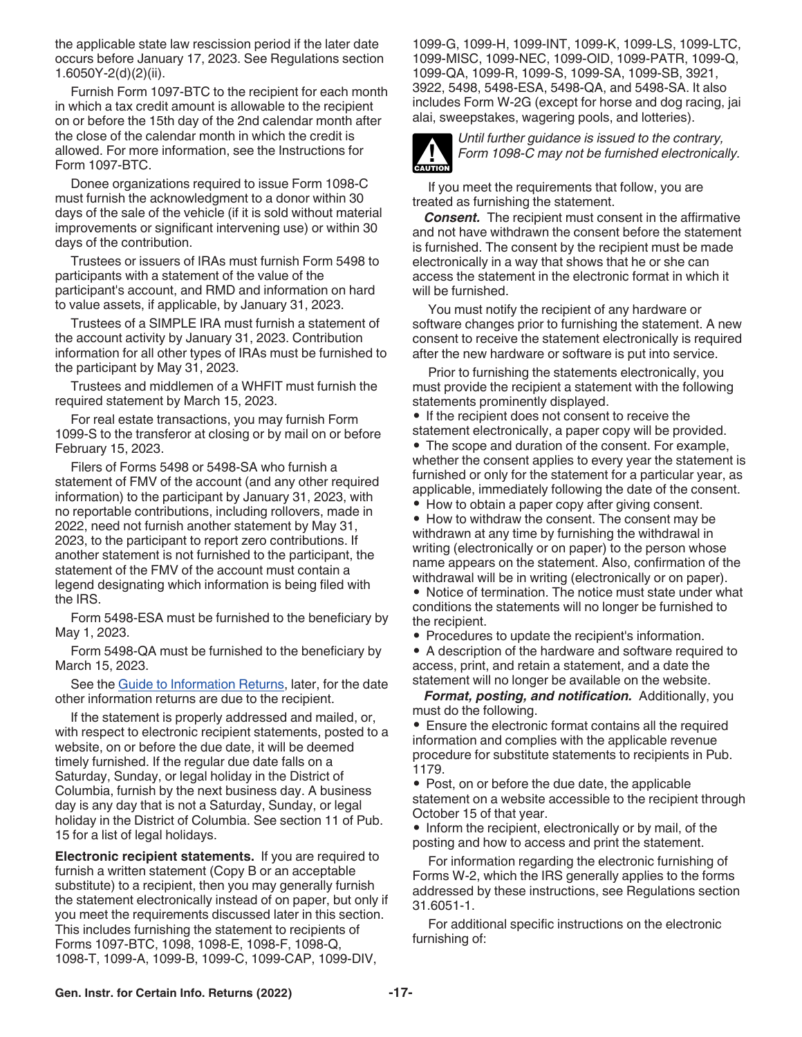the applicable state law rescission period if the later date occurs before January 17, 2023. See Regulations section 1.6050Y-2(d)(2)(ii).

Furnish Form 1097-BTC to the recipient for each month in which a tax credit amount is allowable to the recipient on or before the 15th day of the 2nd calendar month after the close of the calendar month in which the credit is allowed. For more information, see the Instructions for Form 1097-BTC.

Donee organizations required to issue Form 1098-C must furnish the acknowledgment to a donor within 30 days of the sale of the vehicle (if it is sold without material improvements or significant intervening use) or within 30 days of the contribution.

Trustees or issuers of IRAs must furnish Form 5498 to participants with a statement of the value of the participant's account, and RMD and information on hard to value assets, if applicable, by January 31, 2023.

Trustees of a SIMPLE IRA must furnish a statement of the account activity by January 31, 2023. Contribution information for all other types of IRAs must be furnished to the participant by May 31, 2023.

Trustees and middlemen of a WHFIT must furnish the required statement by March 15, 2023.

For real estate transactions, you may furnish Form 1099-S to the transferor at closing or by mail on or before February 15, 2023.

Filers of Forms 5498 or 5498-SA who furnish a statement of FMV of the account (and any other required information) to the participant by January 31, 2023, with no reportable contributions, including rollovers, made in 2022, need not furnish another statement by May 31, 2023, to the participant to report zero contributions. If another statement is not furnished to the participant, the statement of the FMV of the account must contain a legend designating which information is being filed with the IRS.

Form 5498-ESA must be furnished to the beneficiary by May 1, 2023.

Form 5498-QA must be furnished to the beneficiary by March 15, 2023.

See the Guide to Information Returns, later, for the date other information returns are due to the recipient.

If the statement is properly addressed and mailed, or, with respect to electronic recipient statements, posted to a website, on or before the due date, it will be deemed timely furnished. If the regular due date falls on a Saturday, Sunday, or legal holiday in the District of Columbia, furnish by the next business day. A business day is any day that is not a Saturday, Sunday, or legal holiday in the District of Columbia. See section 11 of Pub. 15 for a list of legal holidays.

**Electronic recipient statements.** If you are required to furnish a written statement (Copy B or an acceptable substitute) to a recipient, then you may generally furnish the statement electronically instead of on paper, but only if you meet the requirements discussed later in this section. This includes furnishing the statement to recipients of Forms 1097-BTC, 1098, 1098-E, 1098-F, 1098-Q, 1098-T, 1099-A, 1099-B, 1099-C, 1099-CAP, 1099-DIV, 1099-G, 1099-H, 1099-INT, 1099-K, 1099-LS, 1099-LTC, 1099-MISC, 1099-NEC, 1099-OID, 1099-PATR, 1099-Q, 1099-QA, 1099-R, 1099-S, 1099-SA, 1099-SB, 3921, 3922, 5498, 5498-ESA, 5498-QA, and 5498-SA. It also includes Form W-2G (except for horse and dog racing, jai alai, sweepstakes, wagering pools, and lotteries).

**CAUTION:** *Until further guidance is issued to the contrary, Form 1098-C may not be furnished electronically.*

If you meet the requirements that follow, you are treated as furnishing the statement.

***Consent.*** The recipient must consent in the affirmative and not have withdrawn the consent before the statement is furnished. The consent by the recipient must be made electronically in a way that shows that he or she can access the statement in the electronic format in which it will be furnished.

You must notify the recipient of any hardware or software changes prior to furnishing the statement. A new consent to receive the statement electronically is required after the new hardware or software is put into service.

Prior to furnishing the statements electronically, you must provide the recipient a statement with the following statements prominently displayed.

- If the recipient does not consent to receive the statement electronically, a paper copy will be provided.
- The scope and duration of the consent. For example, whether the consent applies to every year the statement is furnished or only for the statement for a particular year, as applicable, immediately following the date of the consent.
- How to obtain a paper copy after giving consent.
- How to withdraw the consent. The consent may be withdrawn at any time by furnishing the withdrawal in writing (electronically or on paper) to the person whose name appears on the statement. Also, confirmation of the withdrawal will be in writing (electronically or on paper).
- Notice of termination. The notice must state under what conditions the statements will no longer be furnished to the recipient.
- Procedures to update the recipient's information.
- A description of the hardware and software required to access, print, and retain a statement, and a date the statement will no longer be available on the website.

***Format, posting, and notification.*** Additionally, you must do the following.

- Ensure the electronic format contains all the required information and complies with the applicable revenue procedure for substitute statements to recipients in Pub. 1179.
- Post, on or before the due date, the applicable statement on a website accessible to the recipient through October 15 of that year.
- Inform the recipient, electronically or by mail, of the posting and how to access and print the statement.

For information regarding the electronic furnishing of Forms W-2, which the IRS generally applies to the forms addressed by these instructions, see Regulations section 31.6051-1.

For additional specific instructions on the electronic furnishing of: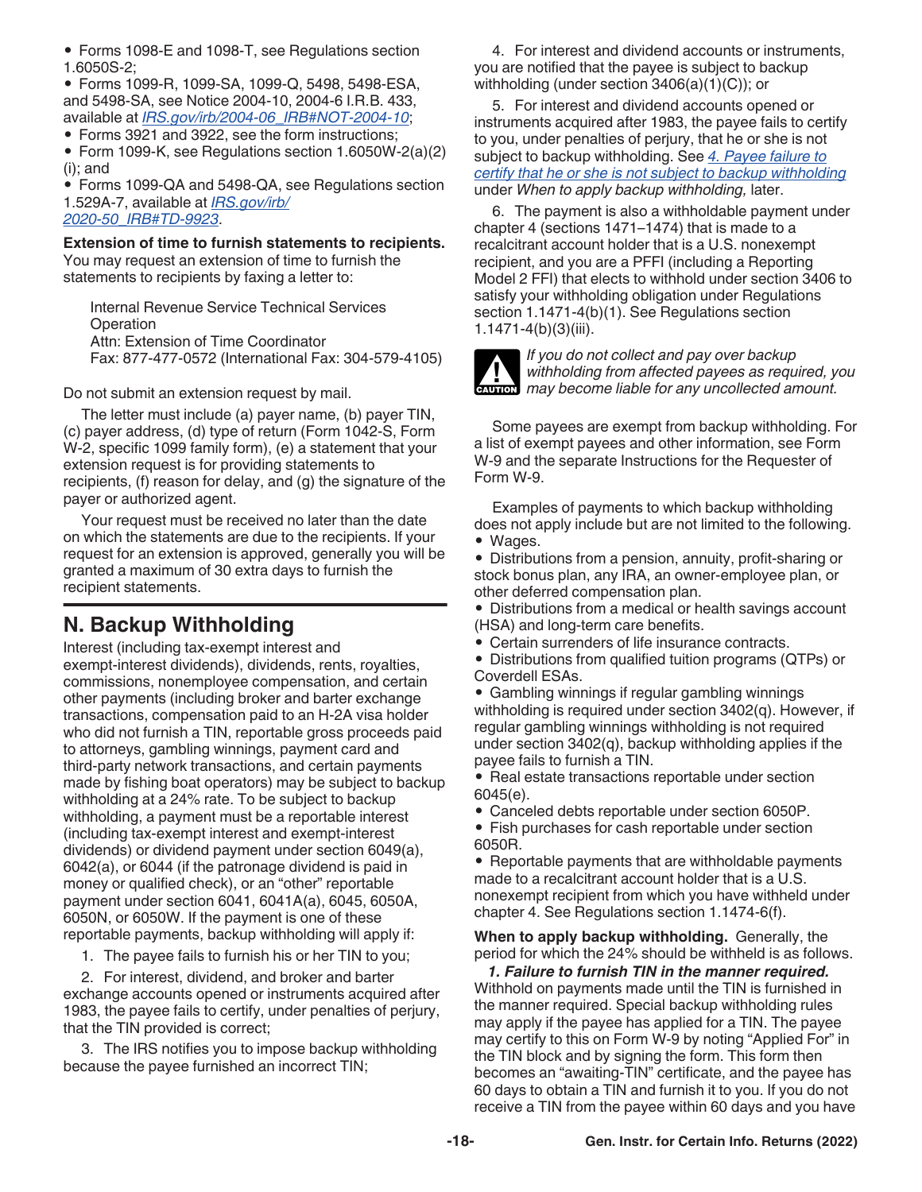- Forms 1098-E and 1098-T, see Regulations section 1.6050S-2;
- Forms 1099-R, 1099-SA, 1099-Q, 5498, 5498-ESA, and 5498-SA, see Notice 2004-10, 2004-6 I.R.B. 433, available at *IRS.gov/irb/2004-06_IRB#NOT-2004-10*;
- Forms 3921 and 3922, see the form instructions;
- Form 1099-K, see Regulations section 1.6050W-2(a)(2)(i); and
- Forms 1099-QA and 5498-QA, see Regulations section 1.529A-7, available at *IRS.gov/irb/2020-50_IRB#TD-9923*.

**Extension of time to furnish statements to recipients.** You may request an extension of time to furnish the statements to recipients by faxing a letter to:

> Internal Revenue Service Technical Services Operation
> Attn: Extension of Time Coordinator
> Fax: 877-477-0572 (International Fax: 304-579-4105)

Do not submit an extension request by mail.

The letter must include (a) payer name, (b) payer TIN, (c) payer address, (d) type of return (Form 1042-S, Form W-2, specific 1099 family form), (e) a statement that your extension request is for providing statements to recipients, (f) reason for delay, and (g) the signature of the payer or authorized agent.

Your request must be received no later than the date on which the statements are due to the recipients. If your request for an extension is approved, generally you will be granted a maximum of 30 extra days to furnish the recipient statements.

## N. Backup Withholding

Interest (including tax-exempt interest and exempt-interest dividends), dividends, rents, royalties, commissions, nonemployee compensation, and certain other payments (including broker and barter exchange transactions, compensation paid to an H-2A visa holder who did not furnish a TIN, reportable gross proceeds paid to attorneys, gambling winnings, payment card and third-party network transactions, and certain payments made by fishing boat operators) may be subject to backup withholding at a 24% rate. To be subject to backup withholding, a payment must be a reportable interest (including tax-exempt interest and exempt-interest dividends) or dividend payment under section 6049(a), 6042(a), or 6044 (if the patronage dividend is paid in money or qualified check), or an "other" reportable payment under section 6041, 6041A(a), 6045, 6050A, 6050N, or 6050W. If the payment is one of these reportable payments, backup withholding will apply if:

1. The payee fails to furnish his or her TIN to you;
2. For interest, dividend, and broker and barter exchange accounts opened or instruments acquired after 1983, the payee fails to certify, under penalties of perjury, that the TIN provided is correct;
3. The IRS notifies you to impose backup withholding because the payee furnished an incorrect TIN;
4. For interest and dividend accounts or instruments, you are notified that the payee is subject to backup withholding (under section 3406(a)(1)(C)); or
5. For interest and dividend accounts opened or instruments acquired after 1983, the payee fails to certify to you, under penalties of perjury, that he or she is not subject to backup withholding. See *4. Payee failure to certify that he or she is not subject to backup withholding* under *When to apply backup withholding,* later.
6. The payment is also a withholdable payment under chapter 4 (sections 1471–1474) that is made to a recalcitrant account holder that is a U.S. nonexempt recipient, and you are a PFFI (including a Reporting Model 2 FFI) that elects to withhold under section 3406 to satisfy your withholding obligation under Regulations section 1.1471-4(b)(1). See Regulations section 1.1471-4(b)(3)(iii).

**CAUTION:** *If you do not collect and pay over backup withholding from affected payees as required, you may become liable for any uncollected amount.*

Some payees are exempt from backup withholding. For a list of exempt payees and other information, see Form W-9 and the separate Instructions for the Requester of Form W-9.

Examples of payments to which backup withholding does not apply include but are not limited to the following.

- Wages.
- Distributions from a pension, annuity, profit-sharing or stock bonus plan, any IRA, an owner-employee plan, or other deferred compensation plan.
- Distributions from a medical or health savings account (HSA) and long-term care benefits.
- Certain surrenders of life insurance contracts.
- Distributions from qualified tuition programs (QTPs) or Coverdell ESAs.
- Gambling winnings if regular gambling winnings withholding is required under section 3402(q). However, if regular gambling winnings withholding is not required under section 3402(q), backup withholding applies if the payee fails to furnish a TIN.
- Real estate transactions reportable under section 6045(e).
- Canceled debts reportable under section 6050P.
- Fish purchases for cash reportable under section 6050R.
- Reportable payments that are withholdable payments made to a recalcitrant account holder that is a U.S. nonexempt recipient from which you have withheld under chapter 4. See Regulations section 1.1474-6(f).

**When to apply backup withholding.** Generally, the period for which the 24% should be withheld is as follows.

***1. Failure to furnish TIN in the manner required.*** Withhold on payments made until the TIN is furnished in the manner required. Special backup withholding rules may apply if the payee has applied for a TIN. The payee may certify to this on Form W-9 by noting "Applied For" in the TIN block and by signing the form. This form then becomes an "awaiting-TIN" certificate, and the payee has 60 days to obtain a TIN and furnish it to you. If you do not receive a TIN from the payee within 60 days and you have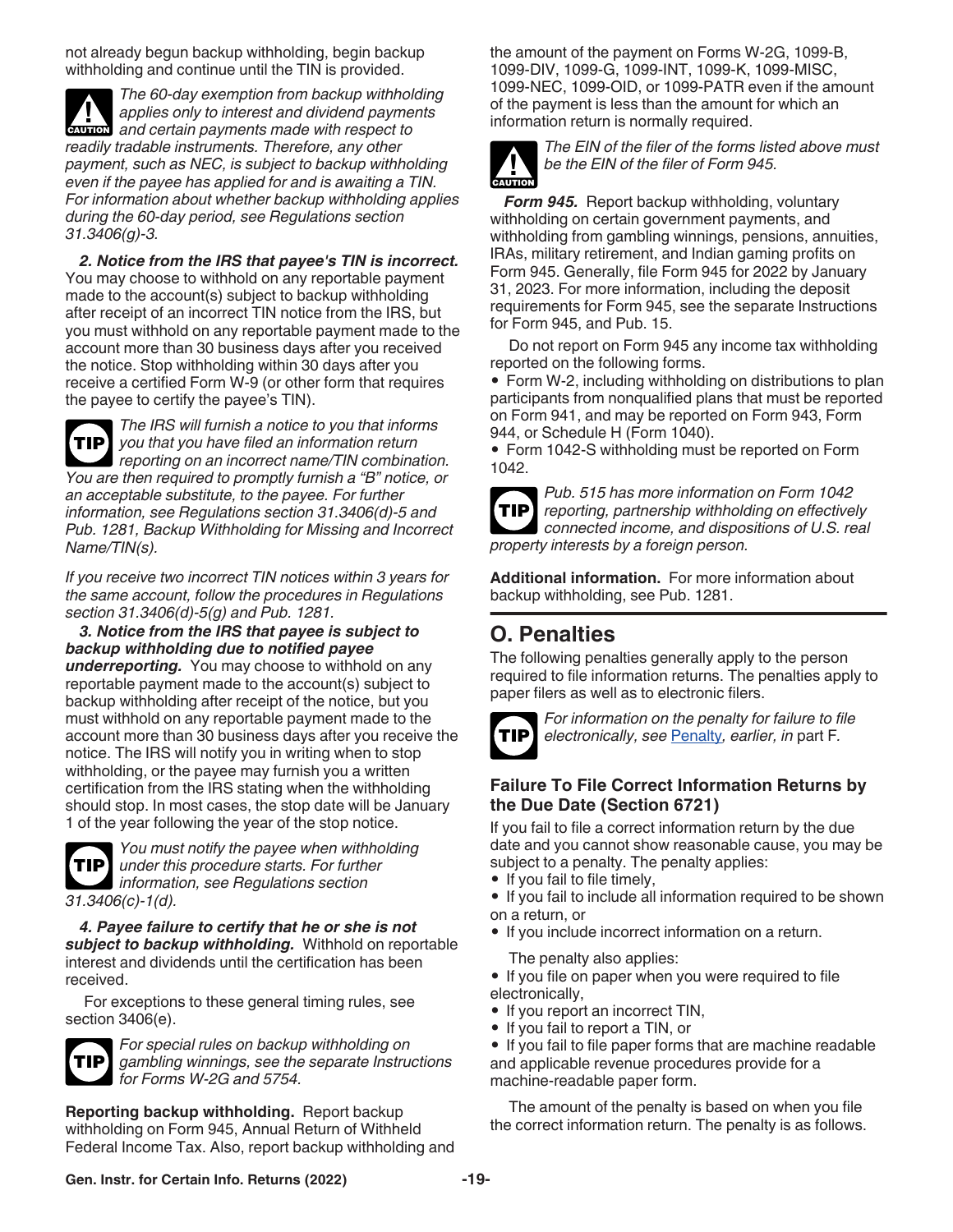not already begun backup withholding, begin backup withholding and continue until the TIN is provided.

**CAUTION** *The 60-day exemption from backup withholding applies only to interest and dividend payments and certain payments made with respect to readily tradable instruments. Therefore, any other payment, such as NEC, is subject to backup withholding even if the payee has applied for and is awaiting a TIN. For information about whether backup withholding applies during the 60-day period, see Regulations section 31.3406(g)-3.*

***2. Notice from the IRS that payee's TIN is incorrect.*** You may choose to withhold on any reportable payment made to the account(s) subject to backup withholding after receipt of an incorrect TIN notice from the IRS, but you must withhold on any reportable payment made to the account more than 30 business days after you received the notice. Stop withholding within 30 days after you receive a certified Form W-9 (or other form that requires the payee to certify the payee's TIN).

**TIP** *The IRS will furnish a notice to you that informs you that you have filed an information return reporting on an incorrect name/TIN combination. You are then required to promptly furnish a "B" notice, or an acceptable substitute, to the payee. For further information, see Regulations section 31.3406(d)-5 and Pub. 1281, Backup Withholding for Missing and Incorrect Name/TIN(s).*

*If you receive two incorrect TIN notices within 3 years for the same account, follow the procedures in Regulations section 31.3406(d)-5(g) and Pub. 1281.*

***3. Notice from the IRS that payee is subject to backup withholding due to notified payee underreporting.*** You may choose to withhold on any reportable payment made to the account(s) subject to backup withholding after receipt of the notice, but you must withhold on any reportable payment made to the account more than 30 business days after you receive the notice. The IRS will notify you in writing when to stop withholding, or the payee may furnish you a written certification from the IRS stating when the withholding should stop. In most cases, the stop date will be January 1 of the year following the year of the stop notice.

**TIP** *You must notify the payee when withholding under this procedure starts. For further information, see Regulations section 31.3406(c)-1(d).*

***4. Payee failure to certify that he or she is not subject to backup withholding.*** Withhold on reportable interest and dividends until the certification has been received.

For exceptions to these general timing rules, see section 3406(e).

**TIP** *For special rules on backup withholding on gambling winnings, see the separate Instructions for Forms W-2G and 5754.*

**Reporting backup withholding.** Report backup withholding on Form 945, Annual Return of Withheld Federal Income Tax. Also, report backup withholding and the amount of the payment on Forms W-2G, 1099-B, 1099-DIV, 1099-G, 1099-INT, 1099-K, 1099-MISC, 1099-NEC, 1099-OID, or 1099-PATR even if the amount of the payment is less than the amount for which an information return is normally required.

**CAUTION** *The EIN of the filer of the forms listed above must be the EIN of the filer of Form 945.*

***Form 945.*** Report backup withholding, voluntary withholding on certain government payments, and withholding from gambling winnings, pensions, annuities, IRAs, military retirement, and Indian gaming profits on Form 945. Generally, file Form 945 for 2022 by January 31, 2023. For more information, including the deposit requirements for Form 945, see the separate Instructions for Form 945, and Pub. 15.

Do not report on Form 945 any income tax withholding reported on the following forms.

- Form W-2, including withholding on distributions to plan participants from nonqualified plans that must be reported on Form 941, and may be reported on Form 943, Form 944, or Schedule H (Form 1040).
- Form 1042-S withholding must be reported on Form 1042.

**TIP** *Pub. 515 has more information on Form 1042 reporting, partnership withholding on effectively connected income, and dispositions of U.S. real property interests by a foreign person.*

**Additional information.** For more information about backup withholding, see Pub. 1281.

## O. Penalties

The following penalties generally apply to the person required to file information returns. The penalties apply to paper filers as well as to electronic filers.

**TIP** *For information on the penalty for failure to file electronically, see Penalty, earlier, in part F.*

### Failure To File Correct Information Returns by the Due Date (Section 6721)

If you fail to file a correct information return by the due date and you cannot show reasonable cause, you may be subject to a penalty. The penalty applies:

- If you fail to file timely,
- If you fail to include all information required to be shown on a return, or
- If you include incorrect information on a return.

The penalty also applies:

- If you file on paper when you were required to file electronically,
- If you report an incorrect TIN,
- If you fail to report a TIN, or
- If you fail to file paper forms that are machine readable and applicable revenue procedures provide for a machine-readable paper form.

The amount of the penalty is based on when you file the correct information return. The penalty is as follows.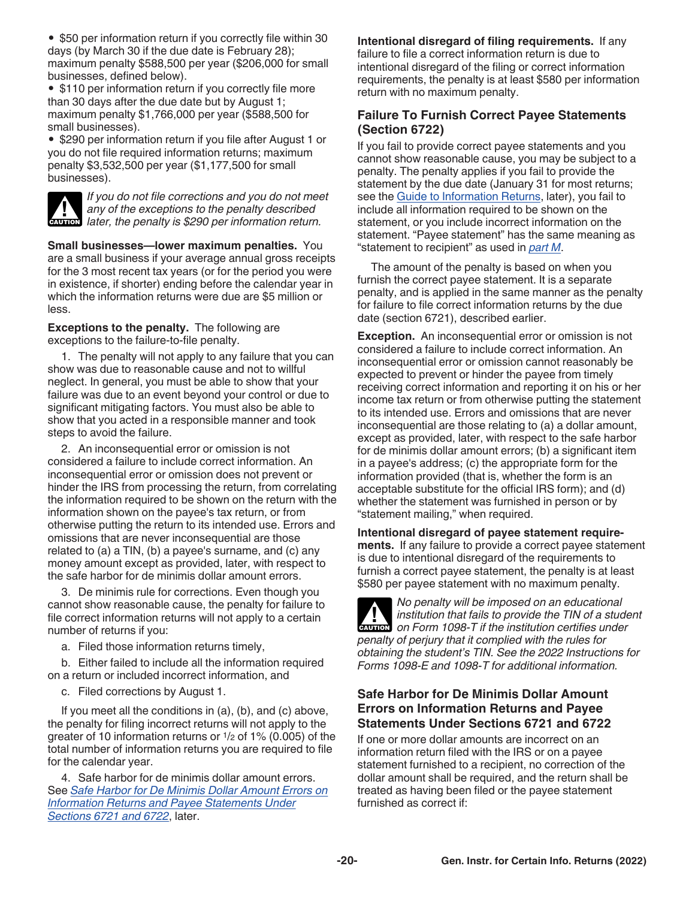- $50 per information return if you correctly file within 30 days (by March 30 if the due date is February 28); maximum penalty $588,500 per year ($206,000 for small businesses, defined below).
- $110 per information return if you correctly file more than 30 days after the due date but by August 1; maximum penalty $1,766,000 per year ($588,500 for small businesses).
- $290 per information return if you file after August 1 or you do not file required information returns; maximum penalty $3,532,500 per year ($1,177,500 for small businesses).

**CAUTION** *If you do not file corrections and you do not meet any of the exceptions to the penalty described later, the penalty is $290 per information return.*

**Small businesses—lower maximum penalties.** You are a small business if your average annual gross receipts for the 3 most recent tax years (or for the period you were in existence, if shorter) ending before the calendar year in which the information returns were due are $5 million or less.

**Exceptions to the penalty.** The following are exceptions to the failure-to-file penalty.

1. The penalty will not apply to any failure that you can show was due to reasonable cause and not to willful neglect. In general, you must be able to show that your failure was due to an event beyond your control or due to significant mitigating factors. You must also be able to show that you acted in a responsible manner and took steps to avoid the failure.

2. An inconsequential error or omission is not considered a failure to include correct information. An inconsequential error or omission does not prevent or hinder the IRS from processing the return, from correlating the information required to be shown on the return with the information shown on the payee's tax return, or from otherwise putting the return to its intended use. Errors and omissions that are never inconsequential are those related to (a) a TIN, (b) a payee's surname, and (c) any money amount except as provided, later, with respect to the safe harbor for de minimis dollar amount errors.

3. De minimis rule for corrections. Even though you cannot show reasonable cause, the penalty for failure to file correct information returns will not apply to a certain number of returns if you:

a. Filed those information returns timely,

b. Either failed to include all the information required on a return or included incorrect information, and

c. Filed corrections by August 1.

If you meet all the conditions in (a), (b), and (c) above, the penalty for filing incorrect returns will not apply to the greater of 10 information returns or 1/2 of 1% (0.005) of the total number of information returns you are required to file for the calendar year.

4. Safe harbor for de minimis dollar amount errors. See *Safe Harbor for De Minimis Dollar Amount Errors on Information Returns and Payee Statements Under Sections 6721 and 6722*, later.

**Intentional disregard of filing requirements.** If any failure to file a correct information return is due to intentional disregard of the filing or correct information requirements, the penalty is at least $580 per information return with no maximum penalty.

## Failure To Furnish Correct Payee Statements (Section 6722)

If you fail to provide correct payee statements and you cannot show reasonable cause, you may be subject to a penalty. The penalty applies if you fail to provide the statement by the due date (January 31 for most returns; see the Guide to Information Returns, later), you fail to include all information required to be shown on the statement, or you include incorrect information on the statement. "Payee statement" has the same meaning as "statement to recipient" as used in *part M*.

The amount of the penalty is based on when you furnish the correct payee statement. It is a separate penalty, and is applied in the same manner as the penalty for failure to file correct information returns by the due date (section 6721), described earlier.

**Exception.** An inconsequential error or omission is not considered a failure to include correct information. An inconsequential error or omission cannot reasonably be expected to prevent or hinder the payee from timely receiving correct information and reporting it on his or her income tax return or from otherwise putting the statement to its intended use. Errors and omissions that are never inconsequential are those relating to (a) a dollar amount, except as provided, later, with respect to the safe harbor for de minimis dollar amount errors; (b) a significant item in a payee's address; (c) the appropriate form for the information provided (that is, whether the form is an acceptable substitute for the official IRS form); and (d) whether the statement was furnished in person or by "statement mailing," when required.

**Intentional disregard of payee statement requirements.** If any failure to provide a correct payee statement is due to intentional disregard of the requirements to furnish a correct payee statement, the penalty is at least $580 per payee statement with no maximum penalty.

**CAUTION** *No penalty will be imposed on an educational institution that fails to provide the TIN of a student on Form 1098-T if the institution certifies under penalty of perjury that it complied with the rules for obtaining the student's TIN. See the 2022 Instructions for Forms 1098-E and 1098-T for additional information.*

## Safe Harbor for De Minimis Dollar Amount Errors on Information Returns and Payee Statements Under Sections 6721 and 6722

If one or more dollar amounts are incorrect on an information return filed with the IRS or on a payee statement furnished to a recipient, no correction of the dollar amount shall be required, and the return shall be treated as having been filed or the payee statement furnished as correct if: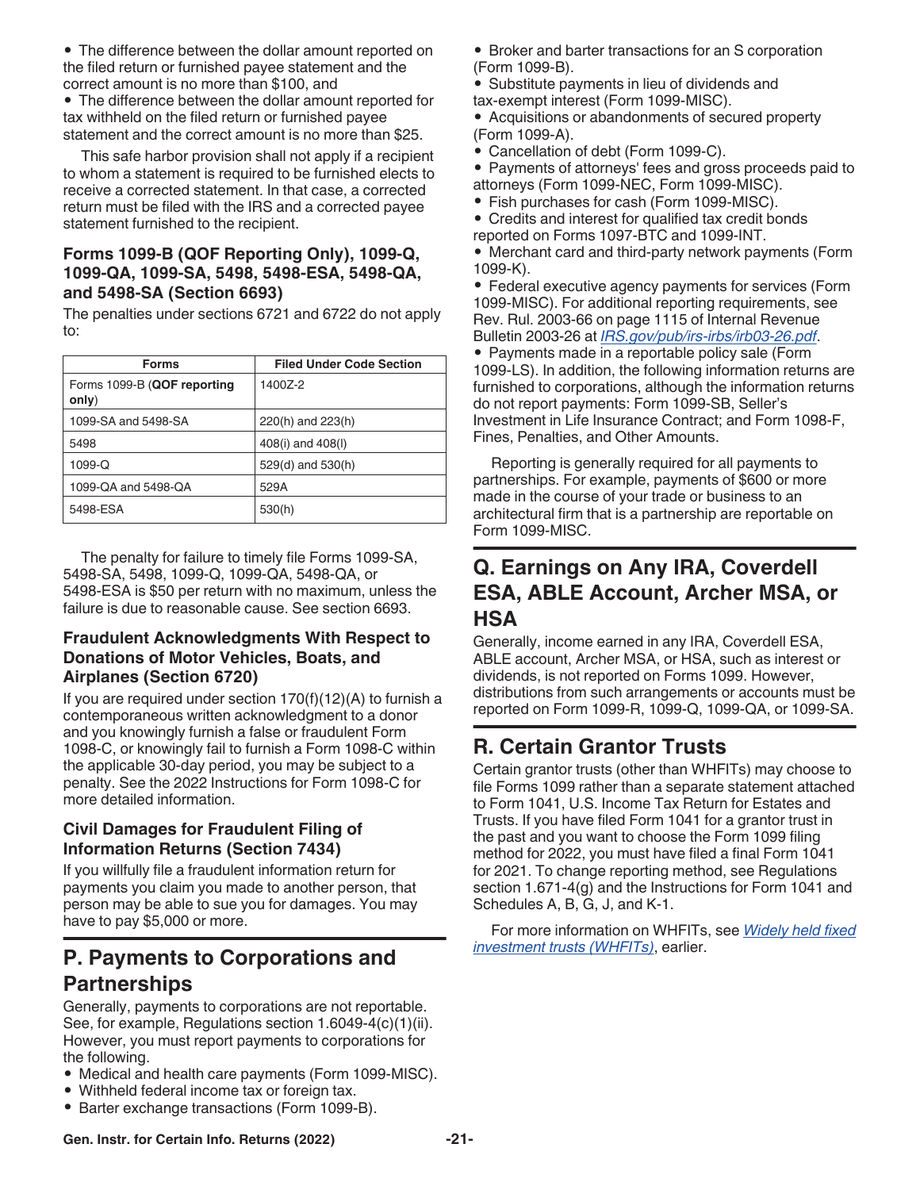- The difference between the dollar amount reported on the filed return or furnished payee statement and the correct amount is no more than $100, and
- The difference between the dollar amount reported for tax withheld on the filed return or furnished payee statement and the correct amount is no more than $25.

This safe harbor provision shall not apply if a recipient to whom a statement is required to be furnished elects to receive a corrected statement. In that case, a corrected return must be filed with the IRS and a corrected payee statement furnished to the recipient.

### Forms 1099-B (QOF Reporting Only), 1099-Q, 1099-QA, 1099-SA, 5498, 5498-ESA, 5498-QA, and 5498-SA (Section 6693)

The penalties under sections 6721 and 6722 do not apply to:

| Forms | Filed Under Code Section |
|---|---|
| Forms 1099-B (**QOF reporting only**) | 1400Z-2 |
| 1099-SA and 5498-SA | 220(h) and 223(h) |
| 5498 | 408(i) and 408(l) |
| 1099-Q | 529(d) and 530(h) |
| 1099-QA and 5498-QA | 529A |
| 5498-ESA | 530(h) |

The penalty for failure to timely file Forms 1099-SA, 5498-SA, 5498, 1099-Q, 1099-QA, 5498-QA, or 5498-ESA is $50 per return with no maximum, unless the failure is due to reasonable cause. See section 6693.

### Fraudulent Acknowledgments With Respect to Donations of Motor Vehicles, Boats, and Airplanes (Section 6720)

If you are required under section 170(f)(12)(A) to furnish a contemporaneous written acknowledgment to a donor and you knowingly furnish a false or fraudulent Form 1098-C, or knowingly fail to furnish a Form 1098-C within the applicable 30-day period, you may be subject to a penalty. See the 2022 Instructions for Form 1098-C for more detailed information.

### Civil Damages for Fraudulent Filing of Information Returns (Section 7434)

If you willfully file a fraudulent information return for payments you claim you made to another person, that person may be able to sue you for damages. You may have to pay $5,000 or more.

## P. Payments to Corporations and Partnerships

Generally, payments to corporations are not reportable. See, for example, Regulations section 1.6049-4(c)(1)(ii). However, you must report payments to corporations for the following.

- Medical and health care payments (Form 1099-MISC).
- Withheld federal income tax or foreign tax.
- Barter exchange transactions (Form 1099-B).
- Broker and barter transactions for an S corporation (Form 1099-B).
- Substitute payments in lieu of dividends and tax-exempt interest (Form 1099-MISC).
- Acquisitions or abandonments of secured property (Form 1099-A).
- Cancellation of debt (Form 1099-C).
- Payments of attorneys' fees and gross proceeds paid to attorneys (Form 1099-NEC, Form 1099-MISC).
- Fish purchases for cash (Form 1099-MISC).
- Credits and interest for qualified tax credit bonds reported on Forms 1097-BTC and 1099-INT.
- Merchant card and third-party network payments (Form 1099-K).
- Federal executive agency payments for services (Form 1099-MISC). For additional reporting requirements, see Rev. Rul. 2003-66 on page 1115 of Internal Revenue Bulletin 2003-26 at *IRS.gov/pub/irs-irbs/irb03-26.pdf*.
- Payments made in a reportable policy sale (Form 1099-LS). In addition, the following information returns are furnished to corporations, although the information returns do not report payments: Form 1099-SB, Seller's Investment in Life Insurance Contract; and Form 1098-F, Fines, Penalties, and Other Amounts.

Reporting is generally required for all payments to partnerships. For example, payments of $600 or more made in the course of your trade or business to an architectural firm that is a partnership are reportable on Form 1099-MISC.

## Q. Earnings on Any IRA, Coverdell ESA, ABLE Account, Archer MSA, or HSA

Generally, income earned in any IRA, Coverdell ESA, ABLE account, Archer MSA, or HSA, such as interest or dividends, is not reported on Forms 1099. However, distributions from such arrangements or accounts must be reported on Form 1099-R, 1099-Q, 1099-QA, or 1099-SA.

## R. Certain Grantor Trusts

Certain grantor trusts (other than WHFITs) may choose to file Forms 1099 rather than a separate statement attached to Form 1041, U.S. Income Tax Return for Estates and Trusts. If you have filed Form 1041 for a grantor trust in the past and you want to choose the Form 1099 filing method for 2022, you must have filed a final Form 1041 for 2021. To change reporting method, see Regulations section 1.671-4(g) and the Instructions for Form 1041 and Schedules A, B, G, J, and K-1.

For more information on WHFITs, see *Widely held fixed investment trusts (WHFITs)*, earlier.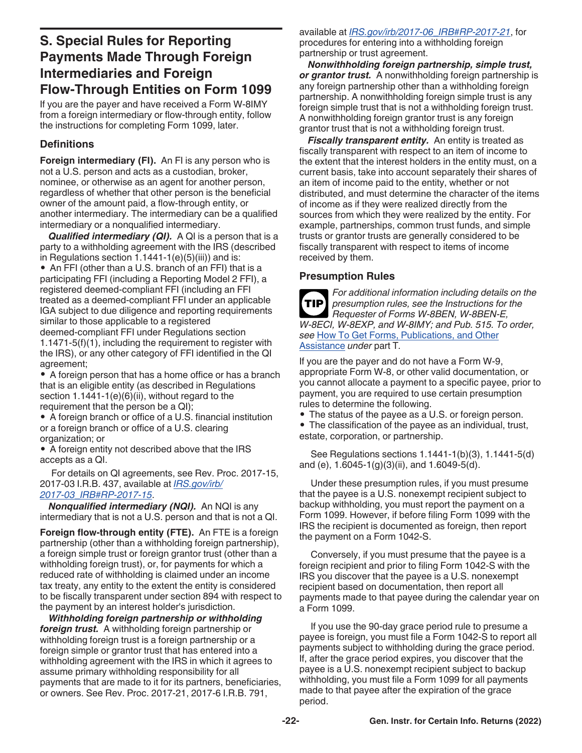## S. Special Rules for Reporting Payments Made Through Foreign Intermediaries and Foreign Flow-Through Entities on Form 1099

If you are the payer and have received a Form W-8IMY from a foreign intermediary or flow-through entity, follow the instructions for completing Form 1099, later.

### Definitions

**Foreign intermediary (FI).** An FI is any person who is not a U.S. person and acts as a custodian, broker, nominee, or otherwise as an agent for another person, regardless of whether that other person is the beneficial owner of the amount paid, a flow-through entity, or another intermediary. The intermediary can be a qualified intermediary or a nonqualified intermediary.

***Qualified intermediary (QI).*** A QI is a person that is a party to a withholding agreement with the IRS (described in Regulations section 1.1441-1(e)(5)(iii)) and is:

- An FFI (other than a U.S. branch of an FFI) that is a participating FFI (including a Reporting Model 2 FFI), a registered deemed-compliant FFI (including an FFI treated as a deemed-compliant FFI under an applicable IGA subject to due diligence and reporting requirements similar to those applicable to a registered deemed-compliant FFI under Regulations section 1.1471-5(f)(1), including the requirement to register with the IRS), or any other category of FFI identified in the QI agreement;
- A foreign person that has a home office or has a branch that is an eligible entity (as described in Regulations section 1.1441-1(e)(6)(ii), without regard to the requirement that the person be a QI);
- A foreign branch or office of a U.S. financial institution or a foreign branch or office of a U.S. clearing organization; or
- A foreign entity not described above that the IRS accepts as a QI.

For details on QI agreements, see Rev. Proc. 2017-15, 2017-03 I.R.B. 437, available at *IRS.gov/irb/2017-03_IRB#RP-2017-15*.

***Nonqualified intermediary (NQI).*** An NQI is any intermediary that is not a U.S. person and that is not a QI.

**Foreign flow-through entity (FTE).** An FTE is a foreign partnership (other than a withholding foreign partnership), a foreign simple trust or foreign grantor trust (other than a withholding foreign trust), or, for payments for which a reduced rate of withholding is claimed under an income tax treaty, any entity to the extent the entity is considered to be fiscally transparent under section 894 with respect to the payment by an interest holder's jurisdiction.

***Withholding foreign partnership or withholding foreign trust.*** A withholding foreign partnership or withholding foreign trust is a foreign partnership or a foreign simple or grantor trust that has entered into a withholding agreement with the IRS in which it agrees to assume primary withholding responsibility for all payments that are made to it for its partners, beneficiaries, or owners. See Rev. Proc. 2017-21, 2017-6 I.R.B. 791, available at *IRS.gov/irb/2017-06_IRB#RP-2017-21*, for procedures for entering into a withholding foreign partnership or trust agreement.

***Nonwithholding foreign partnership, simple trust, or grantor trust.*** A nonwithholding foreign partnership is any foreign partnership other than a withholding foreign partnership. A nonwithholding foreign simple trust is any foreign simple trust that is not a withholding foreign trust. A nonwithholding foreign grantor trust is any foreign grantor trust that is not a withholding foreign trust.

***Fiscally transparent entity.*** An entity is treated as fiscally transparent with respect to an item of income to the extent that the interest holders in the entity must, on a current basis, take into account separately their shares of an item of income paid to the entity, whether or not distributed, and must determine the character of the items of income as if they were realized directly from the sources from which they were realized by the entity. For example, partnerships, common trust funds, and simple trusts or grantor trusts are generally considered to be fiscally transparent with respect to items of income received by them.

### Presumption Rules

TIP *For additional information including details on the presumption rules, see the Instructions for the Requester of Forms W-8BEN, W-8BEN-E, W-8ECI, W-8EXP, and W-8IMY; and Pub. 515. To order, see* How To Get Forms, Publications, and Other Assistance *under* part T.

If you are the payer and do not have a Form W-9, appropriate Form W-8, or other valid documentation, or you cannot allocate a payment to a specific payee, prior to payment, you are required to use certain presumption rules to determine the following.

- The status of the payee as a U.S. or foreign person.
- The classification of the payee as an individual, trust, estate, corporation, or partnership.

See Regulations sections 1.1441-1(b)(3), 1.1441-5(d) and (e), 1.6045-1(g)(3)(ii), and 1.6049-5(d).

Under these presumption rules, if you must presume that the payee is a U.S. nonexempt recipient subject to backup withholding, you must report the payment on a Form 1099. However, if before filing Form 1099 with the IRS the recipient is documented as foreign, then report the payment on a Form 1042-S.

Conversely, if you must presume that the payee is a foreign recipient and prior to filing Form 1042-S with the IRS you discover that the payee is a U.S. nonexempt recipient based on documentation, then report all payments made to that payee during the calendar year on a Form 1099.

If you use the 90-day grace period rule to presume a payee is foreign, you must file a Form 1042-S to report all payments subject to withholding during the grace period. If, after the grace period expires, you discover that the payee is a U.S. nonexempt recipient subject to backup withholding, you must file a Form 1099 for all payments made to that payee after the expiration of the grace period.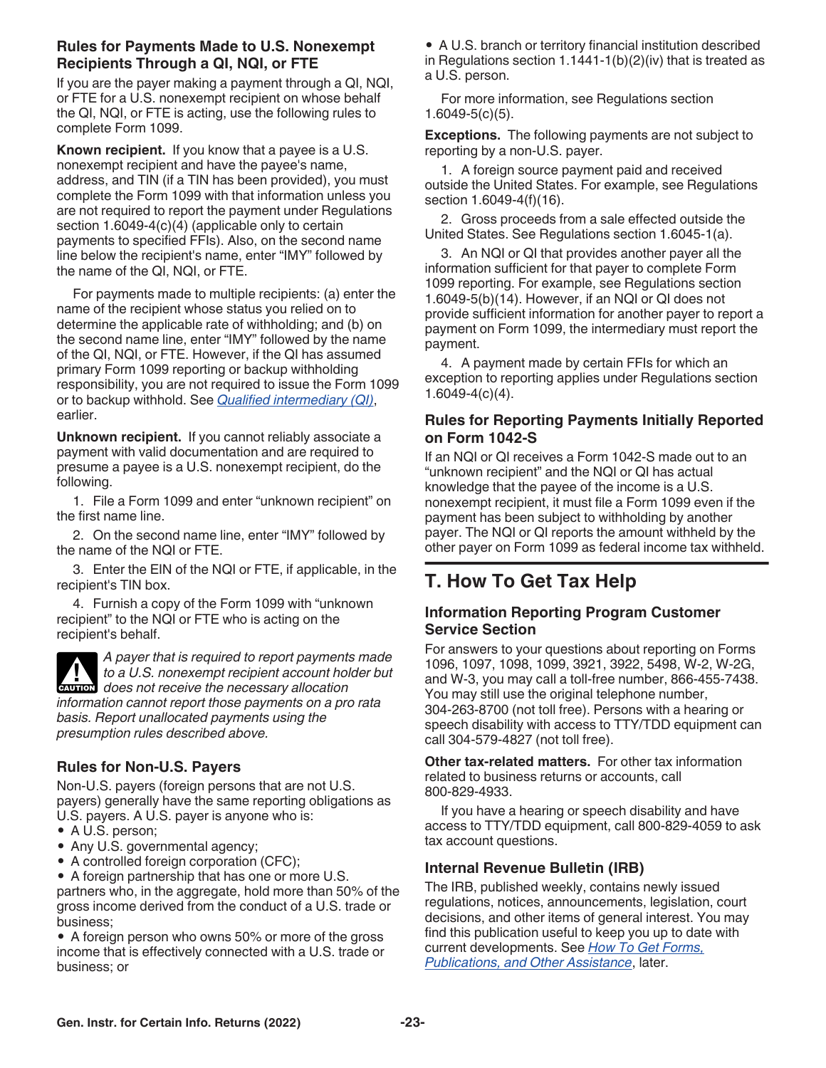### Rules for Payments Made to U.S. Nonexempt Recipients Through a QI, NQI, or FTE

If you are the payer making a payment through a QI, NQI, or FTE for a U.S. nonexempt recipient on whose behalf the QI, NQI, or FTE is acting, use the following rules to complete Form 1099.

**Known recipient.** If you know that a payee is a U.S. nonexempt recipient and have the payee's name, address, and TIN (if a TIN has been provided), you must complete the Form 1099 with that information unless you are not required to report the payment under Regulations section 1.6049-4(c)(4) (applicable only to certain payments to specified FFIs). Also, on the second name line below the recipient's name, enter "IMY" followed by the name of the QI, NQI, or FTE.

For payments made to multiple recipients: (a) enter the name of the recipient whose status you relied on to determine the applicable rate of withholding; and (b) on the second name line, enter "IMY" followed by the name of the QI, NQI, or FTE. However, if the QI has assumed primary Form 1099 reporting or backup withholding responsibility, you are not required to issue the Form 1099 or to backup withhold. See *Qualified intermediary (QI)*, earlier.

**Unknown recipient.** If you cannot reliably associate a payment with valid documentation and are required to presume a payee is a U.S. nonexempt recipient, do the following.

1. File a Form 1099 and enter "unknown recipient" on the first name line.
2. On the second name line, enter "IMY" followed by the name of the NQI or FTE.
3. Enter the EIN of the NQI or FTE, if applicable, in the recipient's TIN box.
4. Furnish a copy of the Form 1099 with "unknown recipient" to the NQI or FTE who is acting on the recipient's behalf.

**CAUTION:** *A payer that is required to report payments made to a U.S. nonexempt recipient account holder but does not receive the necessary allocation information cannot report those payments on a pro rata basis. Report unallocated payments using the presumption rules described above.*

### Rules for Non-U.S. Payers

Non-U.S. payers (foreign persons that are not U.S. payers) generally have the same reporting obligations as U.S. payers. A U.S. payer is anyone who is:

- A U.S. person;
- Any U.S. governmental agency;
- A controlled foreign corporation (CFC);
- A foreign partnership that has one or more U.S. partners who, in the aggregate, hold more than 50% of the gross income derived from the conduct of a U.S. trade or business;
- A foreign person who owns 50% or more of the gross income that is effectively connected with a U.S. trade or business; or
- A U.S. branch or territory financial institution described in Regulations section 1.1441-1(b)(2)(iv) that is treated as a U.S. person.

For more information, see Regulations section 1.6049-5(c)(5).

**Exceptions.** The following payments are not subject to reporting by a non-U.S. payer.

1. A foreign source payment paid and received outside the United States. For example, see Regulations section 1.6049-4(f)(16).
2. Gross proceeds from a sale effected outside the United States. See Regulations section 1.6045-1(a).
3. An NQI or QI that provides another payer all the information sufficient for that payer to complete Form 1099 reporting. For example, see Regulations section 1.6049-5(b)(14). However, if an NQI or QI does not provide sufficient information for another payer to report a payment on Form 1099, the intermediary must report the payment.
4. A payment made by certain FFIs for which an exception to reporting applies under Regulations section 1.6049-4(c)(4).

### Rules for Reporting Payments Initially Reported on Form 1042-S

If an NQI or QI receives a Form 1042-S made out to an "unknown recipient" and the NQI or QI has actual knowledge that the payee of the income is a U.S. nonexempt recipient, it must file a Form 1099 even if the payment has been subject to withholding by another payer. The NQI or QI reports the amount withheld by the other payer on Form 1099 as federal income tax withheld.

## T. How To Get Tax Help

### Information Reporting Program Customer Service Section

For answers to your questions about reporting on Forms 1096, 1097, 1098, 1099, 3921, 3922, 5498, W-2, W-2G, and W-3, you may call a toll-free number, 866-455-7438. You may still use the original telephone number, 304-263-8700 (not toll free). Persons with a hearing or speech disability with access to TTY/TDD equipment can call 304-579-4827 (not toll free).

**Other tax-related matters.** For other tax information related to business returns or accounts, call 800-829-4933.

If you have a hearing or speech disability and have access to TTY/TDD equipment, call 800-829-4059 to ask tax account questions.

### Internal Revenue Bulletin (IRB)

The IRB, published weekly, contains newly issued regulations, notices, announcements, legislation, court decisions, and other items of general interest. You may find this publication useful to keep you up to date with current developments. See *How To Get Forms, Publications, and Other Assistance*, later.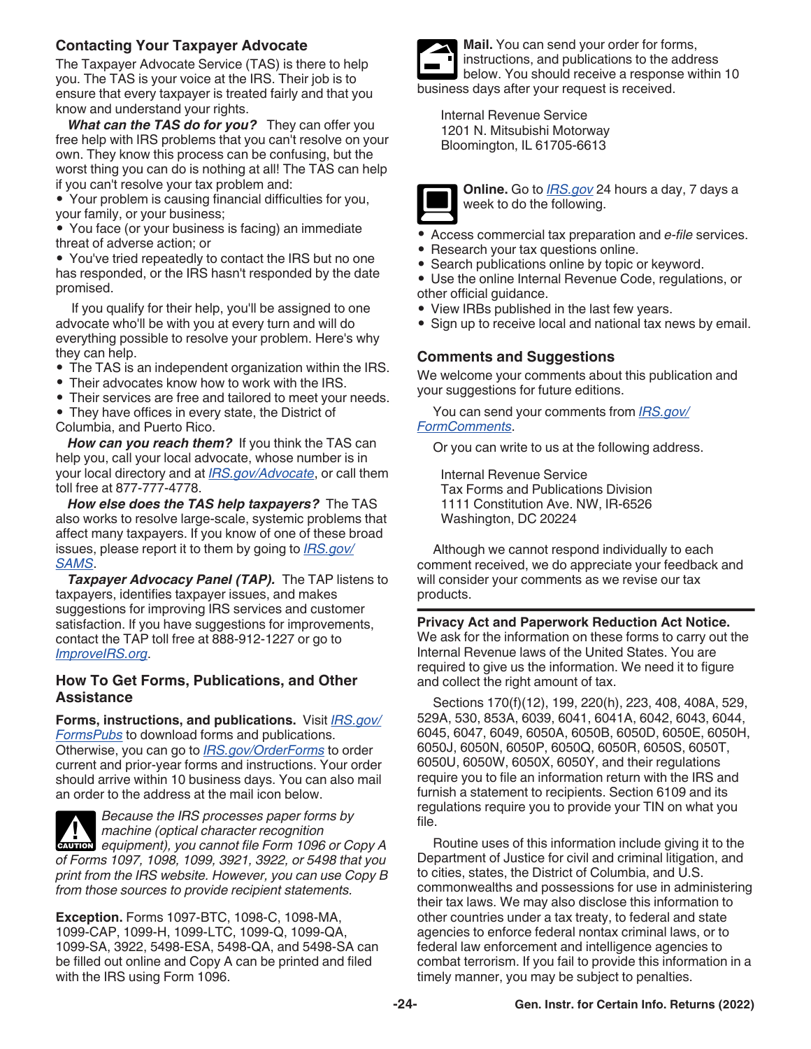## Contacting Your Taxpayer Advocate

The Taxpayer Advocate Service (TAS) is there to help you. The TAS is your voice at the IRS. Their job is to ensure that every taxpayer is treated fairly and that you know and understand your rights.

***What can the TAS do for you?*** They can offer you free help with IRS problems that you can't resolve on your own. They know this process can be confusing, but the worst thing you can do is nothing at all! The TAS can help if you can't resolve your tax problem and:

- Your problem is causing financial difficulties for you, your family, or your business;
- You face (or your business is facing) an immediate threat of adverse action; or
- You've tried repeatedly to contact the IRS but no one has responded, or the IRS hasn't responded by the date promised.

If you qualify for their help, you'll be assigned to one advocate who'll be with you at every turn and will do everything possible to resolve your problem. Here's why they can help.

- The TAS is an independent organization within the IRS.
- Their advocates know how to work with the IRS.
- Their services are free and tailored to meet your needs.
- They have offices in every state, the District of Columbia, and Puerto Rico.

***How can you reach them?*** If you think the TAS can help you, call your local advocate, whose number is in your local directory and at *IRS.gov/Advocate*, or call them toll free at 877-777-4778.

***How else does the TAS help taxpayers?*** The TAS also works to resolve large-scale, systemic problems that affect many taxpayers. If you know of one of these broad issues, please report it to them by going to *IRS.gov/SAMS*.

***Taxpayer Advocacy Panel (TAP).*** The TAP listens to taxpayers, identifies taxpayer issues, and makes suggestions for improving IRS services and customer satisfaction. If you have suggestions for improvements, contact the TAP toll free at 888-912-1227 or go to *ImproveIRS.org*.

## How To Get Forms, Publications, and Other Assistance

**Forms, instructions, and publications.** Visit *IRS.gov/FormsPubs* to download forms and publications. Otherwise, you can go to *IRS.gov/OrderForms* to order current and prior-year forms and instructions. Your order should arrive within 10 business days. You can also mail an order to the address at the mail icon below.

CAUTION: *Because the IRS processes paper forms by machine (optical character recognition equipment), you cannot file Form 1096 or Copy A of Forms 1097, 1098, 1099, 3921, 3922, or 5498 that you print from the IRS website. However, you can use Copy B from those sources to provide recipient statements.*

**Exception.** Forms 1097-BTC, 1098-C, 1098-MA, 1099-CAP, 1099-H, 1099-LTC, 1099-Q, 1099-QA, 1099-SA, 3922, 5498-ESA, 5498-QA, and 5498-SA can be filled out online and Copy A can be printed and filed with the IRS using Form 1096.

**Mail.** You can send your order for forms, instructions, and publications to the address below. You should receive a response within 10 business days after your request is received.

Internal Revenue Service
1201 N. Mitsubishi Motorway
Bloomington, IL 61705-6613

**Online.** Go to *IRS.gov* 24 hours a day, 7 days a week to do the following.

- Access commercial tax preparation and *e-file* services.
- Research your tax questions online.
- Search publications online by topic or keyword.
- Use the online Internal Revenue Code, regulations, or other official guidance.
- View IRBs published in the last few years.
- Sign up to receive local and national tax news by email.

## Comments and Suggestions

We welcome your comments about this publication and your suggestions for future editions.

You can send your comments from *IRS.gov/FormComments*.

Or you can write to us at the following address.

Internal Revenue Service
Tax Forms and Publications Division
1111 Constitution Ave. NW, IR-6526
Washington, DC 20224

Although we cannot respond individually to each comment received, we do appreciate your feedback and will consider your comments as we revise our tax products.

**Privacy Act and Paperwork Reduction Act Notice.** We ask for the information on these forms to carry out the Internal Revenue laws of the United States. You are required to give us the information. We need it to figure and collect the right amount of tax.

Sections 170(f)(12), 199, 220(h), 223, 408, 408A, 529, 529A, 530, 853A, 6039, 6041, 6041A, 6042, 6043, 6044, 6045, 6047, 6049, 6050A, 6050B, 6050D, 6050E, 6050H, 6050J, 6050N, 6050P, 6050Q, 6050R, 6050S, 6050T, 6050U, 6050W, 6050X, 6050Y, and their regulations require you to file an information return with the IRS and furnish a statement to recipients. Section 6109 and its regulations require you to provide your TIN on what you file.

Routine uses of this information include giving it to the Department of Justice for civil and criminal litigation, and to cities, states, the District of Columbia, and U.S. commonwealths and possessions for use in administering their tax laws. We may also disclose this information to other countries under a tax treaty, to federal and state agencies to enforce federal nontax criminal laws, or to federal law enforcement and intelligence agencies to combat terrorism. If you fail to provide this information in a timely manner, you may be subject to penalties.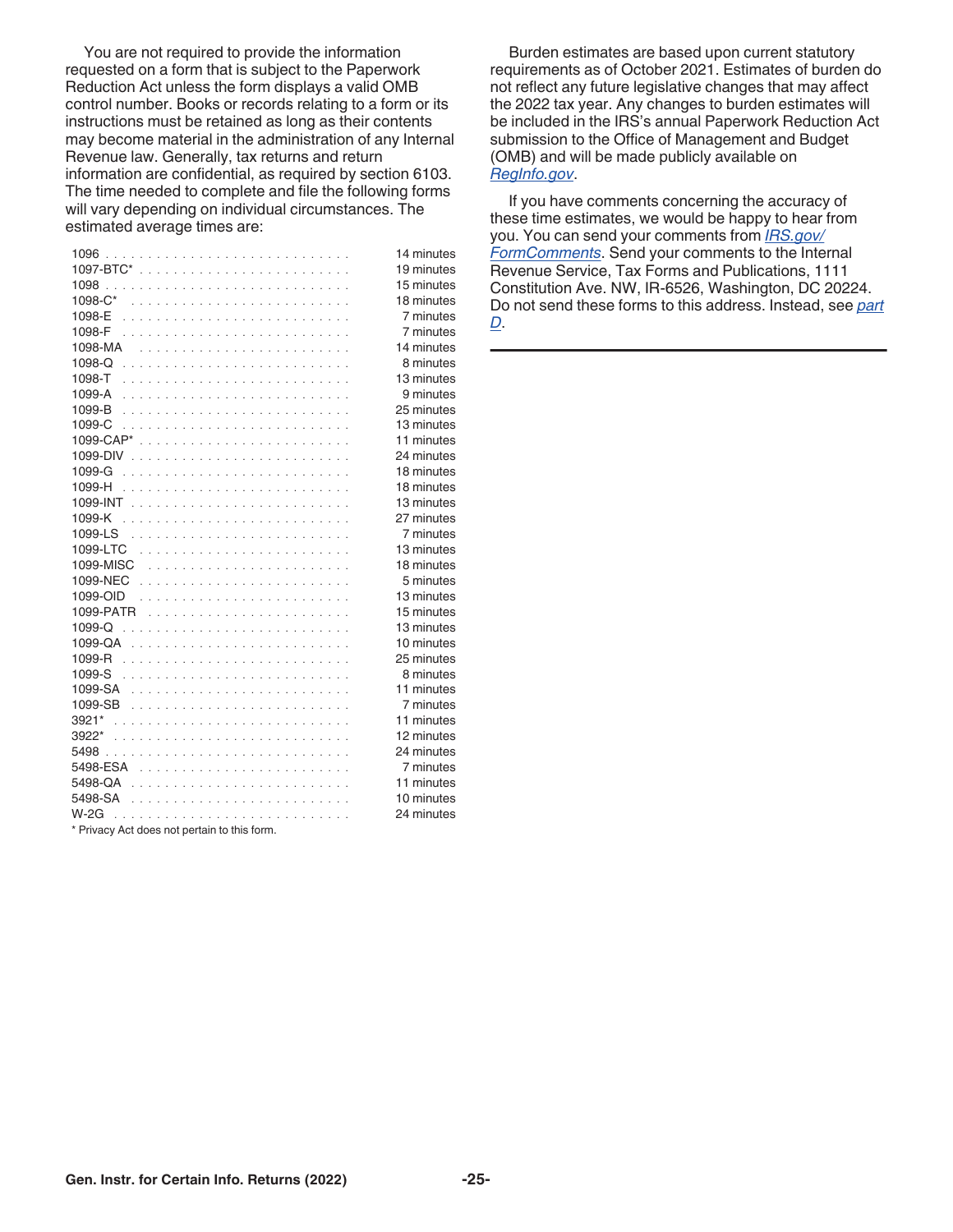You are not required to provide the information requested on a form that is subject to the Paperwork Reduction Act unless the form displays a valid OMB control number. Books or records relating to a form or its instructions must be retained as long as their contents may become material in the administration of any Internal Revenue law. Generally, tax returns and return information are confidential, as required by section 6103. The time needed to complete and file the following forms will vary depending on individual circumstances. The estimated average times are:

| Form | Time |
|---|---|
| 1096 | 14 minutes |
| 1097-BTC* | 19 minutes |
| 1098 | 15 minutes |
| 1098-C* | 18 minutes |
| 1098-E | 7 minutes |
| 1098-F | 7 minutes |
| 1098-MA | 14 minutes |
| 1098-Q | 8 minutes |
| 1098-T | 13 minutes |
| 1099-A | 9 minutes |
| 1099-B | 25 minutes |
| 1099-C | 13 minutes |
| 1099-CAP* | 11 minutes |
| 1099-DIV | 24 minutes |
| 1099-G | 18 minutes |
| 1099-H | 18 minutes |
| 1099-INT | 13 minutes |
| 1099-K | 27 minutes |
| 1099-LS | 7 minutes |
| 1099-LTC | 13 minutes |
| 1099-MISC | 18 minutes |
| 1099-NEC | 5 minutes |
| 1099-OID | 13 minutes |
| 1099-PATR | 15 minutes |
| 1099-Q | 13 minutes |
| 1099-QA | 10 minutes |
| 1099-R | 25 minutes |
| 1099-S | 8 minutes |
| 1099-SA | 11 minutes |
| 1099-SB | 7 minutes |
| 3921* | 11 minutes |
| 3922* | 12 minutes |
| 5498 | 24 minutes |
| 5498-ESA | 7 minutes |
| 5498-QA | 11 minutes |
| 5498-SA | 10 minutes |
| W-2G | 24 minutes |

\* Privacy Act does not pertain to this form.

Burden estimates are based upon current statutory requirements as of October 2021. Estimates of burden do not reflect any future legislative changes that may affect the 2022 tax year. Any changes to burden estimates will be included in the IRS's annual Paperwork Reduction Act submission to the Office of Management and Budget (OMB) and will be made publicly available on *RegInfo.gov*.

If you have comments concerning the accuracy of these time estimates, we would be happy to hear from you. You can send your comments from *IRS.gov/FormComments*. Send your comments to the Internal Revenue Service, Tax Forms and Publications, 1111 Constitution Ave. NW, IR-6526, Washington, DC 20224. Do not send these forms to this address. Instead, see *part D*.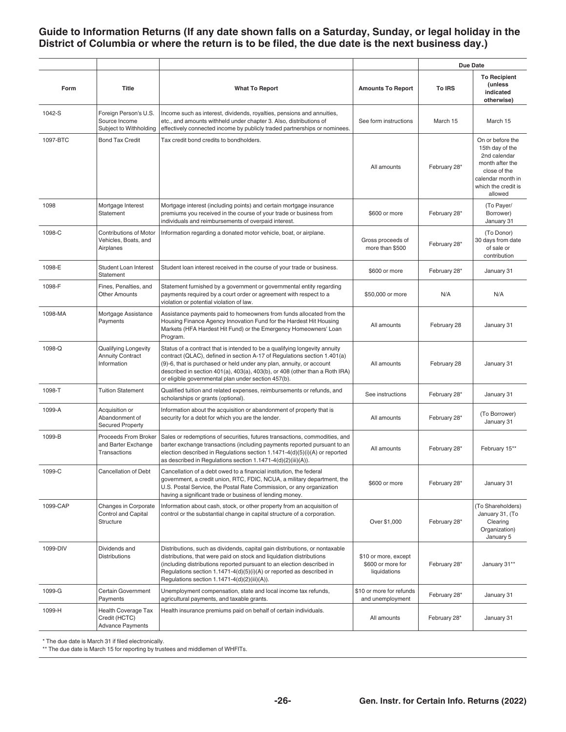## Guide to Information Returns (If any date shown falls on a Saturday, Sunday, or legal holiday in the District of Columbia or where the return is to be filed, the due date is the next business day.)

| Form | Title | What To Report | Amounts To Report | Due Date To IRS | Due Date To Recipient (unless indicated otherwise) |
|---|---|---|---|---|---|
| 1042-S | Foreign Person's U.S. Source Income Subject to Withholding | Income such as interest, dividends, royalties, pensions and annuities, etc., and amounts withheld under chapter 3. Also, distributions of effectively connected income by publicly traded partnerships or nominees. | See form instructions | March 15 | March 15 |
| 1097-BTC | Bond Tax Credit | Tax credit bond credits to bondholders. | All amounts | February 28* | On or before the 15th day of the 2nd calendar month after the close of the calendar month in which the credit is allowed |
| 1098 | Mortgage Interest Statement | Mortgage interest (including points) and certain mortgage insurance premiums you received in the course of your trade or business from individuals and reimbursements of overpaid interest. | $600 or more | February 28* | (To Payer/ Borrower) January 31 |
| 1098-C | Contributions of Motor Vehicles, Boats, and Airplanes | Information regarding a donated motor vehicle, boat, or airplane. | Gross proceeds of more than $500 | February 28* | (To Donor) 30 days from date of sale or contribution |
| 1098-E | Student Loan Interest Statement | Student loan interest received in the course of your trade or business. | $600 or more | February 28* | January 31 |
| 1098-F | Fines, Penalties, and Other Amounts | Statement furnished by a government or governmental entity regarding payments required by a court order or agreement with respect to a violation or potential violation of law. | $50,000 or more | N/A | N/A |
| 1098-MA | Mortgage Assistance Payments | Assistance payments paid to homeowners from funds allocated from the Housing Finance Agency Innovation Fund for the Hardest Hit Housing Markets (HFA Hardest Hit Fund) or the Emergency Homeowners' Loan Program. | All amounts | February 28 | January 31 |
| 1098-Q | Qualifying Longevity Annuity Contract Information | Status of a contract that is intended to be a qualifying longevity annuity contract (QLAC), defined in section A-17 of Regulations section 1.401(a)(9)-6, that is purchased or held under any plan, annuity, or account described in section 401(a), 403(a), 403(b), or 408 (other than a Roth IRA) or eligible governmental plan under section 457(b). | All amounts | February 28 | January 31 |
| 1098-T | Tuition Statement | Qualified tuition and related expenses, reimbursements or refunds, and scholarships or grants (optional). | See instructions | February 28* | January 31 |
| 1099-A | Acquisition or Abandonment of Secured Property | Information about the acquisition or abandonment of property that is security for a debt for which you are the lender. | All amounts | February 28* | (To Borrower) January 31 |
| 1099-B | Proceeds From Broker and Barter Exchange Transactions | Sales or redemptions of securities, futures transactions, commodities, and barter exchange transactions (including payments reported pursuant to an election described in Regulations section 1.1471-4(d)(5)(i)(A) or reported as described in Regulations section 1.1471-4(d)(2)(iii)(A)). | All amounts | February 28* | February 15** |
| 1099-C | Cancellation of Debt | Cancellation of a debt owed to a financial institution, the federal government, a credit union, RTC, FDIC, NCUA, a military department, the U.S. Postal Service, the Postal Rate Commission, or any organization having a significant trade or business of lending money. | $600 or more | February 28* | January 31 |
| 1099-CAP | Changes in Corporate Control and Capital Structure | Information about cash, stock, or other property from an acquisition of control or the substantial change in capital structure of a corporation. | Over $1,000 | February 28* | (To Shareholders) January 31, (To Clearing Organization) January 5 |
| 1099-DIV | Dividends and Distributions | Distributions, such as dividends, capital gain distributions, or nontaxable distributions, that were paid on stock and liquidation distributions (including distributions reported pursuant to an election described in Regulations section 1.1471-4(d)(5)(i)(A) or reported as described in Regulations section 1.1471-4(d)(2)(iii)(A)). | $10 or more, except $600 or more for liquidations | February 28* | January 31** |
| 1099-G | Certain Government Payments | Unemployment compensation, state and local income tax refunds, agricultural payments, and taxable grants. | $10 or more for refunds and unemployment | February 28* | January 31 |
| 1099-H | Health Coverage Tax Credit (HCTC) Advance Payments | Health insurance premiums paid on behalf of certain individuals. | All amounts | February 28* | January 31 |

\* The due date is March 31 if filed electronically.

** The due date is March 15 for reporting by trustees and middlemen of WHFITs.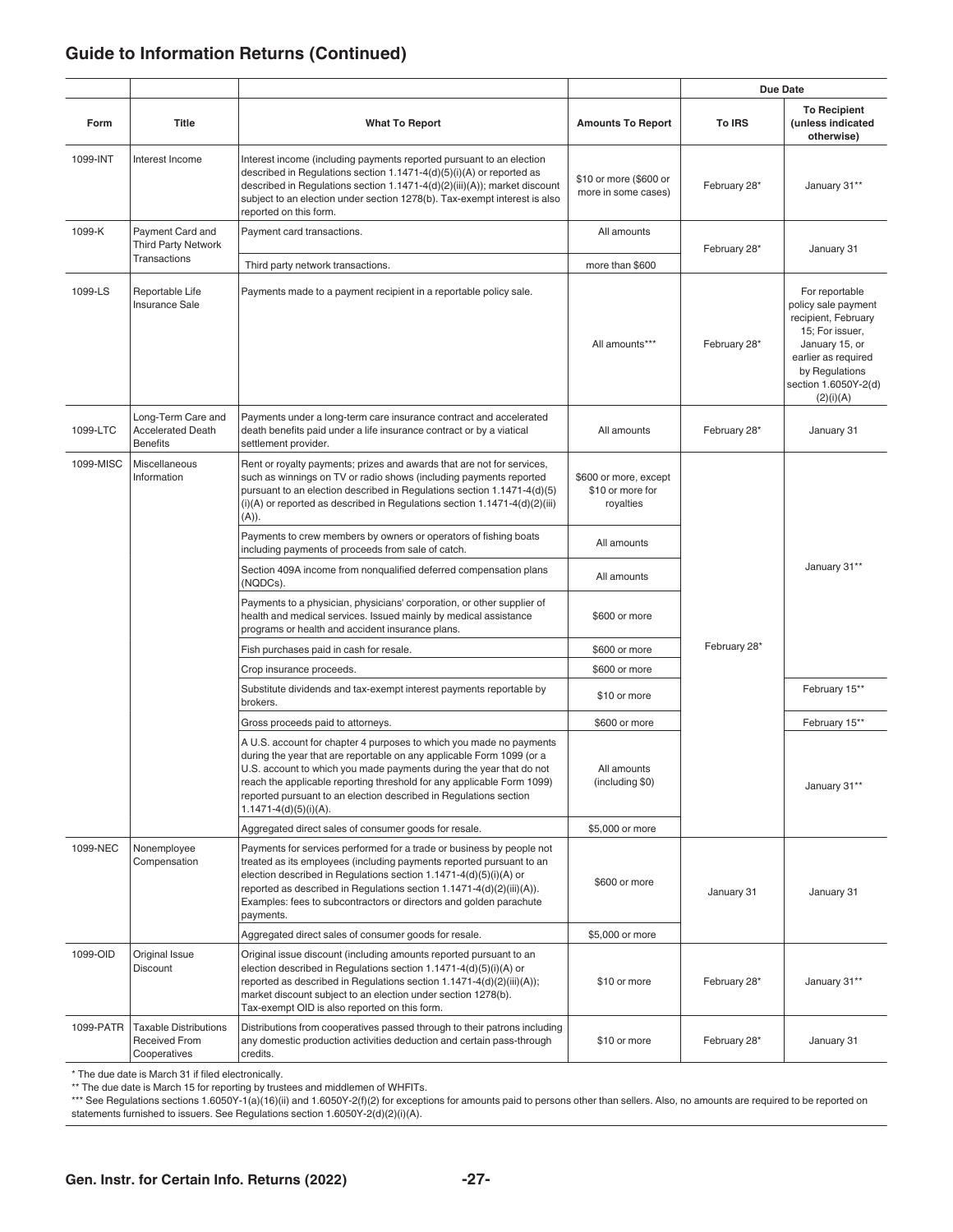## Guide to Information Returns (Continued)

| Form | Title | What To Report | Amounts To Report | Due Date To IRS | Due Date To Recipient (unless indicated otherwise) |
|---|---|---|---|---|---|
| 1099-INT | Interest Income | Interest income (including payments reported pursuant to an election described in Regulations section 1.1471-4(d)(5)(i)(A) or reported as described in Regulations section 1.1471-4(d)(2)(iii)(A)); market discount subject to an election under section 1278(b). Tax-exempt interest is also reported on this form. | $10 or more ($600 or more in some cases) | February 28* | January 31** |
| 1099-K | Payment Card and Third Party Network Transactions | Payment card transactions. | All amounts | February 28* | January 31 |
| | | Third party network transactions. | more than $600 | | |
| 1099-LS | Reportable Life Insurance Sale | Payments made to a payment recipient in a reportable policy sale. | All amounts*** | February 28* | For reportable policy sale payment recipient, February 15; For issuer, January 15, or earlier as required by Regulations section 1.6050Y-2(d)(2)(i)(A) |
| 1099-LTC | Long-Term Care and Accelerated Death Benefits | Payments under a long-term care insurance contract and accelerated death benefits paid under a life insurance contract or by a viatical settlement provider. | All amounts | February 28* | January 31 |
| 1099-MISC | Miscellaneous Information | Rent or royalty payments; prizes and awards that are not for services, such as winnings on TV or radio shows (including payments reported pursuant to an election described in Regulations section 1.1471-4(d)(5)(i)(A) or reported as described in Regulations section 1.1471-4(d)(2)(iii)(A)). | $600 or more, except $10 or more for royalties | February 28* | January 31** |
| | | Payments to crew members by owners or operators of fishing boats including payments of proceeds from sale of catch. | All amounts | | |
| | | Section 409A income from nonqualified deferred compensation plans (NQDCs). | All amounts | | |
| | | Payments to a physician, physicians' corporation, or other supplier of health and medical services. Issued mainly by medical assistance programs or health and accident insurance plans. | $600 or more | | |
| | | Fish purchases paid in cash for resale. | $600 or more | | |
| | | Crop insurance proceeds. | $600 or more | | |
| | | Substitute dividends and tax-exempt interest payments reportable by brokers. | $10 or more | | February 15** |
| | | Gross proceeds paid to attorneys. | $600 or more | | February 15** |
| | | A U.S. account for chapter 4 purposes to which you made no payments during the year that are reportable on any applicable Form 1099 (or a U.S. account to which you made payments during the year that do not reach the applicable reporting threshold for any applicable Form 1099) reported pursuant to an election described in Regulations section 1.1471-4(d)(5)(i)(A). | All amounts (including $0) | | January 31** |
| | | Aggregated direct sales of consumer goods for resale. | $5,000 or more | | |
| 1099-NEC | Nonemployee Compensation | Payments for services performed for a trade or business by people not treated as its employees (including payments reported pursuant to an election described in Regulations section 1.1471-4(d)(5)(i)(A) or reported as described in Regulations section 1.1471-4(d)(2)(iii)(A)). Examples: fees to subcontractors or directors and golden parachute payments. | $600 or more | January 31 | January 31 |
| | | Aggregated direct sales of consumer goods for resale. | $5,000 or more | | |
| 1099-OID | Original Issue Discount | Original issue discount (including amounts reported pursuant to an election described in Regulations section 1.1471-4(d)(5)(i)(A) or reported as described in Regulations section 1.1471-4(d)(2)(iii)(A)); market discount subject to an election under section 1278(b). Tax-exempt OID is also reported on this form. | $10 or more | February 28* | January 31** |
| 1099-PATR | Taxable Distributions Received From Cooperatives | Distributions from cooperatives passed through to their patrons including any domestic production activities deduction and certain pass-through credits. | $10 or more | February 28* | January 31 |

\* The due date is March 31 if filed electronically.

\*\* The due date is March 15 for reporting by trustees and middlemen of WHFITs.

\*\*\* See Regulations sections 1.6050Y-1(a)(16)(ii) and 1.6050Y-2(f)(2) for exceptions for amounts paid to persons other than sellers. Also, no amounts are required to be reported on statements furnished to issuers. See Regulations section 1.6050Y-2(d)(2)(i)(A).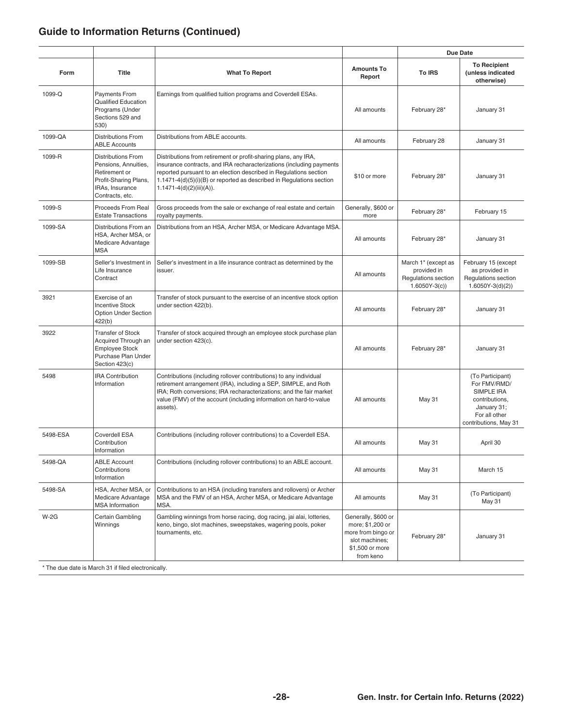## Guide to Information Returns (Continued)

| | | | | Due Date | |
|---|---|---|---|---|---|
| **Form** | **Title** | **What To Report** | **Amounts To Report** | **To IRS** | **To Recipient (unless indicated otherwise)** |
| 1099-Q | Payments From Qualified Education Programs (Under Sections 529 and 530) | Earnings from qualified tuition programs and Coverdell ESAs. | All amounts | February 28* | January 31 |
| 1099-QA | Distributions From ABLE Accounts | Distributions from ABLE accounts. | All amounts | February 28 | January 31 |
| 1099-R | Distributions From Pensions, Annuities, Retirement or Profit-Sharing Plans, IRAs, Insurance Contracts, etc. | Distributions from retirement or profit-sharing plans, any IRA, insurance contracts, and IRA recharacterizations (including payments reported pursuant to an election described in Regulations section 1.1471-4(d)(5)(i)(B) or reported as described in Regulations section 1.1471-4(d)(2)(iii)(A)). | $10 or more | February 28* | January 31 |
| 1099-S | Proceeds From Real Estate Transactions | Gross proceeds from the sale or exchange of real estate and certain royalty payments. | Generally, $600 or more | February 28* | February 15 |
| 1099-SA | Distributions From an HSA, Archer MSA, or Medicare Advantage MSA | Distributions from an HSA, Archer MSA, or Medicare Advantage MSA. | All amounts | February 28* | January 31 |
| 1099-SB | Seller's Investment in Life Insurance Contract | Seller's investment in a life insurance contract as determined by the issuer. | All amounts | March 1* (except as provided in Regulations section 1.6050Y-3(c)) | February 15 (except as provided in Regulations section 1.6050Y-3(d)(2)) |
| 3921 | Exercise of an Incentive Stock Option Under Section 422(b) | Transfer of stock pursuant to the exercise of an incentive stock option under section 422(b). | All amounts | February 28* | January 31 |
| 3922 | Transfer of Stock Acquired Through an Employee Stock Purchase Plan Under Section 423(c) | Transfer of stock acquired through an employee stock purchase plan under section 423(c). | All amounts | February 28* | January 31 |
| 5498 | IRA Contribution Information | Contributions (including rollover contributions) to any individual retirement arrangement (IRA), including a SEP, SIMPLE, and Roth IRA; Roth conversions; IRA recharacterizations; and the fair market value (FMV) of the account (including information on hard-to-value assets). | All amounts | May 31 | (To Participant) For FMV/RMD/ SIMPLE IRA contributions, January 31; For all other contributions, May 31 |
| 5498-ESA | Coverdell ESA Contribution Information | Contributions (including rollover contributions) to a Coverdell ESA. | All amounts | May 31 | April 30 |
| 5498-QA | ABLE Account Contributions Information | Contributions (including rollover contributions) to an ABLE account. | All amounts | May 31 | March 15 |
| 5498-SA | HSA, Archer MSA, or Medicare Advantage MSA Information | Contributions to an HSA (including transfers and rollovers) or Archer MSA and the FMV of an HSA, Archer MSA, or Medicare Advantage MSA. | All amounts | May 31 | (To Participant) May 31 |
| W-2G | Certain Gambling Winnings | Gambling winnings from horse racing, dog racing, jai alai, lotteries, keno, bingo, slot machines, sweepstakes, wagering pools, poker tournaments, etc. | Generally, $600 or more; $1,200 or more from bingo or slot machines; $1,500 or more from keno | February 28* | January 31 |

* The due date is March 31 if filed electronically.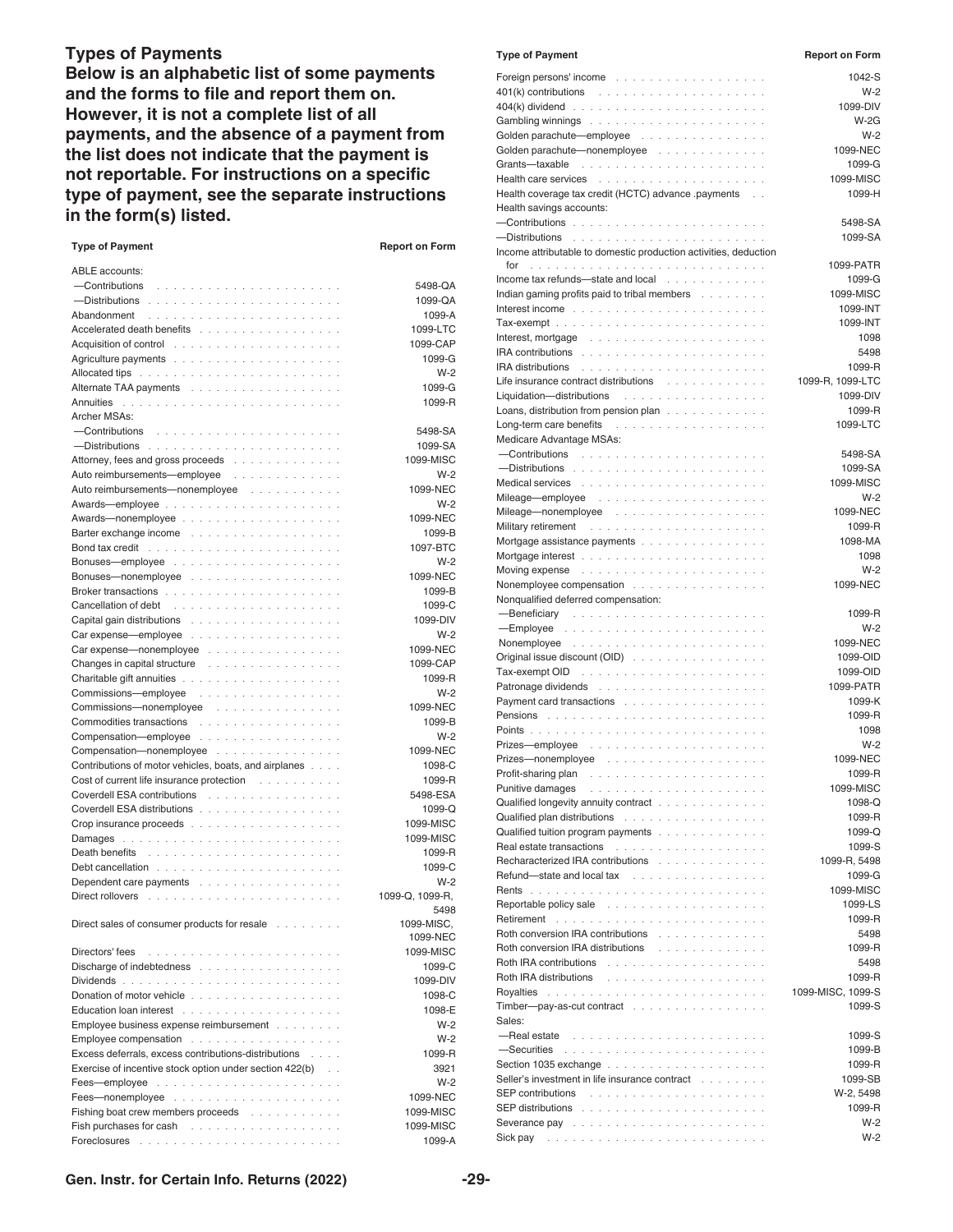## Types of Payments

**Below is an alphabetic list of some payments and the forms to file and report them on. However, it is not a complete list of all payments, and the absence of a payment from the list does not indicate that the payment is not reportable. For instructions on a specific type of payment, see the separate instructions in the form(s) listed.**

| Type of Payment | Report on Form |
|---|---|
| ABLE accounts: | |
| —Contributions | 5498-QA |
| —Distributions | 1099-QA |
| Abandonment | 1099-A |
| Accelerated death benefits | 1099-LTC |
| Acquisition of control | 1099-CAP |
| Agriculture payments | 1099-G |
| Allocated tips | W-2 |
| Alternate TAA payments | 1099-G |
| Annuities | 1099-R |
| Archer MSAs: | |
| —Contributions | 5498-SA |
| —Distributions | 1099-SA |
| Attorney, fees and gross proceeds | 1099-MISC |
| Auto reimbursements—employee | W-2 |
| Auto reimbursements—nonemployee | 1099-NEC |
| Awards—employee | W-2 |
| Awards—nonemployee | 1099-NEC |
| Barter exchange income | 1099-B |
| Bond tax credit | 1097-BTC |
| Bonuses—employee | W-2 |
| Bonuses—nonemployee | 1099-NEC |
| Broker transactions | 1099-B |
| Cancellation of debt | 1099-C |
| Capital gain distributions | 1099-DIV |
| Car expense—employee | W-2 |
| Car expense—nonemployee | 1099-NEC |
| Changes in capital structure | 1099-CAP |
| Charitable gift annuities | 1099-R |
| Commissions—employee | W-2 |
| Commissions—nonemployee | 1099-NEC |
| Commodities transactions | 1099-B |
| Compensation—employee | W-2 |
| Compensation—nonemployee | 1099-NEC |
| Contributions of motor vehicles, boats, and airplanes | 1098-C |
| Cost of current life insurance protection | 1099-R |
| Coverdell ESA contributions | 5498-ESA |
| Coverdell ESA distributions | 1099-Q |
| Crop insurance proceeds | 1099-MISC |
| Damages | 1099-MISC |
| Death benefits | 1099-R |
| Debt cancellation | 1099-C |
| Dependent care payments | W-2 |
| Direct rollovers | 1099-Q, 1099-R, 5498 |
| Direct sales of consumer products for resale | 1099-MISC, 1099-NEC |
| Directors' fees | 1099-MISC |
| Discharge of indebtedness | 1099-C |
| Dividends | 1099-DIV |
| Donation of motor vehicle | 1098-C |
| Education loan interest | 1098-E |
| Employee business expense reimbursement | W-2 |
| Employee compensation | W-2 |
| Excess deferrals, excess contributions-distributions | 1099-R |
| Exercise of incentive stock option under section 422(b) | 3921 |
| Fees—employee | W-2 |
| Fees—nonemployee | 1099-NEC |
| Fishing boat crew members proceeds | 1099-MISC |
| Fish purchases for cash | 1099-MISC |
| Foreclosures | 1099-A |
| Foreign persons' income | 1042-S |
| 401(k) contributions | W-2 |
| 404(k) dividend | 1099-DIV |
| Gambling winnings | W-2G |
| Golden parachute—employee | W-2 |
| Golden parachute—nonemployee | 1099-NEC |
| Grants—taxable | 1099-G |
| Health care services | 1099-MISC |
| Health coverage tax credit (HCTC) advance .payments | 1099-H |
| Health savings accounts: | |
| —Contributions | 5498-SA |
| —Distributions | 1099-SA |
| Income attributable to domestic production activities, deduction for | 1099-PATR |
| Income tax refunds—state and local | 1099-G |
| Indian gaming profits paid to tribal members | 1099-MISC |
| Interest income | 1099-INT |
| Tax-exempt | 1099-INT |
| Interest, mortgage | 1098 |
| IRA contributions | 5498 |
| IRA distributions | 1099-R |
| Life insurance contract distributions | 1099-R, 1099-LTC |
| Liquidation—distributions | 1099-DIV |
| Loans, distribution from pension plan | 1099-R |
| Long-term care benefits | 1099-LTC |
| Medicare Advantage MSAs: | |
| —Contributions | 5498-SA |
| —Distributions | 1099-SA |
| Medical services | 1099-MISC |
| Mileage—employee | W-2 |
| Mileage—nonemployee | 1099-NEC |
| Military retirement | 1099-R |
| Mortgage assistance payments | 1098-MA |
| Mortgage interest | 1098 |
| Moving expense | W-2 |
| Nonemployee compensation | 1099-NEC |
| Nonqualified deferred compensation: | |
| —Beneficiary | 1099-R |
| —Employee | W-2 |
| Nonemployee | 1099-NEC |
| Original issue discount (OID) | 1099-OID |
| Tax-exempt OID | 1099-OID |
| Patronage dividends | 1099-PATR |
| Payment card transactions | 1099-K |
| Pensions | 1099-R |
| Points | 1098 |
| Prizes—employee | W-2 |
| Prizes—nonemployee | 1099-NEC |
| Profit-sharing plan | 1099-R |
| Punitive damages | 1099-MISC |
| Qualified longevity annuity contract | 1098-Q |
| Qualified plan distributions | 1099-R |
| Qualified tuition program payments | 1099-Q |
| Real estate transactions | 1099-S |
| Recharacterized IRA contributions | 1099-R, 5498 |
| Refund—state and local tax | 1099-G |
| Rents | 1099-MISC |
| Reportable policy sale | 1099-LS |
| Retirement | 1099-R |
| Roth conversion IRA contributions | 5498 |
| Roth conversion IRA distributions | 1099-R |
| Roth IRA contributions | 5498 |
| Roth IRA distributions | 1099-R |
| Royalties | 1099-MISC, 1099-S |
| Timber—pay-as-cut contract | 1099-S |
| Sales: | |
| —Real estate | 1099-S |
| —Securities | 1099-B |
| Section 1035 exchange | 1099-R |
| Seller's investment in life insurance contract | 1099-SB |
| SEP contributions | W-2, 5498 |
| SEP distributions | 1099-R |
| Severance pay | W-2 |
| Sick pay | W-2 |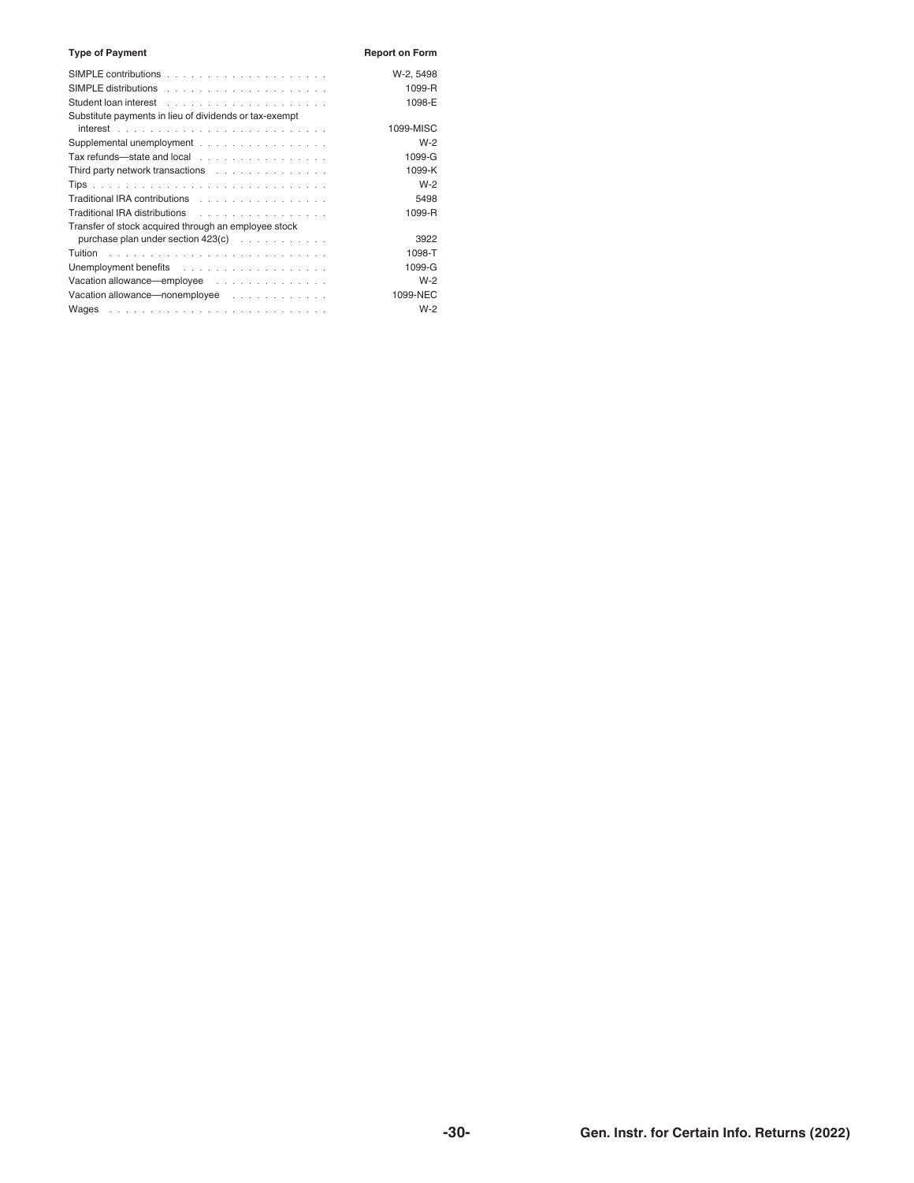| Type of Payment | Report on Form |
| --- | --- |
| SIMPLE contributions | W-2, 5498 |
| SIMPLE distributions | 1099-R |
| Student loan interest | 1098-E |
| Substitute payments in lieu of dividends or tax-exempt interest | 1099-MISC |
| Supplemental unemployment | W-2 |
| Tax refunds—state and local | 1099-G |
| Third party network transactions | 1099-K |
| Tips | W-2 |
| Traditional IRA contributions | 5498 |
| Traditional IRA distributions | 1099-R |
| Transfer of stock acquired through an employee stock purchase plan under section 423(c) | 3922 |
| Tuition | 1098-T |
| Unemployment benefits | 1099-G |
| Vacation allowance—employee | W-2 |
| Vacation allowance—nonemployee | 1099-NEC |
| Wages | W-2 |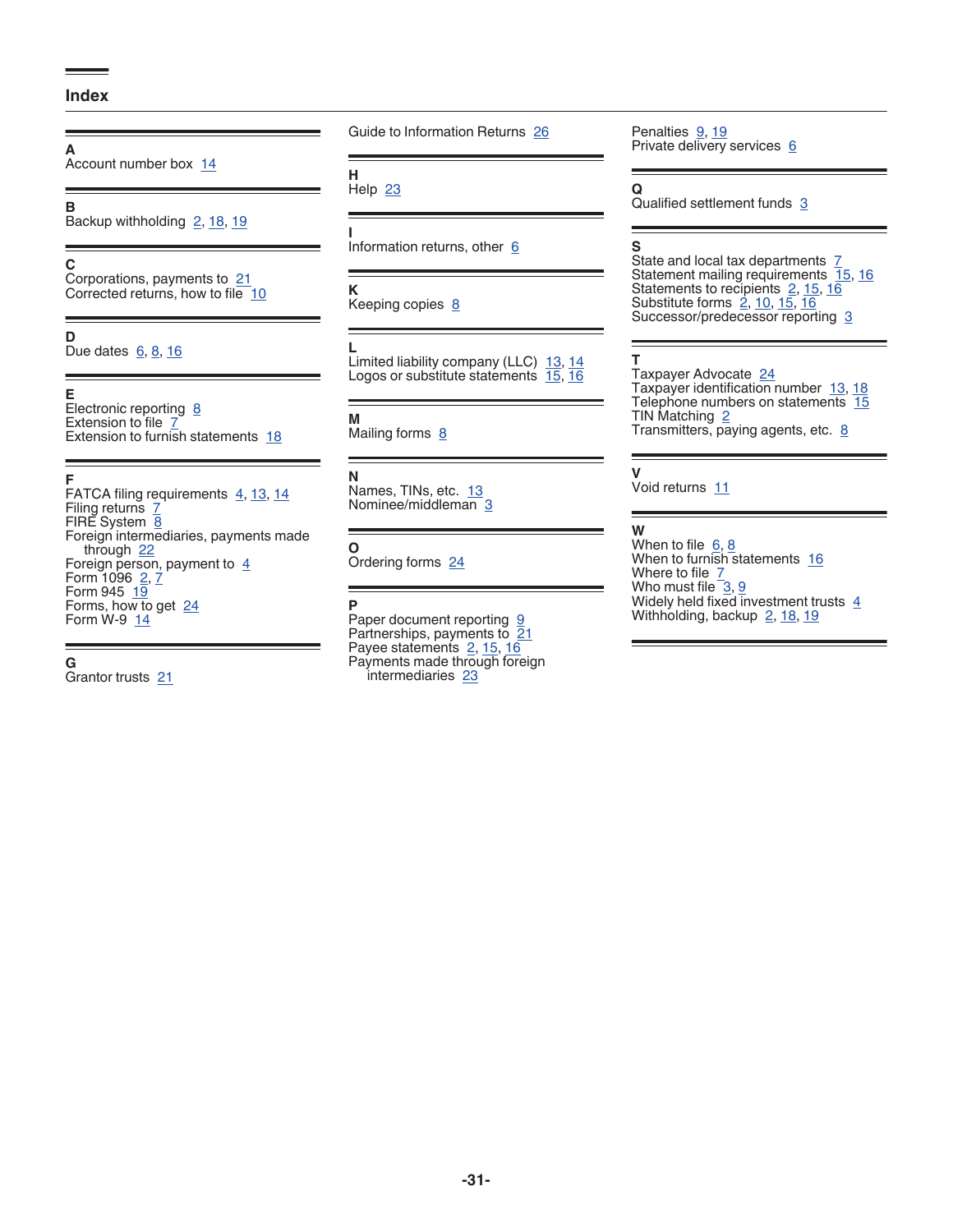## Index

**A**
Account number box 14

**B**
Backup withholding 2, 18, 19

**C**
Corporations, payments to 21
Corrected returns, how to file 10

**D**
Due dates 6, 8, 16

**E**
Electronic reporting 8
Extension to file 7
Extension to furnish statements 18

**F**
FATCA filing requirements 4, 13, 14
Filing returns 7
FIRE System 8
Foreign intermediaries, payments made through 22
Foreign person, payment to 4
Form 1096 2, 7
Form 945 19
Forms, how to get 24
Form W-9 14

**G**
Grantor trusts 21
Guide to Information Returns 26

**H**
Help 23

**I**
Information returns, other 6

**K**
Keeping copies 8

**L**
Limited liability company (LLC) 13, 14
Logos or substitute statements 15, 16

**M**
Mailing forms 8

**N**
Names, TINs, etc. 13
Nominee/middleman 3

**O**
Ordering forms 24

**P**
Paper document reporting 9
Partnerships, payments to 21
Payee statements 2, 15, 16
Payments made through foreign intermediaries 23
Penalties 9, 19
Private delivery services 6

**Q**
Qualified settlement funds 3

**S**
State and local tax departments 7
Statement mailing requirements 15, 16
Statements to recipients 2, 15, 16
Substitute forms 2, 10, 15, 16
Successor/predecessor reporting 3

**T**
Taxpayer Advocate 24
Taxpayer identification number 13, 18
Telephone numbers on statements 15
TIN Matching 2
Transmitters, paying agents, etc. 8

**V**
Void returns 11

**W**
When to file 6, 8
When to furnish statements 16
Where to file 7
Who must file 3, 9
Widely held fixed investment trusts 4
Withholding, backup 2, 18, 19